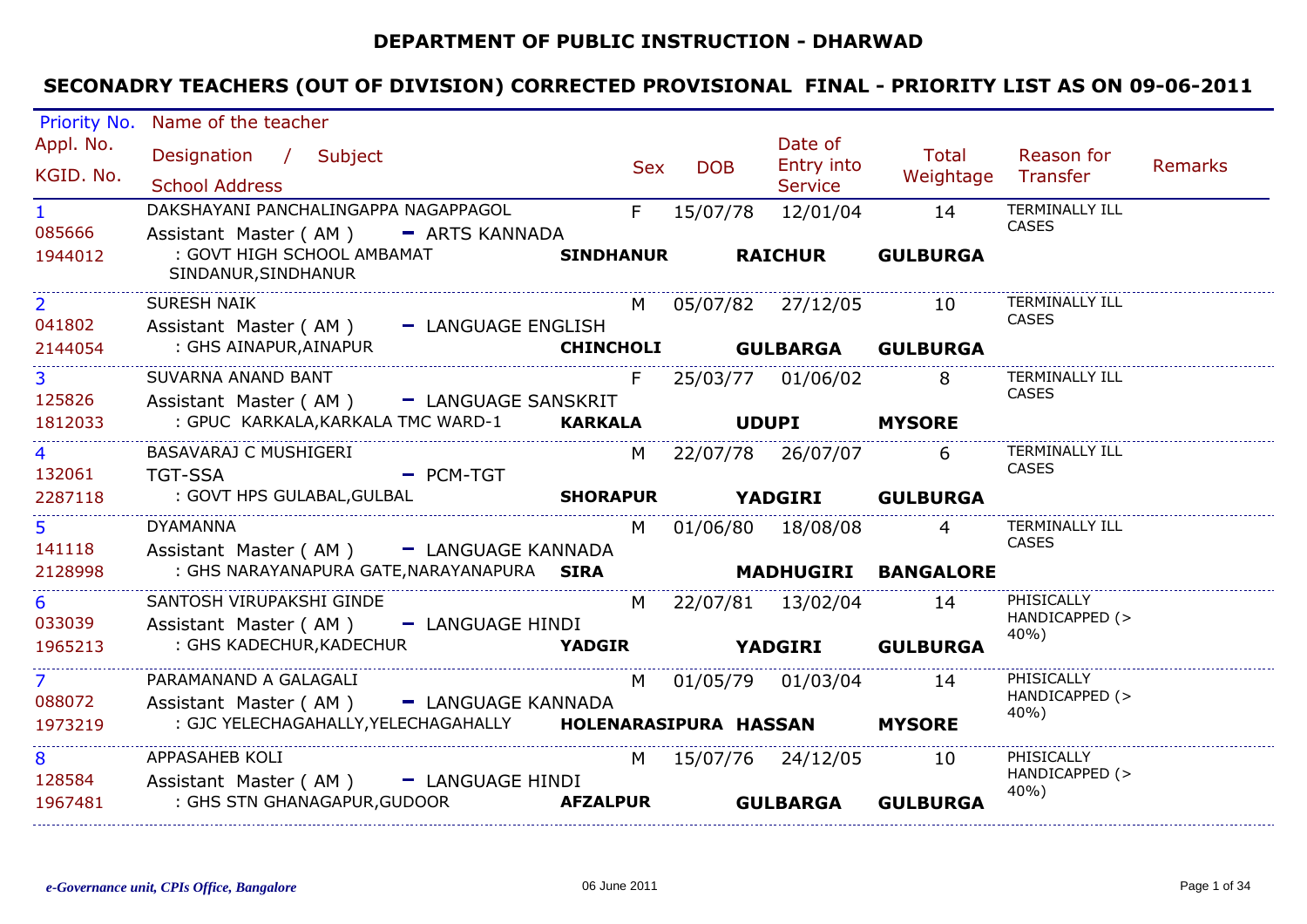# DEPARTMENT OF PUBLIC INSTRUCTION - DHARWAD

## SECONADRY TEACHERS (OUT OF DIVISION) CORRECTED PROVISIONAL FINAL - PRIORITY LIST AS ON 09-06-2011

| Priority No. / Appl. No. / KGID. No. | Name of the teacher / Designation / Subject / School Address | | Sex | DOB | Date of Entry into Service | Total Weightage | Reason for Transfer | Remarks |
|---|---|---|---|---|---|---|---|---|
| 1<br>085666<br>1944012 | DAKSHAYANI PANCHALINGAPPA NAGAPPAGOL<br>Assistant Master ( AM ) - ARTS KANNADA<br>: GOVT HIGH SCHOOL AMBAMAT SINDANUR,SINDHANUR | **SINDHANUR** | F | 15/07/78 | 12/01/04<br>**RAICHUR** | 14<br>**GULBURGA** | TERMINALLY ILL CASES | |
| 2<br>041802<br>2144054 | SURESH NAIK<br>Assistant Master ( AM ) - LANGUAGE ENGLISH<br>: GHS AINAPUR,AINAPUR | **CHINCHOLI** | M | 05/07/82 | 27/12/05<br>**GULBARGA** | 10<br>**GULBURGA** | TERMINALLY ILL CASES | |
| 3<br>125826<br>1812033 | SUVARNA ANAND BANT<br>Assistant Master ( AM ) - LANGUAGE SANSKRIT<br>: GPUC KARKALA,KARKALA TMC WARD-1 | **KARKALA** | F | 25/03/77 | 01/06/02<br>**UDUPI** | 8<br>**MYSORE** | TERMINALLY ILL CASES | |
| 4<br>132061<br>2287118 | BASAVARAJ C MUSHIGERI<br>TGT-SSA - PCM-TGT<br>: GOVT HPS GULABAL,GULBAL | **SHORAPUR** | M | 22/07/78 | 26/07/07<br>**YADGIRI** | 6<br>**GULBURGA** | TERMINALLY ILL CASES | |
| 5<br>141118<br>2128998 | DYAMANNA<br>Assistant Master ( AM ) - LANGUAGE KANNADA<br>: GHS NARAYANAPURA GATE,NARAYANAPURA | **SIRA** | M | 01/06/80 | 18/08/08<br>**MADHUGIRI** | 4<br>**BANGALORE** | TERMINALLY ILL CASES | |
| 6<br>033039<br>1965213 | SANTOSH VIRUPAKSHI GINDE<br>Assistant Master ( AM ) - LANGUAGE HINDI<br>: GHS KADECHUR,KADECHUR | **YADGIR** | M | 22/07/81 | 13/02/04<br>**YADGIRI** | 14<br>**GULBURGA** | PHISICALLY HANDICAPPED (> 40%) | |
| 7<br>088072<br>1973219 | PARAMANAND A GALAGALI<br>Assistant Master ( AM ) - LANGUAGE KANNADA<br>: GJC YELECHAGAHALLY,YELECHAGAHALLY | **HOLENARASIPURA** | M | 01/05/79 | 01/03/04<br>**HASSAN** | 14<br>**MYSORE** | PHISICALLY HANDICAPPED (> 40%) | |
| 8<br>128584<br>1967481 | APPASAHEB KOLI<br>Assistant Master ( AM ) - LANGUAGE HINDI<br>: GHS STN GHANAGAPUR,GUDOOR | **AFZALPUR** | M | 15/07/76 | 24/12/05<br>**GULBARGA** | 10<br>**GULBURGA** | PHISICALLY HANDICAPPED (> 40%) | |

*e-Governance unit, CPIs Office, Bangalore* 06 June 2011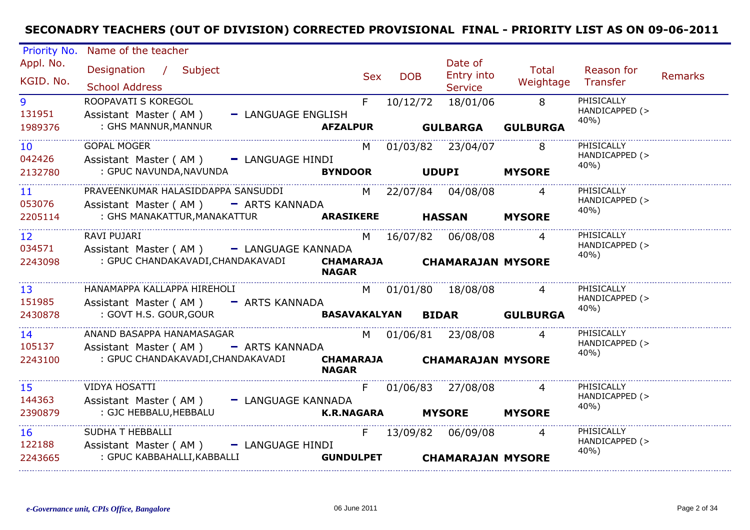# SECONADRY TEACHERS (OUT OF DIVISION) CORRECTED PROVISIONAL FINAL - PRIORITY LIST AS ON 09-06-2011

| Priority No. / Appl. No. / KGID. No. | Name of the teacher / Designation / Subject / School Address | Sex | DOB | Date of Entry into Service | Total Weightage | Reason for Transfer | Remarks |
|---|---|---|---|---|---|---|---|
| 9<br>131951<br>1989376 | ROOPAVATI S KOREGOL<br>Assistant Master ( AM ) - LANGUAGE ENGLISH<br>: GHS MANNUR,MANNUR **AFZALPUR** **GULBARGA** **GULBURGA** | F | 10/12/72 | 18/01/06 | 8 | PHISICALLY HANDICAPPED (> 40%) | |
| 10<br>042426<br>2132780 | GOPAL MOGER<br>Assistant Master ( AM ) - LANGUAGE HINDI<br>: GPUC NAVUNDA,NAVUNDA **BYNDOOR** **UDUPI** **MYSORE** | M | 01/03/82 | 23/04/07 | 8 | PHISICALLY HANDICAPPED (> 40%) | |
| 11<br>053076<br>2205114 | PRAVEENKUMAR HALASIDDAPPA SANSUDDI<br>Assistant Master ( AM ) - ARTS KANNADA<br>: GHS MANAKATTUR,MANAKATTUR **ARASIKERE** **HASSAN** **MYSORE** | M | 22/07/84 | 04/08/08 | 4 | PHISICALLY HANDICAPPED (> 40%) | |
| 12<br>034571<br>2243098 | RAVI PUJARI<br>Assistant Master ( AM ) - LANGUAGE KANNADA<br>: GPUC CHANDAKAVADI,CHANDAKAVADI **CHAMARAJA NAGAR** **CHAMARAJAN** **MYSORE** | M | 16/07/82 | 06/08/08 | 4 | PHISICALLY HANDICAPPED (> 40%) | |
| 13<br>151985<br>2430878 | HANAMAPPA KALLAPPA HIREHOLI<br>Assistant Master ( AM ) - ARTS KANNADA<br>: GOVT H.S. GOUR,GOUR **BASAVAKALYAN** **BIDAR** **GULBURGA** | M | 01/01/80 | 18/08/08 | 4 | PHISICALLY HANDICAPPED (> 40%) | |
| 14<br>105137<br>2243100 | ANAND BASAPPA HANAMASAGAR<br>Assistant Master ( AM ) - ARTS KANNADA<br>: GPUC CHANDAKAVADI,CHANDAKAVADI **CHAMARAJA NAGAR** **CHAMARAJAN** **MYSORE** | M | 01/06/81 | 23/08/08 | 4 | PHISICALLY HANDICAPPED (> 40%) | |
| 15<br>144363<br>2390879 | VIDYA HOSATTI<br>Assistant Master ( AM ) - LANGUAGE KANNADA<br>: GJC HEBBALU,HEBBALU **K.R.NAGARA** **MYSORE** **MYSORE** | F | 01/06/83 | 27/08/08 | 4 | PHISICALLY HANDICAPPED (> 40%) | |
| 16<br>122188<br>2243665 | SUDHA T HEBBALLI<br>Assistant Master ( AM ) - LANGUAGE HINDI<br>: GPUC KABBAHALLI,KABBALLI **GUNDULPET** **CHAMARAJAN** **MYSORE** | F | 13/09/82 | 06/09/08 | 4 | PHISICALLY HANDICAPPED (> 40%) | |

*e-Governance unit, CPIs Office, Bangalore* 06 June 2011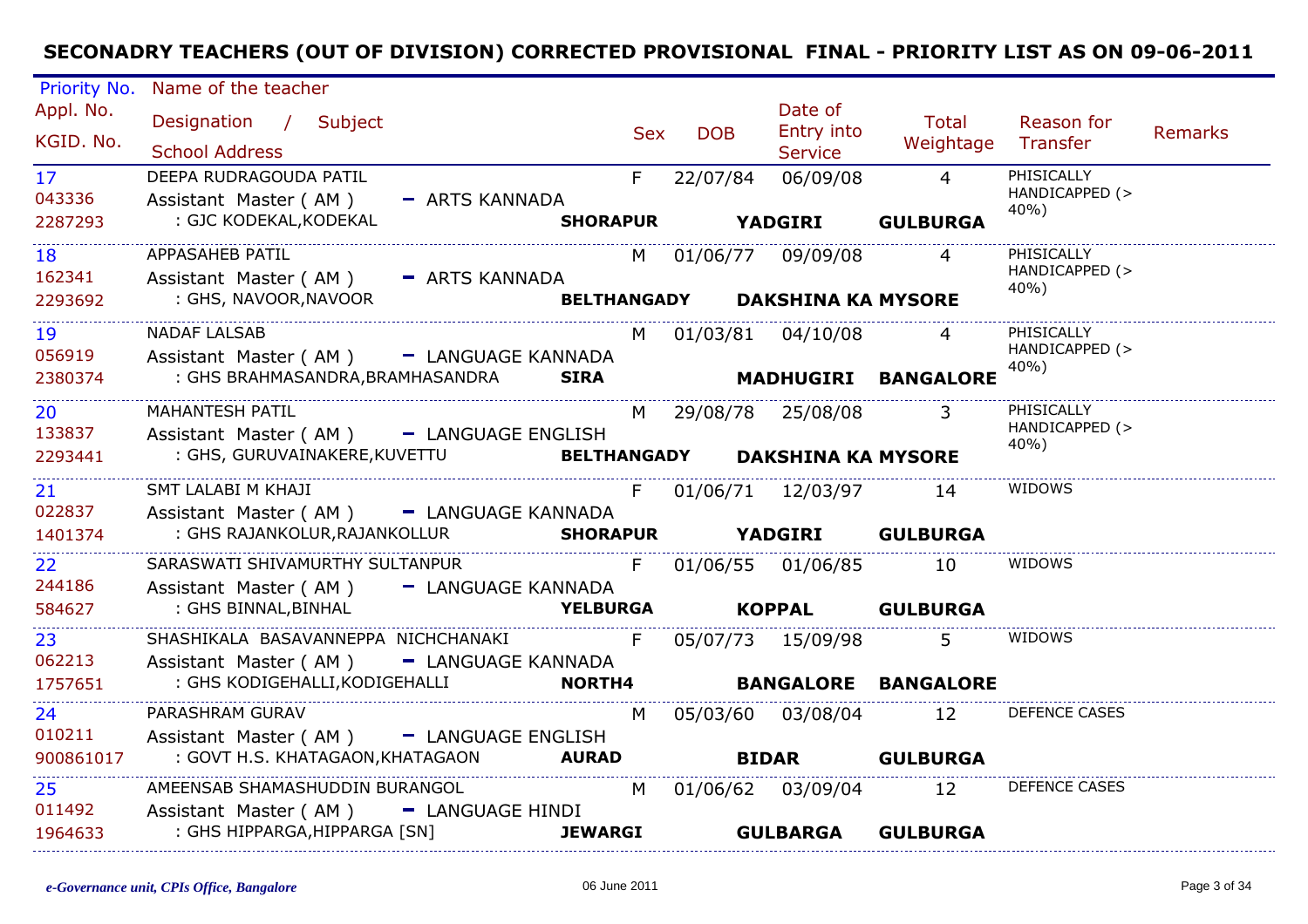# SECONADRY TEACHERS (OUT OF DIVISION) CORRECTED PROVISIONAL FINAL - PRIORITY LIST AS ON 09-06-2011

| Priority No. / Appl. No. / KGID. No. | Name of the teacher / Designation / Subject / School Address | Sex | DOB | Date of Entry into Service | Total Weightage | Reason for Transfer | Remarks |
|---|---|---|---|---|---|---|---|
| 17<br>043336<br>2287293 | DEEPA RUDRAGOUDA PATIL<br>Assistant Master ( AM ) - ARTS KANNADA<br>: GJC KODEKAL,KODEKAL **SHORAPUR** **YADGIRI** **GULBURGA** | F | 22/07/84 | 06/09/08 | 4 | PHISICALLY HANDICAPPED (> 40%) | |
| 18<br>162341<br>2293692 | APPASAHEB PATIL<br>Assistant Master ( AM ) - ARTS KANNADA<br>: GHS, NAVOOR,NAVOOR **BELTHANGADY** **DAKSHINA KA** **MYSORE** | M | 01/06/77 | 09/09/08 | 4 | PHISICALLY HANDICAPPED (> 40%) | |
| 19<br>056919<br>2380374 | NADAF LALSAB<br>Assistant Master ( AM ) - LANGUAGE KANNADA<br>: GHS BRAHMASANDRA,BRAMHASANDRA **SIRA** **MADHUGIRI** **BANGALORE** | M | 01/03/81 | 04/10/08 | 4 | PHISICALLY HANDICAPPED (> 40%) | |
| 20<br>133837<br>2293441 | MAHANTESH PATIL<br>Assistant Master ( AM ) - LANGUAGE ENGLISH<br>: GHS, GURUVAINAKERE,KUVETTU **BELTHANGADY** **DAKSHINA KA** **MYSORE** | M | 29/08/78 | 25/08/08 | 3 | PHISICALLY HANDICAPPED (> 40%) | |
| 21<br>022837<br>1401374 | SMT LALABI M KHAJI<br>Assistant Master ( AM ) - LANGUAGE KANNADA<br>: GHS RAJANKOLUR,RAJANKOLLUR **SHORAPUR** **YADGIRI** **GULBURGA** | F | 01/06/71 | 12/03/97 | 14 | WIDOWS | |
| 22<br>244186<br>584627 | SARASWATI SHIVAMURTHY SULTANPUR<br>Assistant Master ( AM ) - LANGUAGE KANNADA<br>: GHS BINNAL,BINHAL **YELBURGA** **KOPPAL** **GULBURGA** | F | 01/06/55 | 01/06/85 | 10 | WIDOWS | |
| 23<br>062213<br>1757651 | SHASHIKALA BASAVANNEPPA NICHCHANAKI<br>Assistant Master ( AM ) - LANGUAGE KANNADA<br>: GHS KODIGEHALLI,KODIGEHALLI **NORTH4** **BANGALORE** **BANGALORE** | F | 05/07/73 | 15/09/98 | 5 | WIDOWS | |
| 24<br>010211<br>900861017 | PARASHRAM GURAV<br>Assistant Master ( AM ) - LANGUAGE ENGLISH<br>: GOVT H.S. KHATAGAON,KHATAGAON **AURAD** **BIDAR** **GULBURGA** | M | 05/03/60 | 03/08/04 | 12 | DEFENCE CASES | |
| 25<br>011492<br>1964633 | AMEENSAB SHAMASHUDDIN BURANGOL<br>Assistant Master ( AM ) - LANGUAGE HINDI<br>: GHS HIPPARGA,HIPPARGA [SN] **JEWARGI** **GULBARGA** **GULBURGA** | M | 01/06/62 | 03/09/04 | 12 | DEFENCE CASES | |

*e-Governance unit, CPIs Office, Bangalore* 06 June 2011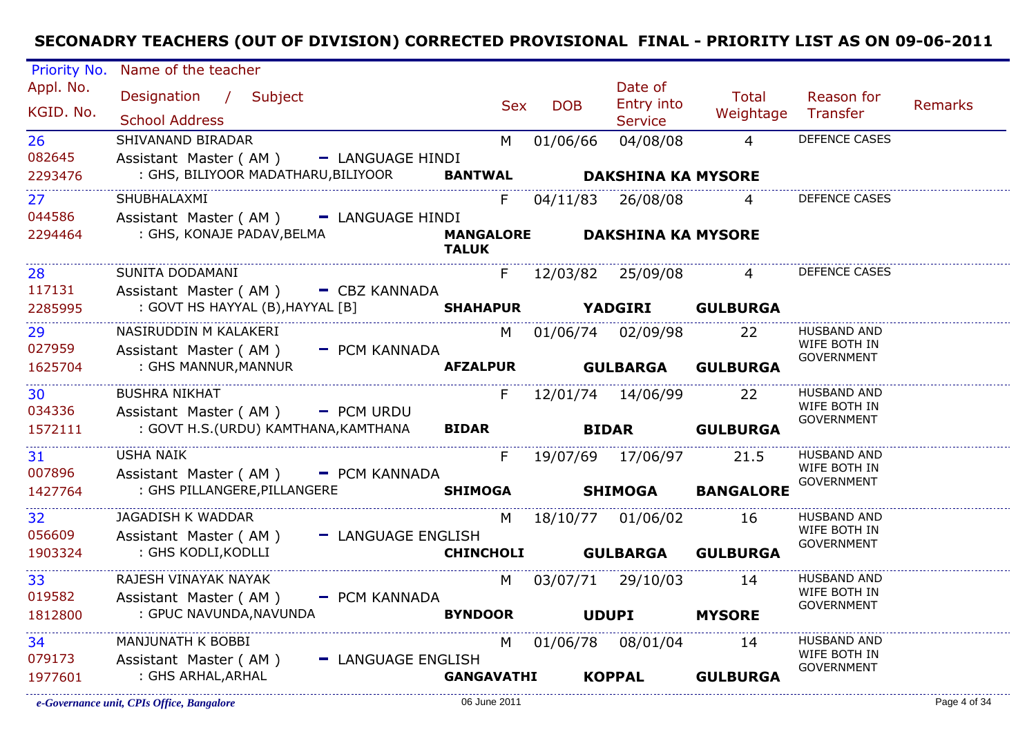# SECONADRY TEACHERS (OUT OF DIVISION) CORRECTED PROVISIONAL FINAL - PRIORITY LIST AS ON 09-06-2011

| Priority No. / Appl. No. / KGID. No. | Name of the teacher / Designation / Subject / School Address | | | Sex | DOB | Date of Entry into Service | Total Weightage | Reason for Transfer | Remarks |
|---|---|---|---|---|---|---|---|---|---|
| 26<br>082645<br>2293476 | SHIVANAND BIRADAR<br>Assistant Master ( AM ) - LANGUAGE HINDI<br>: GHS, BILIYOOR MADATHARU,BILIYOOR | **BANTWAL** | **DAKSHINA KA MYSORE** | M | 01/06/66 | 04/08/08 | 4 | DEFENCE CASES | |
| 27<br>044586<br>2294464 | SHUBHALAXMI<br>Assistant Master ( AM ) - LANGUAGE HINDI<br>: GHS, KONAJE PADAV,BELMA | **MANGALORE TALUK** | **DAKSHINA KA MYSORE** | F | 04/11/83 | 26/08/08 | 4 | DEFENCE CASES | |
| 28<br>117131<br>2285995 | SUNITA DODAMANI<br>Assistant Master ( AM ) - CBZ KANNADA<br>: GOVT HS HAYYAL (B),HAYYAL [B] | **SHAHAPUR** | **YADGIRI GULBURGA** | F | 12/03/82 | 25/09/08 | 4 | DEFENCE CASES | |
| 29<br>027959<br>1625704 | NASIRUDDIN M KALAKERI<br>Assistant Master ( AM ) - PCM KANNADA<br>: GHS MANNUR,MANNUR | **AFZALPUR** | **GULBARGA GULBURGA** | M | 01/06/74 | 02/09/98 | 22 | HUSBAND AND WIFE BOTH IN GOVERNMENT | |
| 30<br>034336<br>1572111 | BUSHRA NIKHAT<br>Assistant Master ( AM ) - PCM URDU<br>: GOVT H.S.(URDU) KAMTHANA,KAMTHANA | **BIDAR** | **BIDAR GULBURGA** | F | 12/01/74 | 14/06/99 | 22 | HUSBAND AND WIFE BOTH IN GOVERNMENT | |
| 31<br>007896<br>1427764 | USHA NAIK<br>Assistant Master ( AM ) - PCM KANNADA<br>: GHS PILLANGERE,PILLANGERE | **SHIMOGA** | **SHIMOGA BANGALORE** | F | 19/07/69 | 17/06/97 | 21.5 | HUSBAND AND WIFE BOTH IN GOVERNMENT | |
| 32<br>056609<br>1903324 | JAGADISH K WADDAR<br>Assistant Master ( AM ) - LANGUAGE ENGLISH<br>: GHS KODLI,KODLLI | **CHINCHOLI** | **GULBARGA GULBURGA** | M | 18/10/77 | 01/06/02 | 16 | HUSBAND AND WIFE BOTH IN GOVERNMENT | |
| 33<br>019582<br>1812800 | RAJESH VINAYAK NAYAK<br>Assistant Master ( AM ) - PCM KANNADA<br>: GPUC NAVUNDA,NAVUNDA | **BYNDOOR** | **UDUPI MYSORE** | M | 03/07/71 | 29/10/03 | 14 | HUSBAND AND WIFE BOTH IN GOVERNMENT | |
| 34<br>079173<br>1977601 | MANJUNATH K BOBBI<br>Assistant Master ( AM ) - LANGUAGE ENGLISH<br>: GHS ARHAL,ARHAL | **GANGAVATHI** | **KOPPAL GULBURGA** | M | 01/06/78 | 08/01/04 | 14 | HUSBAND AND WIFE BOTH IN GOVERNMENT | |

*e-Governance unit, CPIs Office, Bangalore* 06 June 2011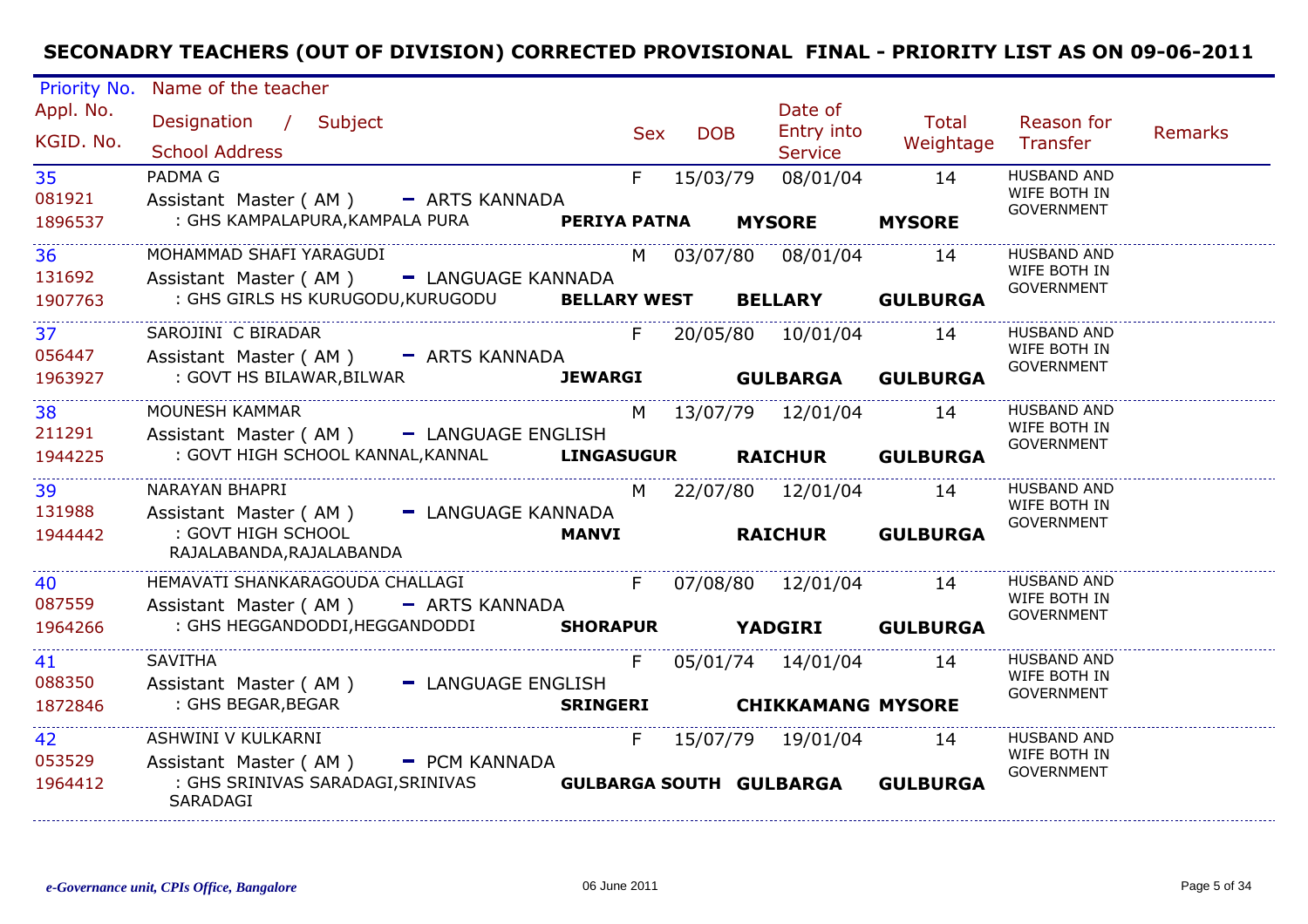# SECONADRY TEACHERS (OUT OF DIVISION) CORRECTED PROVISIONAL FINAL - PRIORITY LIST AS ON 09-06-2011

| Priority No. / Appl. No. / KGID. No. | Name of the teacher / Designation / Subject / School Address | | | | Sex | DOB | Date of Entry into Service | Total Weightage | Reason for Transfer | Remarks |
|---|---|---|---|---|---|---|---|---|---|---|
| 35 / 081921 / 1896537 | PADMA G / Assistant Master ( AM ) - ARTS KANNADA / : GHS KAMPALAPURA,KAMPALA PURA | PERIYA PATNA | MYSORE | MYSORE | F | 15/03/79 | 08/01/04 | 14 | HUSBAND AND WIFE BOTH IN GOVERNMENT | |
| 36 / 131692 / 1907763 | MOHAMMAD SHAFI YARAGUDI / Assistant Master ( AM ) - LANGUAGE KANNADA / : GHS GIRLS HS KURUGODU,KURUGODU | BELLARY WEST | BELLARY | GULBURGA | M | 03/07/80 | 08/01/04 | 14 | HUSBAND AND WIFE BOTH IN GOVERNMENT | |
| 37 / 056447 / 1963927 | SAROJINI C BIRADAR / Assistant Master ( AM ) - ARTS KANNADA / : GOVT HS BILAWAR,BILWAR | JEWARGI | GULBARGA | GULBURGA | F | 20/05/80 | 10/01/04 | 14 | HUSBAND AND WIFE BOTH IN GOVERNMENT | |
| 38 / 211291 / 1944225 | MOUNESH KAMMAR / Assistant Master ( AM ) - LANGUAGE ENGLISH / : GOVT HIGH SCHOOL KANNAL,KANNAL | LINGASUGUR | RAICHUR | GULBURGA | M | 13/07/79 | 12/01/04 | 14 | HUSBAND AND WIFE BOTH IN GOVERNMENT | |
| 39 / 131988 / 1944442 | NARAYAN BHAPRI / Assistant Master ( AM ) - LANGUAGE KANNADA / : GOVT HIGH SCHOOL RAJALABANDA,RAJALABANDA | MANVI | RAICHUR | GULBURGA | M | 22/07/80 | 12/01/04 | 14 | HUSBAND AND WIFE BOTH IN GOVERNMENT | |
| 40 / 087559 / 1964266 | HEMAVATI SHANKARAGOUDA CHALLAGI / Assistant Master ( AM ) - ARTS KANNADA / : GHS HEGGANDODDI,HEGGANDODDI | SHORAPUR | YADGIRI | GULBURGA | F | 07/08/80 | 12/01/04 | 14 | HUSBAND AND WIFE BOTH IN GOVERNMENT | |
| 41 / 088350 / 1872846 | SAVITHA / Assistant Master ( AM ) - LANGUAGE ENGLISH / : GHS BEGAR,BEGAR | SRINGERI | CHIKKAMANG | MYSORE | F | 05/01/74 | 14/01/04 | 14 | HUSBAND AND WIFE BOTH IN GOVERNMENT | |
| 42 / 053529 / 1964412 | ASHWINI V KULKARNI / Assistant Master ( AM ) - PCM KANNADA / : GHS SRINIVAS SARADAGI,SRINIVAS SARADAGI | GULBARGA SOUTH | GULBARGA | GULBURGA | F | 15/07/79 | 19/01/04 | 14 | HUSBAND AND WIFE BOTH IN GOVERNMENT | |

*e-Governance unit, CPIs Office, Bangalore* 06 June 2011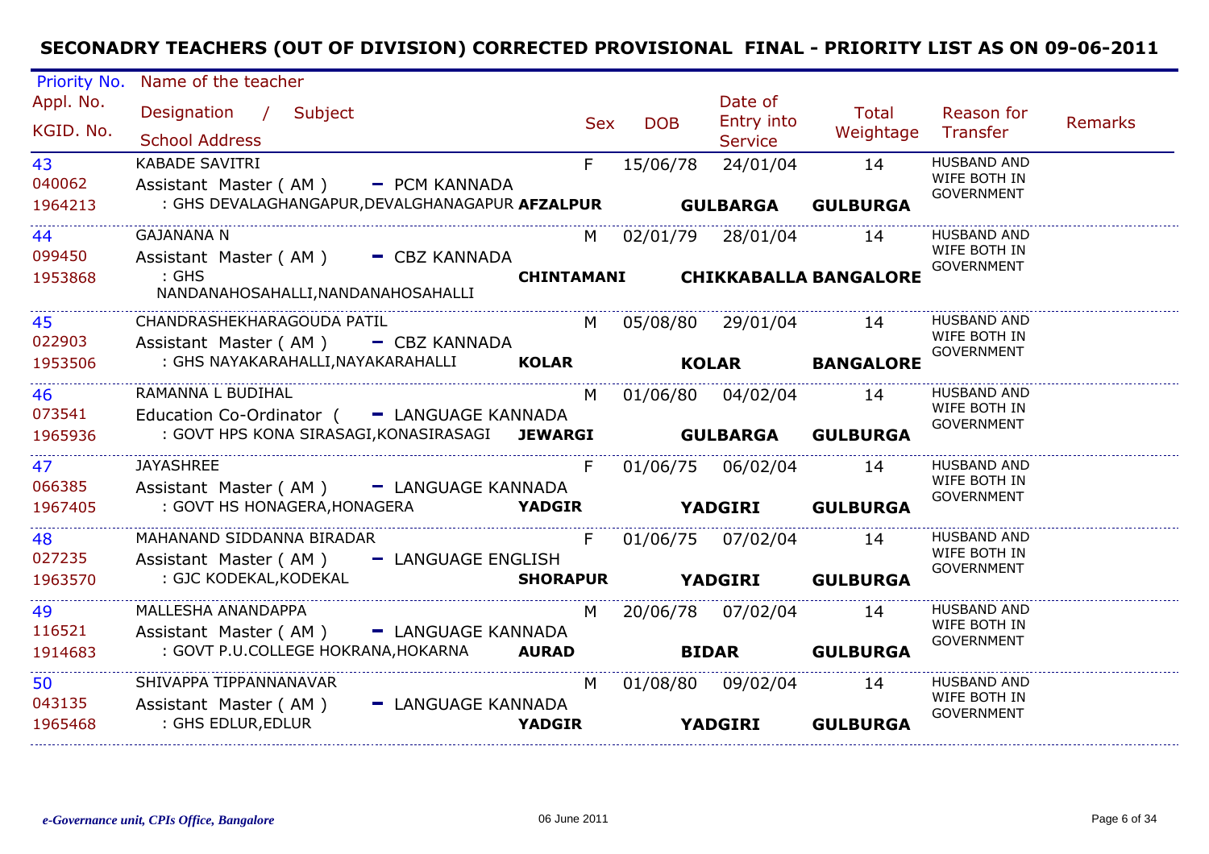# SECONADRY TEACHERS (OUT OF DIVISION) CORRECTED PROVISIONAL FINAL - PRIORITY LIST AS ON 09-06-2011

| Priority No. / Appl. No. / KGID. No. | Name of the teacher / Designation / Subject / School Address | | Sex | DOB | Date of Entry into Service | Total Weightage | Reason for Transfer | Remarks |
|---|---|---|---|---|---|---|---|---|
| 43<br>040062<br>1964213 | KABADE SAVITRI<br>Assistant Master ( AM ) - PCM KANNADA<br>: GHS DEVALAGHANGAPUR,DEVALGHANAGAPUR | AFZALPUR | F | 15/06/78 | 24/01/04<br>GULBARGA | 14<br>GULBURGA | HUSBAND AND WIFE BOTH IN GOVERNMENT | |
| 44<br>099450<br>1953868 | GAJANANA N<br>Assistant Master ( AM ) - CBZ KANNADA<br>: GHS NANDANAHOSAHALLI,NANDANAHOSAHALLI | CHINTAMANI | M | 02/01/79 | 28/01/04<br>CHIKKABALLA | 14<br>BANGALORE | HUSBAND AND WIFE BOTH IN GOVERNMENT | |
| 45<br>022903<br>1953506 | CHANDRASHEKHARAGOUDA PATIL<br>Assistant Master ( AM ) - CBZ KANNADA<br>: GHS NAYAKARAHALLI,NAYAKARAHALLI | KOLAR | M | 05/08/80 | 29/01/04<br>KOLAR | 14<br>BANGALORE | HUSBAND AND WIFE BOTH IN GOVERNMENT | |
| 46<br>073541<br>1965936 | RAMANNA L BUDIHAL<br>Education Co-Ordinator ( - LANGUAGE KANNADA<br>: GOVT HPS KONA SIRASAGI,KONASIRASAGI | JEWARGI | M | 01/06/80 | 04/02/04<br>GULBARGA | 14<br>GULBURGA | HUSBAND AND WIFE BOTH IN GOVERNMENT | |
| 47<br>066385<br>1967405 | JAYASHREE<br>Assistant Master ( AM ) - LANGUAGE KANNADA<br>: GOVT HS HONAGERA,HONAGERA | YADGIR | F | 01/06/75 | 06/02/04<br>YADGIRI | 14<br>GULBURGA | HUSBAND AND WIFE BOTH IN GOVERNMENT | |
| 48<br>027235<br>1963570 | MAHANAND SIDDANNA BIRADAR<br>Assistant Master ( AM ) - LANGUAGE ENGLISH<br>: GJC KODEKAL,KODEKAL | SHORAPUR | F | 01/06/75 | 07/02/04<br>YADGIRI | 14<br>GULBURGA | HUSBAND AND WIFE BOTH IN GOVERNMENT | |
| 49<br>116521<br>1914683 | MALLESHA ANANDAPPA<br>Assistant Master ( AM ) - LANGUAGE KANNADA<br>: GOVT P.U.COLLEGE HOKRANA,HOKARNA | AURAD | M | 20/06/78 | 07/02/04<br>BIDAR | 14<br>GULBURGA | HUSBAND AND WIFE BOTH IN GOVERNMENT | |
| 50<br>043135<br>1965468 | SHIVAPPA TIPPANNANAVAR<br>Assistant Master ( AM ) - LANGUAGE KANNADA<br>: GHS EDLUR,EDLUR | YADGIR | M | 01/08/80 | 09/02/04<br>YADGIRI | 14<br>GULBURGA | HUSBAND AND WIFE BOTH IN GOVERNMENT | |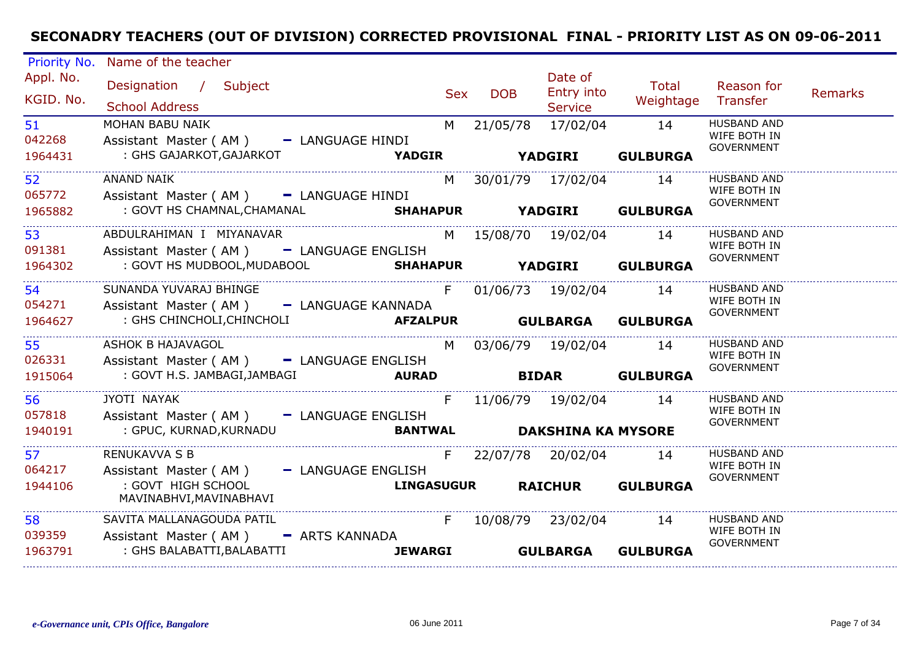# SECONADRY TEACHERS (OUT OF DIVISION) CORRECTED PROVISIONAL FINAL - PRIORITY LIST AS ON 09-06-2011

| Priority No. / Appl. No. / KGID. No. | Name of the teacher / Designation / Subject / School Address | Sex | DOB | Date of Entry into Service | Total Weightage | Reason for Transfer | Remarks |
|---|---|---|---|---|---|---|---|
| 51<br>042268<br>1964431 | MOHAN BABU NAIK<br>Assistant Master ( AM ) - LANGUAGE HINDI<br>: GHS GAJARKOT,GAJARKOT **YADGIR** **YADGIRI** **GULBURGA** | M | 21/05/78 | 17/02/04 | 14 | HUSBAND AND WIFE BOTH IN GOVERNMENT | |
| 52<br>065772<br>1965882 | ANAND NAIK<br>Assistant Master ( AM ) - LANGUAGE HINDI<br>: GOVT HS CHAMNAL,CHAMANAL **SHAHAPUR** **YADGIRI** **GULBURGA** | M | 30/01/79 | 17/02/04 | 14 | HUSBAND AND WIFE BOTH IN GOVERNMENT | |
| 53<br>091381<br>1964302 | ABDULRAHIMAN I MIYANAVAR<br>Assistant Master ( AM ) - LANGUAGE ENGLISH<br>: GOVT HS MUDBOOL,MUDABOOL **SHAHAPUR** **YADGIRI** **GULBURGA** | M | 15/08/70 | 19/02/04 | 14 | HUSBAND AND WIFE BOTH IN GOVERNMENT | |
| 54<br>054271<br>1964627 | SUNANDA YUVARAJ BHINGE<br>Assistant Master ( AM ) - LANGUAGE KANNADA<br>: GHS CHINCHOLI,CHINCHOLI **AFZALPUR** **GULBARGA** **GULBURGA** | F | 01/06/73 | 19/02/04 | 14 | HUSBAND AND WIFE BOTH IN GOVERNMENT | |
| 55<br>026331<br>1915064 | ASHOK B HAJAVAGOL<br>Assistant Master ( AM ) - LANGUAGE ENGLISH<br>: GOVT H.S. JAMBAGI,JAMBAGI **AURAD** **BIDAR** **GULBURGA** | M | 03/06/79 | 19/02/04 | 14 | HUSBAND AND WIFE BOTH IN GOVERNMENT | |
| 56<br>057818<br>1940191 | JYOTI NAYAK<br>Assistant Master ( AM ) - LANGUAGE ENGLISH<br>: GPUC, KURNAD,KURNADU **BANTWAL** **DAKSHINA KA** **MYSORE** | F | 11/06/79 | 19/02/04 | 14 | HUSBAND AND WIFE BOTH IN GOVERNMENT | |
| 57<br>064217<br>1944106 | RENUKAVVA S B<br>Assistant Master ( AM ) - LANGUAGE ENGLISH<br>: GOVT HIGH SCHOOL MAVINABHVI,MAVINABHAVI **LINGASUGUR** **RAICHUR** **GULBURGA** | F | 22/07/78 | 20/02/04 | 14 | HUSBAND AND WIFE BOTH IN GOVERNMENT | |
| 58<br>039359<br>1963791 | SAVITA MALLANAGOUDA PATIL<br>Assistant Master ( AM ) - ARTS KANNADA<br>: GHS BALABATTI,BALABATTI **JEWARGI** **GULBARGA** **GULBURGA** | F | 10/08/79 | 23/02/04 | 14 | HUSBAND AND WIFE BOTH IN GOVERNMENT | |

*e-Governance unit, CPIs Office, Bangalore* 06 June 2011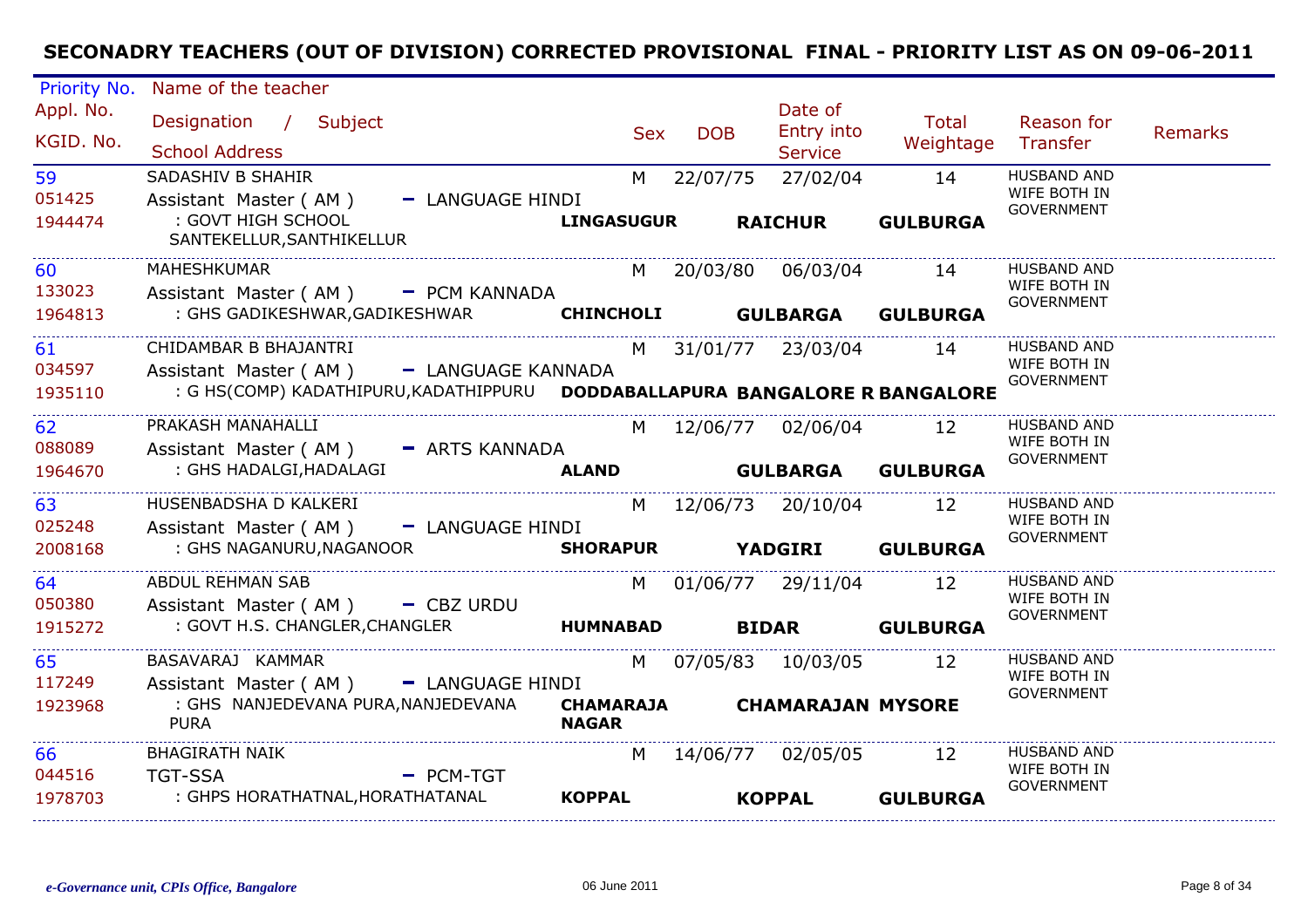# SECONADRY TEACHERS (OUT OF DIVISION) CORRECTED PROVISIONAL FINAL - PRIORITY LIST AS ON 09-06-2011

| Priority No. / Appl. No. / KGID. No. | Name of the teacher / Designation / Subject / School Address | | Sex | DOB | Date of Entry into Service | Total Weightage | Reason for Transfer | Remarks |
|---|---|---|---|---|---|---|---|---|
| 59<br>051425<br>1944474 | SADASHIV B SHAHIR<br>Assistant Master ( AM ) - LANGUAGE HINDI<br>: GOVT HIGH SCHOOL SANTEKELLUR,SANTHIKELLUR | **LINGASUGUR** | M | 22/07/75 | 27/02/04<br>**RAICHUR** | 14<br>**GULBARGA** | HUSBAND AND WIFE BOTH IN GOVERNMENT | |
| 60<br>133023<br>1964813 | MAHESHKUMAR<br>Assistant Master ( AM ) - PCM KANNADA<br>: GHS GADIKESHWAR,GADIKESHWAR | **CHINCHOLI** | M | 20/03/80 | 06/03/04<br>**GULBARGA** | 14<br>**GULBARGA** | HUSBAND AND WIFE BOTH IN GOVERNMENT | |
| 61<br>034597<br>1935110 | CHIDAMBAR B BHAJANTRI<br>Assistant Master ( AM ) - LANGUAGE KANNADA<br>: G HS(COMP) KADATHIPURU,KADATHIPPURU | **DODDABALLAPURA** | M | 31/01/77 | 23/03/04<br>**BANGALORE R** | 14<br>**BANGALORE** | HUSBAND AND WIFE BOTH IN GOVERNMENT | |
| 62<br>088089<br>1964670 | PRAKASH MANAHALLI<br>Assistant Master ( AM ) - ARTS KANNADA<br>: GHS HADALGI,HADALAGI | **ALAND** | M | 12/06/77 | 02/06/04<br>**GULBARGA** | 12<br>**GULBARGA** | HUSBAND AND WIFE BOTH IN GOVERNMENT | |
| 63<br>025248<br>2008168 | HUSENBADSHA D KALKERI<br>Assistant Master ( AM ) - LANGUAGE HINDI<br>: GHS NAGANURU,NAGANOOR | **SHORAPUR** | M | 12/06/73 | 20/10/04<br>**YADGIRI** | 12<br>**GULBARGA** | HUSBAND AND WIFE BOTH IN GOVERNMENT | |
| 64<br>050380<br>1915272 | ABDUL REHMAN SAB<br>Assistant Master ( AM ) - CBZ URDU<br>: GOVT H.S. CHANGLER,CHANGLER | **HUMNABAD** | M | 01/06/77 | 29/11/04<br>**BIDAR** | 12<br>**GULBARGA** | HUSBAND AND WIFE BOTH IN GOVERNMENT | |
| 65<br>117249<br>1923968 | BASAVARAJ KAMMAR<br>Assistant Master ( AM ) - LANGUAGE HINDI<br>: GHS NANJEDEVANA PURA,NANJEDEVANA PURA | **CHAMARAJA NAGAR** | M | 07/05/83 | 10/03/05<br>**CHAMARAJAN** | 12<br>**MYSORE** | HUSBAND AND WIFE BOTH IN GOVERNMENT | |
| 66<br>044516<br>1978703 | BHAGIRATH NAIK<br>TGT-SSA - PCM-TGT<br>: GHPS HORATHATNAL,HORATHATANAL | **KOPPAL** | M | 14/06/77 | 02/05/05<br>**KOPPAL** | 12<br>**GULBARGA** | HUSBAND AND WIFE BOTH IN GOVERNMENT | |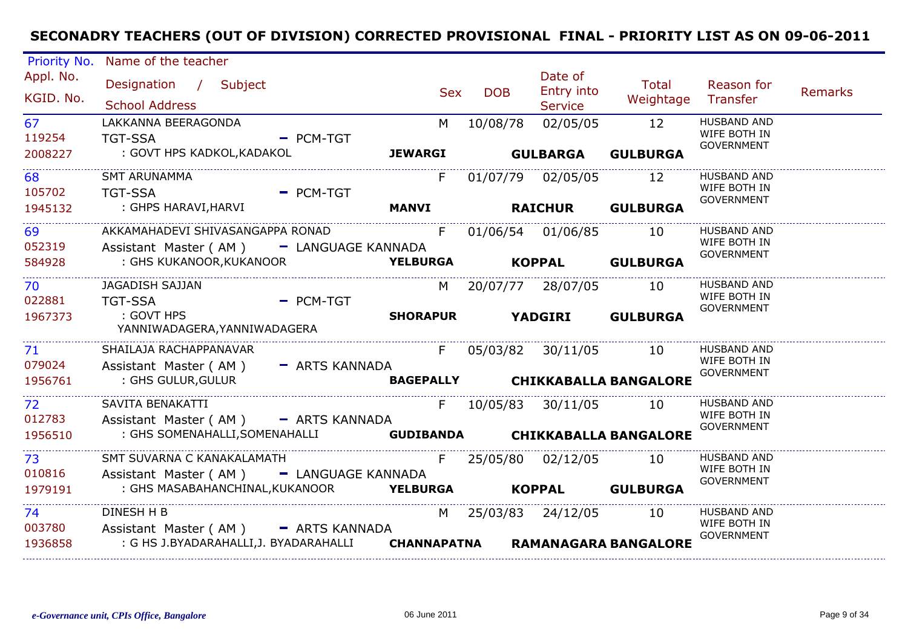# SECONADRY TEACHERS (OUT OF DIVISION) CORRECTED PROVISIONAL FINAL - PRIORITY LIST AS ON 09-06-2011

| Priority No. / Appl. No. / KGID. No. | Name of the teacher / Designation / Subject / School Address | Sex | DOB | Date of Entry into Service | Total Weightage | Reason for Transfer | Remarks |
|---|---|---|---|---|---|---|---|
| 67<br>119254<br>2008227 | LAKKANNA BEERAGONDA<br>TGT-SSA - PCM-TGT<br>: GOVT HPS KADKOL,KADAKOL **JEWARGI** **GULBARGA** **GULBURGA** | M | 10/08/78 | 02/05/05 | 12 | HUSBAND AND WIFE BOTH IN GOVERNMENT | |
| 68<br>105702<br>1945132 | SMT ARUNAMMA<br>TGT-SSA - PCM-TGT<br>: GHPS HARAVI,HARVI **MANVI** **RAICHUR** **GULBURGA** | F | 01/07/79 | 02/05/05 | 12 | HUSBAND AND WIFE BOTH IN GOVERNMENT | |
| 69<br>052319<br>584928 | AKKAMAHADEVI SHIVASANGAPPA RONAD<br>Assistant Master ( AM ) - LANGUAGE KANNADA<br>: GHS KUKANOOR,KUKANOOR **YELBURGA** **KOPPAL** **GULBURGA** | F | 01/06/54 | 01/06/85 | 10 | HUSBAND AND WIFE BOTH IN GOVERNMENT | |
| 70<br>022881<br>1967373 | JAGADISH SAJJAN<br>TGT-SSA - PCM-TGT<br>: GOVT HPS YANNIWADAGERA,YANNIWADAGERA **SHORAPUR** **YADGIRI** **GULBURGA** | M | 20/07/77 | 28/07/05 | 10 | HUSBAND AND WIFE BOTH IN GOVERNMENT | |
| 71<br>079024<br>1956761 | SHAILAJA RACHAPPANAVAR<br>Assistant Master ( AM ) - ARTS KANNADA<br>: GHS GULUR,GULUR **BAGEPALLY** **CHIKKABALLA BANGALORE** | F | 05/03/82 | 30/11/05 | 10 | HUSBAND AND WIFE BOTH IN GOVERNMENT | |
| 72<br>012783<br>1956510 | SAVITA BENAKATTI<br>Assistant Master ( AM ) - ARTS KANNADA<br>: GHS SOMENAHALLI,SOMENAHALLI **GUDIBANDA** **CHIKKABALLA BANGALORE** | F | 10/05/83 | 30/11/05 | 10 | HUSBAND AND WIFE BOTH IN GOVERNMENT | |
| 73<br>010816<br>1979191 | SMT SUVARNA C KANAKALAMATH<br>Assistant Master ( AM ) - LANGUAGE KANNADA<br>: GHS MASABAHANCHINAL,KUKANOOR **YELBURGA** **KOPPAL** **GULBURGA** | F | 25/05/80 | 02/12/05 | 10 | HUSBAND AND WIFE BOTH IN GOVERNMENT | |
| 74<br>003780<br>1936858 | DINESH H B<br>Assistant Master ( AM ) - ARTS KANNADA<br>: G HS J.BYADARAHALLI,J. BYADARAHALLI **CHANNAPATNA** **RAMANAGARA BANGALORE** | M | 25/03/83 | 24/12/05 | 10 | HUSBAND AND WIFE BOTH IN GOVERNMENT | |

*e-Governance unit, CPIs Office, Bangalore* 06 June 2011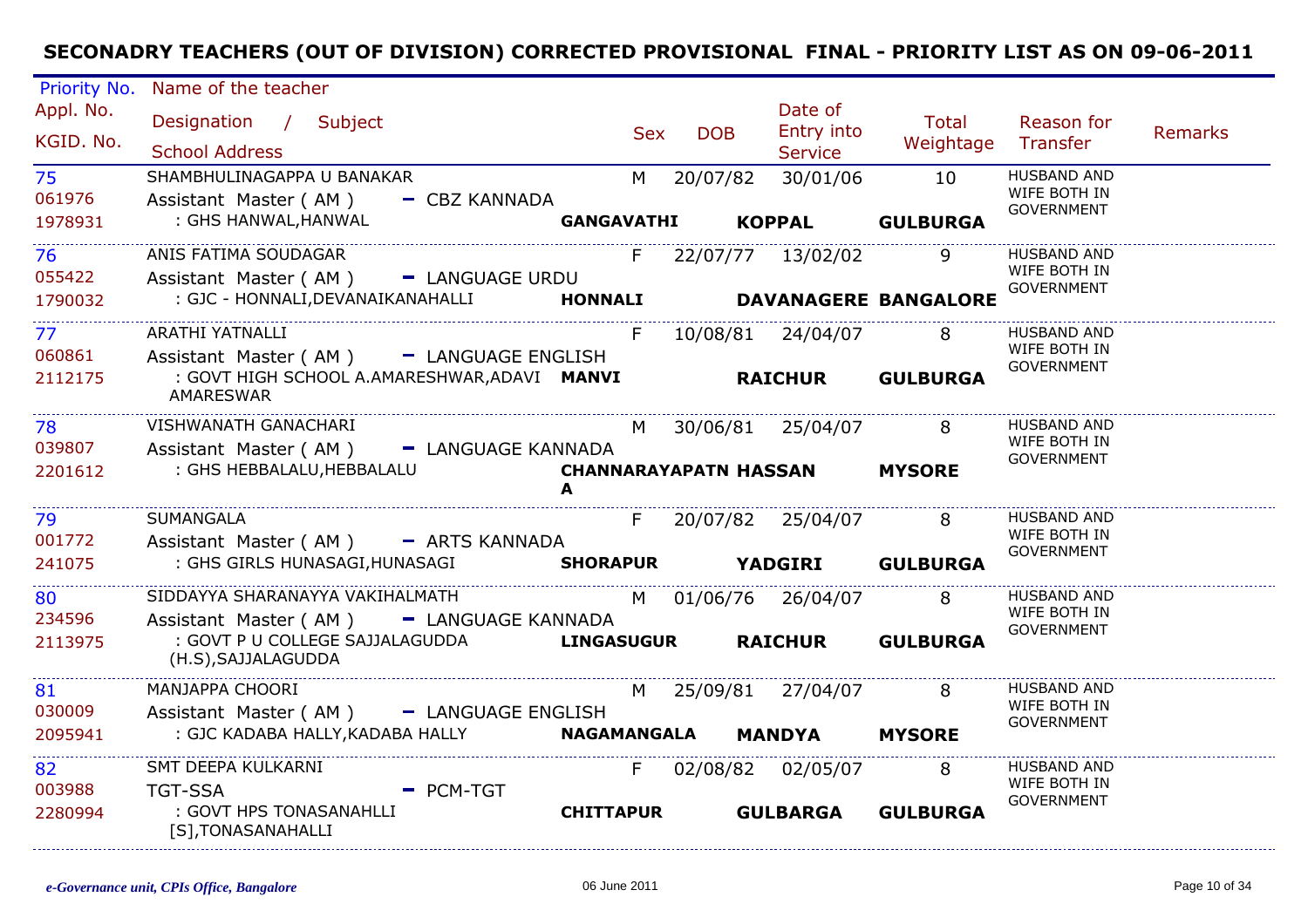# SECONADRY TEACHERS (OUT OF DIVISION) CORRECTED PROVISIONAL FINAL - PRIORITY LIST AS ON 09-06-2011

| Priority No. / Appl. No. / KGID. No. | Name of the teacher / Designation / Subject / School Address | | Sex | DOB | Date of Entry into Service | Total Weightage | Reason for Transfer | Remarks |
|---|---|---|---|---|---|---|---|---|
| 75 / 061976 / 1978931 | SHAMBHULINAGAPPA U BANAKAR / Assistant Master ( AM ) - CBZ KANNADA / : GHS HANWAL,HANWAL | **GANGAVATHI** **KOPPAL** **GULBURGA** | M | 20/07/82 | 30/01/06 | 10 | HUSBAND AND WIFE BOTH IN GOVERNMENT | |
| 76 / 055422 / 1790032 | ANIS FATIMA SOUDAGAR / Assistant Master ( AM ) - LANGUAGE URDU / : GJC - HONNALI,DEVANAIKANAHALLI | **HONNALI** **DAVANAGERE** **BANGALORE** | F | 22/07/77 | 13/02/02 | 9 | HUSBAND AND WIFE BOTH IN GOVERNMENT | |
| 77 / 060861 / 2112175 | ARATHI YATNALLI / Assistant Master ( AM ) - LANGUAGE ENGLISH / : GOVT HIGH SCHOOL A.AMARESHWAR,ADAVI AMARESWAR | **MANVI** **RAICHUR** **GULBURGA** | F | 10/08/81 | 24/04/07 | 8 | HUSBAND AND WIFE BOTH IN GOVERNMENT | |
| 78 / 039807 / 2201612 | VISHWANATH GANACHARI / Assistant Master ( AM ) - LANGUAGE KANNADA / : GHS HEBBALALU,HEBBALALU | **CHANNARAYAPATNA** **HASSAN** **MYSORE** | M | 30/06/81 | 25/04/07 | 8 | HUSBAND AND WIFE BOTH IN GOVERNMENT | |
| 79 / 001772 / 241075 | SUMANGALA / Assistant Master ( AM ) - ARTS KANNADA / : GHS GIRLS HUNASAGI,HUNASAGI | **SHORAPUR** **YADGIRI** **GULBURGA** | F | 20/07/82 | 25/04/07 | 8 | HUSBAND AND WIFE BOTH IN GOVERNMENT | |
| 80 / 234596 / 2113975 | SIDDAYYA SHARANAYYA VAKIHALMATH / Assistant Master ( AM ) - LANGUAGE KANNADA / : GOVT P U COLLEGE SAJJALAGUDDA (H.S),SAJJALAGUDDA | **LINGASUGUR** **RAICHUR** **GULBURGA** | M | 01/06/76 | 26/04/07 | 8 | HUSBAND AND WIFE BOTH IN GOVERNMENT | |
| 81 / 030009 / 2095941 | MANJAPPA CHOORI / Assistant Master ( AM ) - LANGUAGE ENGLISH / : GJC KADABA HALLY,KADABA HALLY | **NAGAMANGALA** **MANDYA** **MYSORE** | M | 25/09/81 | 27/04/07 | 8 | HUSBAND AND WIFE BOTH IN GOVERNMENT | |
| 82 / 003988 / 2280994 | SMT DEEPA KULKARNI / TGT-SSA - PCM-TGT / : GOVT HPS TONASANAHLLI [S],TONASANAHALLI | **CHITTAPUR** **GULBARGA** **GULBURGA** | F | 02/08/82 | 02/05/07 | 8 | HUSBAND AND WIFE BOTH IN GOVERNMENT | |

*e-Governance unit, CPIs Office, Bangalore* 06 June 2011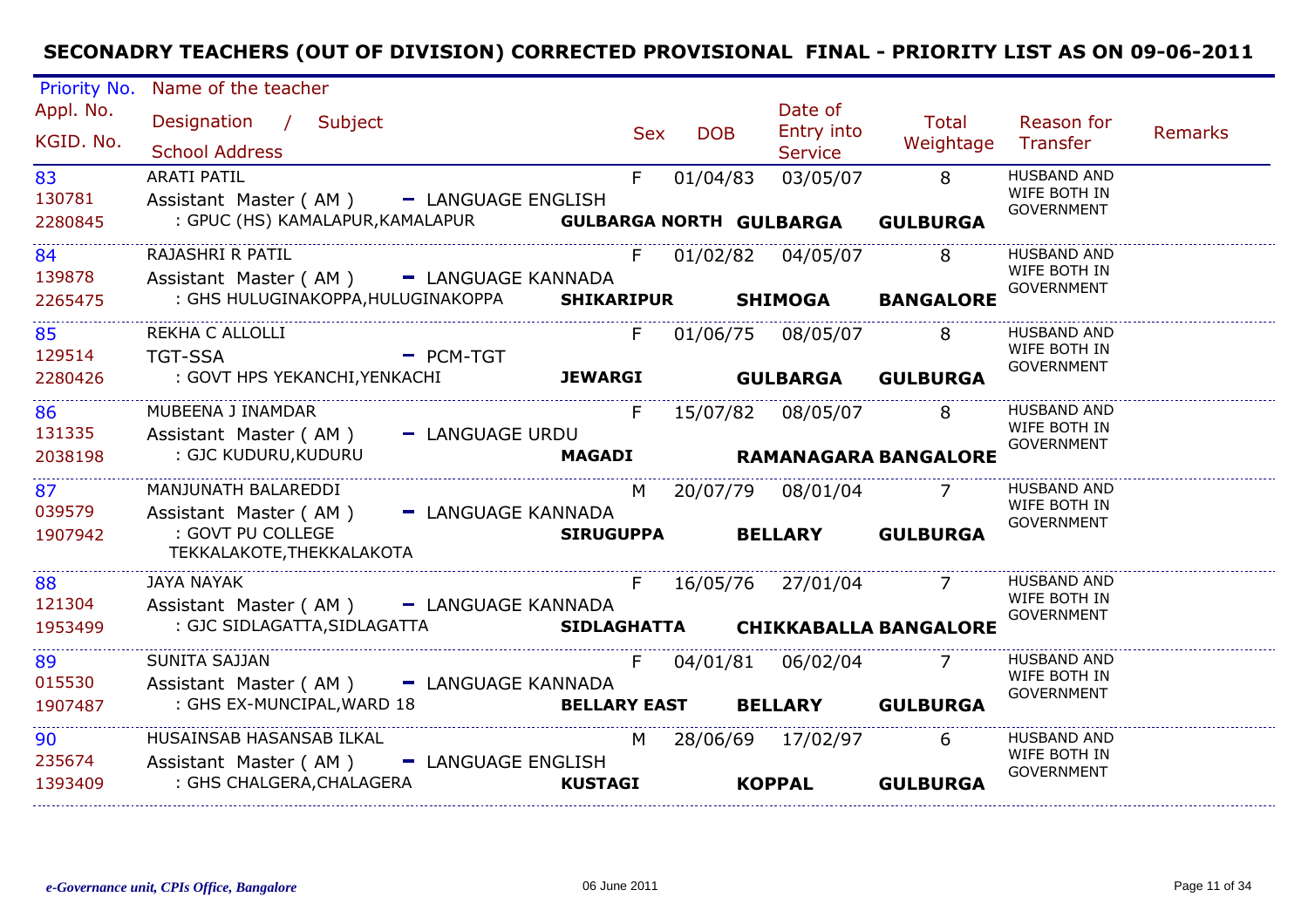## SECONADRY TEACHERS (OUT OF DIVISION) CORRECTED PROVISIONAL FINAL - PRIORITY LIST AS ON 09-06-2011

| Priority No. / Appl. No. / KGID. No. | Name of the teacher / Designation / Subject / School Address | Sex | DOB | Date of Entry into Service | Total Weightage | Reason for Transfer | Remarks |
|---|---|---|---|---|---|---|---|
| 83<br>130781<br>2280845 | ARATI PATIL<br>Assistant Master ( AM ) - LANGUAGE ENGLISH<br>: GPUC (HS) KAMALAPUR,KAMALAPUR **GULBARGA NORTH GULBARGA GULBURGA** | F | 01/04/83 | 03/05/07 | 8 | HUSBAND AND WIFE BOTH IN GOVERNMENT | |
| 84<br>139878<br>2265475 | RAJASHRI R PATIL<br>Assistant Master ( AM ) - LANGUAGE KANNADA<br>: GHS HULUGINAKOPPA,HULUGINAKOPPA **SHIKARIPUR SHIMOGA BANGALORE** | F | 01/02/82 | 04/05/07 | 8 | HUSBAND AND WIFE BOTH IN GOVERNMENT | |
| 85<br>129514<br>2280426 | REKHA C ALLOLLI<br>TGT-SSA - PCM-TGT<br>: GOVT HPS YEKANCHI,YENKACHI **JEWARGI GULBARGA GULBURGA** | F | 01/06/75 | 08/05/07 | 8 | HUSBAND AND WIFE BOTH IN GOVERNMENT | |
| 86<br>131335<br>2038198 | MUBEENA J INAMDAR<br>Assistant Master ( AM ) - LANGUAGE URDU<br>: GJC KUDURU,KUDURU **MAGADI RAMANAGARA BANGALORE** | F | 15/07/82 | 08/05/07 | 8 | HUSBAND AND WIFE BOTH IN GOVERNMENT | |
| 87<br>039579<br>1907942 | MANJUNATH BALAREDDI<br>Assistant Master ( AM ) - LANGUAGE KANNADA<br>: GOVT PU COLLEGE TEKKALAKOTE,THEKKALAKOTA **SIRUGUPPA BELLARY GULBURGA** | M | 20/07/79 | 08/01/04 | 7 | HUSBAND AND WIFE BOTH IN GOVERNMENT | |
| 88<br>121304<br>1953499 | JAYA NAYAK<br>Assistant Master ( AM ) - LANGUAGE KANNADA<br>: GJC SIDLAGATTA,SIDLAGATTA **SIDLAGHATTA CHIKKABALLA BANGALORE** | F | 16/05/76 | 27/01/04 | 7 | HUSBAND AND WIFE BOTH IN GOVERNMENT | |
| 89<br>015530<br>1907487 | SUNITA SAJJAN<br>Assistant Master ( AM ) - LANGUAGE KANNADA<br>: GHS EX-MUNCIPAL,WARD 18 **BELLARY EAST BELLARY GULBURGA** | F | 04/01/81 | 06/02/04 | 7 | HUSBAND AND WIFE BOTH IN GOVERNMENT | |
| 90<br>235674<br>1393409 | HUSAINSAB HASANSAB ILKAL<br>Assistant Master ( AM ) - LANGUAGE ENGLISH<br>: GHS CHALGERA,CHALAGERA **KUSTAGI KOPPAL GULBURGA** | M | 28/06/69 | 17/02/97 | 6 | HUSBAND AND WIFE BOTH IN GOVERNMENT | |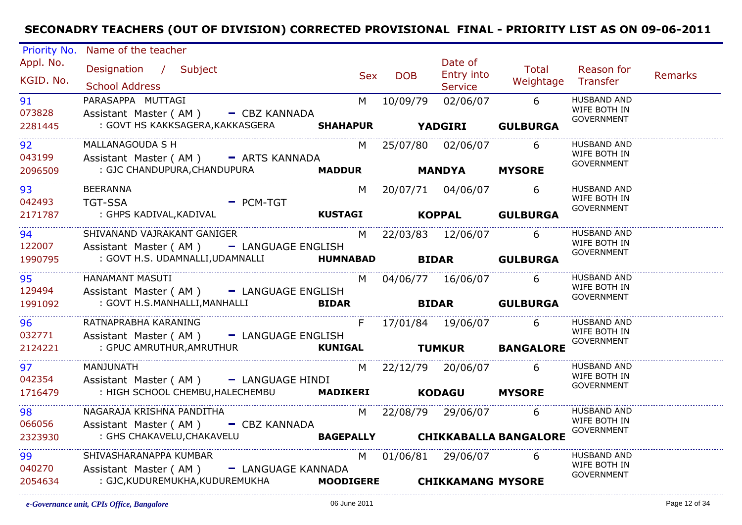# SECONADRY TEACHERS (OUT OF DIVISION) CORRECTED PROVISIONAL FINAL - PRIORITY LIST AS ON 09-06-2011

| Priority No. / Appl. No. / KGID. No. | Name of the teacher / Designation / Subject / School Address | Sex | DOB | Date of Entry into Service | Total Weightage | Reason for Transfer | Remarks |
|---|---|---|---|---|---|---|---|
| 91<br>073828<br>2281445 | PARASAPPA MUTTAGI<br>Assistant Master ( AM ) - CBZ KANNADA<br>: GOVT HS KAKKSAGERA,KAKKASGERA **SHAHAPUR YADGIRI GULBURGA** | M | 10/09/79 | 02/06/07 | 6 | HUSBAND AND WIFE BOTH IN GOVERNMENT | |
| 92<br>043199<br>2096509 | MALLANAGOUDA S H<br>Assistant Master ( AM ) - ARTS KANNADA<br>: GJC CHANDUPURA,CHANDUPURA **MADDUR MANDYA MYSORE** | M | 25/07/80 | 02/06/07 | 6 | HUSBAND AND WIFE BOTH IN GOVERNMENT | |
| 93<br>042493<br>2171787 | BEERANNA<br>TGT-SSA - PCM-TGT<br>: GHPS KADIVAL,KADIVAL **KUSTAGI KOPPAL GULBURGA** | M | 20/07/71 | 04/06/07 | 6 | HUSBAND AND WIFE BOTH IN GOVERNMENT | |
| 94<br>122007<br>1990795 | SHIVANAND VAJRAKANT GANIGER<br>Assistant Master ( AM ) - LANGUAGE ENGLISH<br>: GOVT H.S. UDAMNALLI,UDAMNALLI **HUMNABAD BIDAR GULBURGA** | M | 22/03/83 | 12/06/07 | 6 | HUSBAND AND WIFE BOTH IN GOVERNMENT | |
| 95<br>129494<br>1991092 | HANAMANT MASUTI<br>Assistant Master ( AM ) - LANGUAGE ENGLISH<br>: GOVT H.S.MANHALLI,MANHALLI **BIDAR BIDAR GULBURGA** | M | 04/06/77 | 16/06/07 | 6 | HUSBAND AND WIFE BOTH IN GOVERNMENT | |
| 96<br>032771<br>2124221 | RATNAPRABHA KARANING<br>Assistant Master ( AM ) - LANGUAGE ENGLISH<br>: GPUC AMRUTHUR,AMRUTHUR **KUNIGAL TUMKUR BANGALORE** | F | 17/01/84 | 19/06/07 | 6 | HUSBAND AND WIFE BOTH IN GOVERNMENT | |
| 97<br>042354<br>1716479 | MANJUNATH<br>Assistant Master ( AM ) - LANGUAGE HINDI<br>: HIGH SCHOOL CHEMBU,HALECHEMBU **MADIKERI KODAGU MYSORE** | M | 22/12/79 | 20/06/07 | 6 | HUSBAND AND WIFE BOTH IN GOVERNMENT | |
| 98<br>066056<br>2323930 | NAGARAJA KRISHNA PANDITHA<br>Assistant Master ( AM ) - CBZ KANNADA<br>: GHS CHAKAVELU,CHAKAVELU **BAGEPALLY CHIKKABALLA BANGALORE** | M | 22/08/79 | 29/06/07 | 6 | HUSBAND AND WIFE BOTH IN GOVERNMENT | |
| 99<br>040270<br>2054634 | SHIVASHARANAPPA KUMBAR<br>Assistant Master ( AM ) - LANGUAGE KANNADA<br>: GJC,KUDUREMUKHA,KUDUREMUKHA **MOODIGERE CHIKKAMANG MYSORE** | M | 01/06/81 | 29/06/07 | 6 | HUSBAND AND WIFE BOTH IN GOVERNMENT | |

*e-Governance unit, CPIs Office, Bangalore* 06 June 2011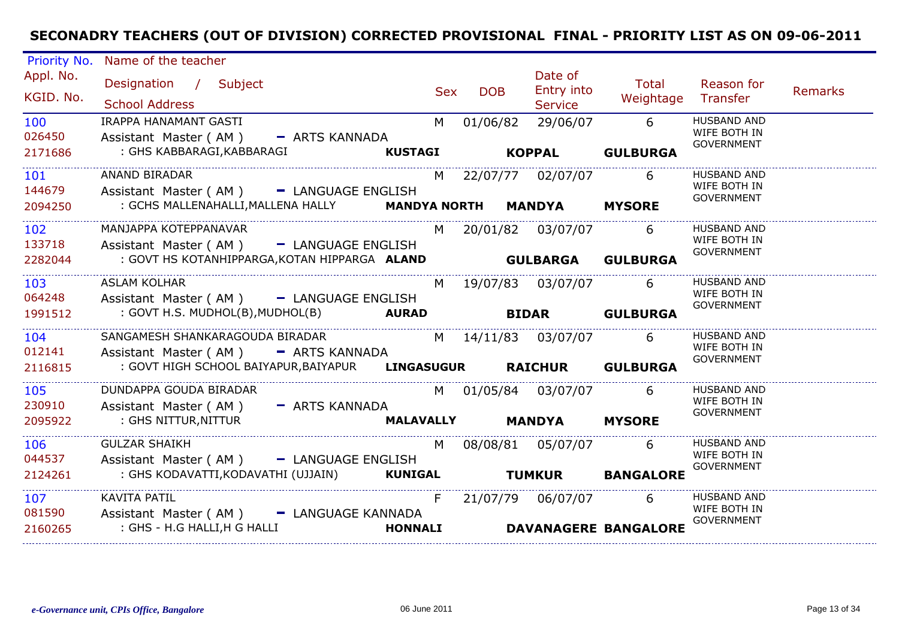## SECONADRY TEACHERS (OUT OF DIVISION) CORRECTED PROVISIONAL FINAL - PRIORITY LIST AS ON 09-06-2011

| Priority No. / Appl. No. / KGID. No. | Name of the teacher / Designation / Subject / School Address | | Sex | DOB | Date of Entry into Service | Total Weightage | Reason for Transfer | Remarks |
|---|---|---|---|---|---|---|---|---|
| 100<br>026450<br>2171686 | IRAPPA HANAMANT GASTI<br>Assistant Master ( AM ) - ARTS KANNADA<br>: GHS KABBARAGI,KABBARAGI | **KUSTAGI** | M | 01/06/82 | 29/06/07<br>**KOPPAL** | 6<br>**GULBURGA** | HUSBAND AND WIFE BOTH IN GOVERNMENT | |
| 101<br>144679<br>2094250 | ANAND BIRADAR<br>Assistant Master ( AM ) - LANGUAGE ENGLISH<br>: GCHS MALLENAHALLI,MALLENA HALLY | **MANDYA NORTH** | M | 22/07/77 | 02/07/07<br>**MANDYA** | 6<br>**MYSORE** | HUSBAND AND WIFE BOTH IN GOVERNMENT | |
| 102<br>133718<br>2282044 | MANJAPPA KOTEPPANAVAR<br>Assistant Master ( AM ) - LANGUAGE ENGLISH<br>: GOVT HS KOTANHIPPARGA,KOTAN HIPPARGA | **ALAND** | M | 20/01/82 | 03/07/07<br>**GULBARGA** | 6<br>**GULBURGA** | HUSBAND AND WIFE BOTH IN GOVERNMENT | |
| 103<br>064248<br>1991512 | ASLAM KOLHAR<br>Assistant Master ( AM ) - LANGUAGE ENGLISH<br>: GOVT H.S. MUDHOL(B),MUDHOL(B) | **AURAD** | M | 19/07/83 | 03/07/07<br>**BIDAR** | 6<br>**GULBURGA** | HUSBAND AND WIFE BOTH IN GOVERNMENT | |
| 104<br>012141<br>2116815 | SANGAMESH SHANKARAGOUDA BIRADAR<br>Assistant Master ( AM ) - ARTS KANNADA<br>: GOVT HIGH SCHOOL BAIYAPUR,BAIYAPUR | **LINGASUGUR** | M | 14/11/83 | 03/07/07<br>**RAICHUR** | 6<br>**GULBURGA** | HUSBAND AND WIFE BOTH IN GOVERNMENT | |
| 105<br>230910<br>2095922 | DUNDAPPA GOUDA BIRADAR<br>Assistant Master ( AM ) - ARTS KANNADA<br>: GHS NITTUR,NITTUR | **MALAVALLY** | M | 01/05/84 | 03/07/07<br>**MANDYA** | 6<br>**MYSORE** | HUSBAND AND WIFE BOTH IN GOVERNMENT | |
| 106<br>044537<br>2124261 | GULZAR SHAIKH<br>Assistant Master ( AM ) - LANGUAGE ENGLISH<br>: GHS KODAVATTI,KODAVATHI (UJJAIN) | **KUNIGAL** | M | 08/08/81 | 05/07/07<br>**TUMKUR** | 6<br>**BANGALORE** | HUSBAND AND WIFE BOTH IN GOVERNMENT | |
| 107<br>081590<br>2160265 | KAVITA PATIL<br>Assistant Master ( AM ) - LANGUAGE KANNADA<br>: GHS - H.G HALLI,H G HALLI | **HONNALI** | F | 21/07/79 | 06/07/07<br>**DAVANAGERE** | 6<br>**BANGALORE** | HUSBAND AND WIFE BOTH IN GOVERNMENT | |

*e-Governance unit, CPIs Office, Bangalore* 06 June 2011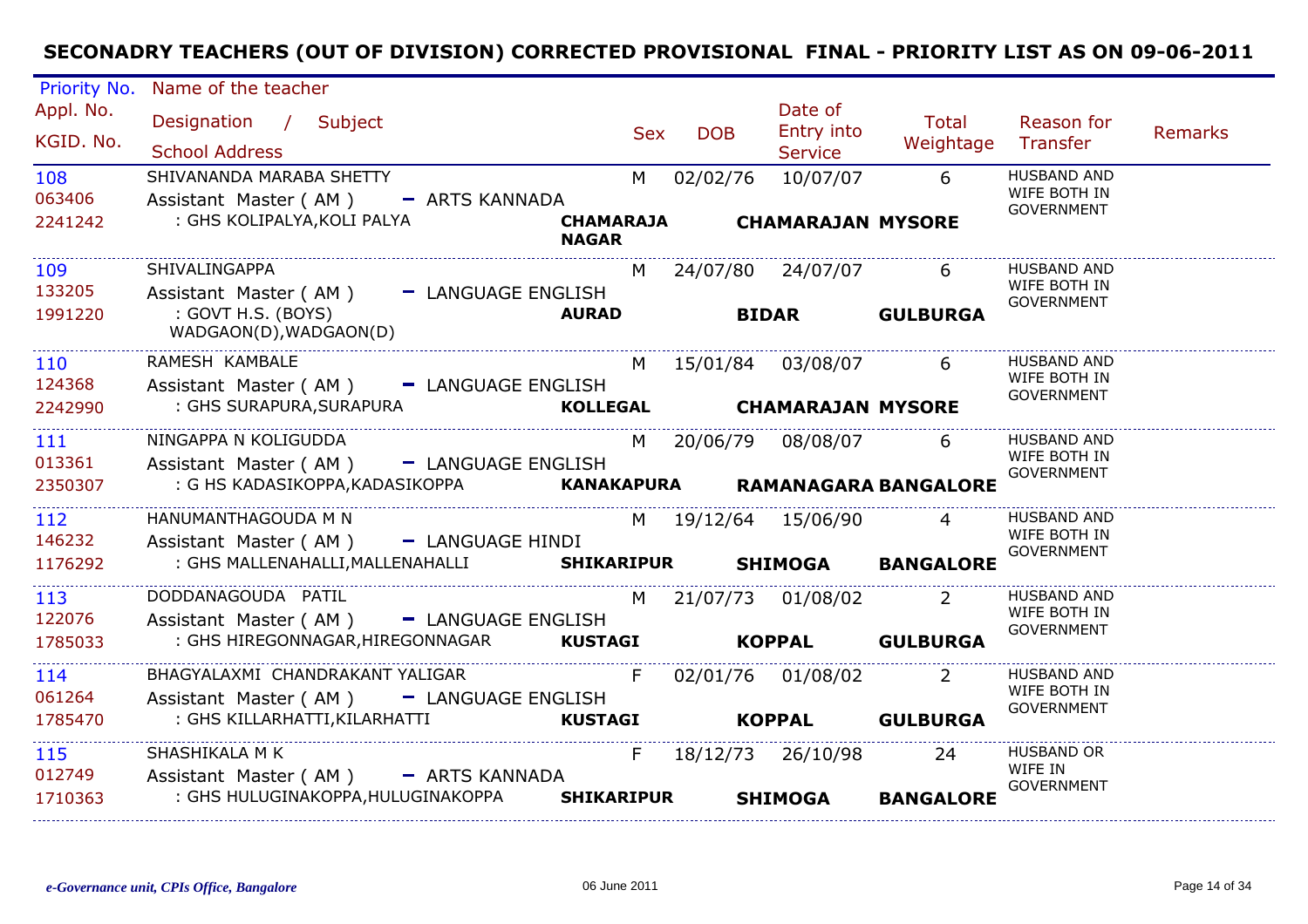# SECONADRY TEACHERS (OUT OF DIVISION) CORRECTED PROVISIONAL FINAL - PRIORITY LIST AS ON 09-06-2011

| Priority No. / Appl. No. / KGID. No. | Name of the teacher / Designation / Subject / School Address | | Sex | DOB | Date of Entry into Service | | Total Weightage | Reason for Transfer | Remarks |
|---|---|---|---|---|---|---|---|---|---|
| 108<br>063406<br>2241242 | SHIVANANDA MARABA SHETTY<br>Assistant Master ( AM ) - ARTS KANNADA<br>: GHS KOLIPALYA,KOLI PALYA | **CHAMARAJA NAGAR** | M | 02/02/76 | 10/07/07<br>**CHAMARAJAN** | **MYSORE** | 6 | HUSBAND AND WIFE BOTH IN GOVERNMENT | |
| 109<br>133205<br>1991220 | SHIVALINGAPPA<br>Assistant Master ( AM ) - LANGUAGE ENGLISH<br>: GOVT H.S. (BOYS) WADGAON(D),WADGAON(D) | **AURAD** | M | 24/07/80 | 24/07/07<br>**BIDAR** | **GULBURGA** | 6 | HUSBAND AND WIFE BOTH IN GOVERNMENT | |
| 110<br>124368<br>2242990 | RAMESH KAMBALE<br>Assistant Master ( AM ) - LANGUAGE ENGLISH<br>: GHS SURAPURA,SURAPURA | **KOLLEGAL** | M | 15/01/84 | 03/08/07<br>**CHAMARAJAN** | **MYSORE** | 6 | HUSBAND AND WIFE BOTH IN GOVERNMENT | |
| 111<br>013361<br>2350307 | NINGAPPA N KOLIGUDDA<br>Assistant Master ( AM ) - LANGUAGE ENGLISH<br>: G HS KADASIKOPPA,KADASIKOPPA | **KANAKAPURA** | M | 20/06/79 | 08/08/07<br>**RAMANAGARA** | **BANGALORE** | 6 | HUSBAND AND WIFE BOTH IN GOVERNMENT | |
| 112<br>146232<br>1176292 | HANUMANTHAGOUDA M N<br>Assistant Master ( AM ) - LANGUAGE HINDI<br>: GHS MALLENAHALLI,MALLENAHALLI | **SHIKARIPUR** | M | 19/12/64 | 15/06/90<br>**SHIMOGA** | **BANGALORE** | 4 | HUSBAND AND WIFE BOTH IN GOVERNMENT | |
| 113<br>122076<br>1785033 | DODDANAGOUDA PATIL<br>Assistant Master ( AM ) - LANGUAGE ENGLISH<br>: GHS HIREGONNAGAR,HIREGONNAGAR | **KUSTAGI** | M | 21/07/73 | 01/08/02<br>**KOPPAL** | **GULBURGA** | 2 | HUSBAND AND WIFE BOTH IN GOVERNMENT | |
| 114<br>061264<br>1785470 | BHAGYALAXMI CHANDRAKANT YALIGAR<br>Assistant Master ( AM ) - LANGUAGE ENGLISH<br>: GHS KILLARHATTI,KILARHATTI | **KUSTAGI** | F | 02/01/76 | 01/08/02<br>**KOPPAL** | **GULBURGA** | 2 | HUSBAND AND WIFE BOTH IN GOVERNMENT | |
| 115<br>012749<br>1710363 | SHASHIKALA M K<br>Assistant Master ( AM ) - ARTS KANNADA<br>: GHS HULUGINAKOPPA,HULUGINAKOPPA | **SHIKARIPUR** | F | 18/12/73 | 26/10/98<br>**SHIMOGA** | **BANGALORE** | 24 | HUSBAND OR WIFE IN GOVERNMENT | |

*e-Governance unit, CPIs Office, Bangalore* 06 June 2011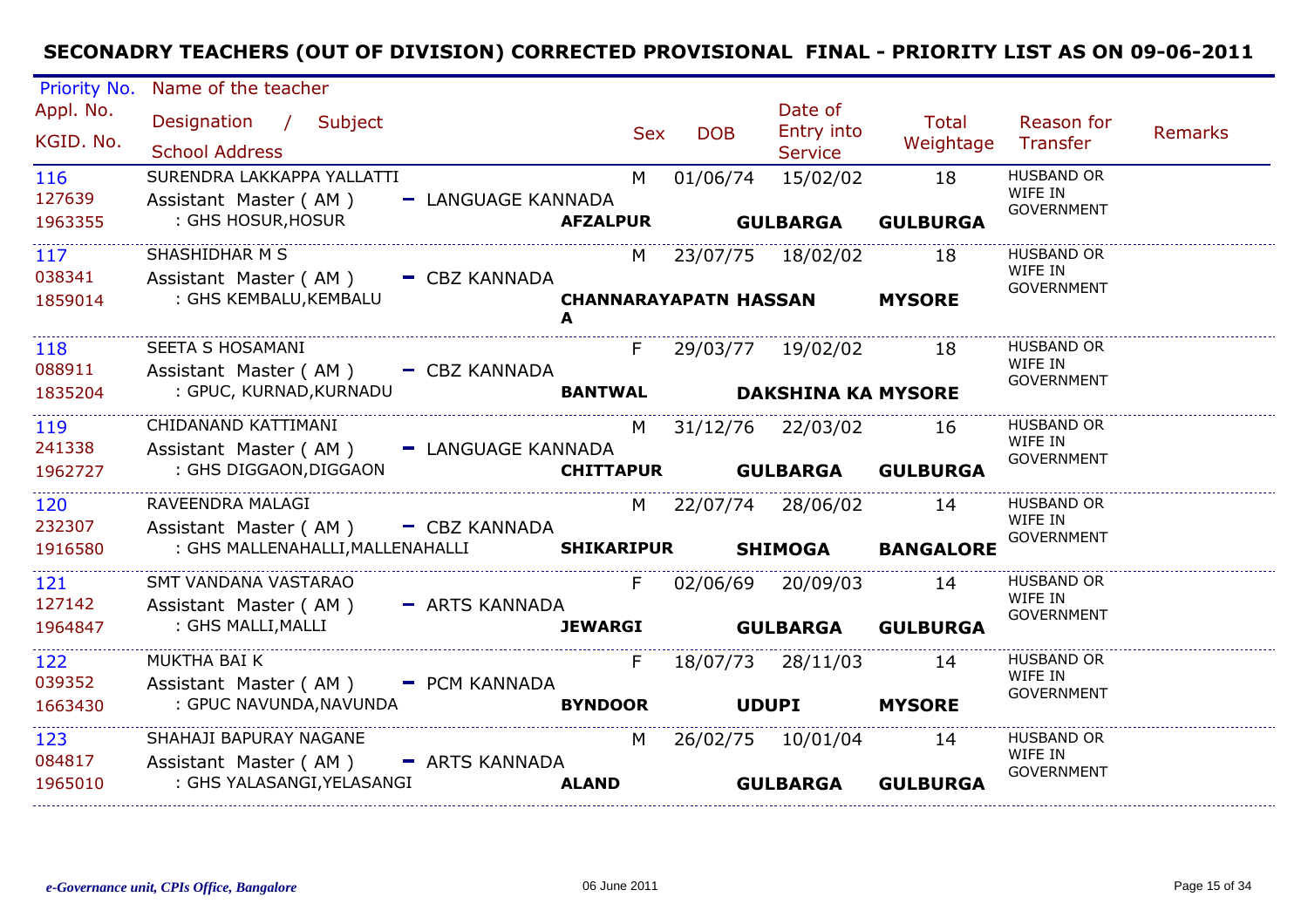## SECONADRY TEACHERS (OUT OF DIVISION) CORRECTED PROVISIONAL FINAL - PRIORITY LIST AS ON 09-06-2011

| Priority No. / Appl. No. / KGID. No. | Name of the teacher / Designation / Subject / School Address | | Sex | DOB | Date of Entry into Service | Total Weightage | Reason for Transfer | Remarks |
|---|---|---|---|---|---|---|---|---|
| 116<br>127639<br>1963355 | SURENDRA LAKKAPPA YALLATTI<br>Assistant Master ( AM ) - LANGUAGE KANNADA<br>: GHS HOSUR,HOSUR | AFZALPUR | M | 01/06/74 | 15/02/02<br>GULBARGA | 18<br>GULBURGA | HUSBAND OR WIFE IN GOVERNMENT | |
| 117<br>038341<br>1859014 | SHASHIDHAR M S<br>Assistant Master ( AM ) - CBZ KANNADA<br>: GHS KEMBALU,KEMBALU | CHANNARAYAPATNA | M | 23/07/75 | 18/02/02<br>HASSAN | 18<br>MYSORE | HUSBAND OR WIFE IN GOVERNMENT | |
| 118<br>088911<br>1835204 | SEETA S HOSAMANI<br>Assistant Master ( AM ) - CBZ KANNADA<br>: GPUC, KURNAD,KURNADU | BANTWAL | F | 29/03/77 | 19/02/02<br>DAKSHINA KA | 18<br>MYSORE | HUSBAND OR WIFE IN GOVERNMENT | |
| 119<br>241338<br>1962727 | CHIDANAND KATTIMANI<br>Assistant Master ( AM ) - LANGUAGE KANNADA<br>: GHS DIGGAON,DIGGAON | CHITTAPUR | M | 31/12/76 | 22/03/02<br>GULBARGA | 16<br>GULBURGA | HUSBAND OR WIFE IN GOVERNMENT | |
| 120<br>232307<br>1916580 | RAVEENDRA MALAGI<br>Assistant Master ( AM ) - CBZ KANNADA<br>: GHS MALLENAHALLI,MALLENAHALLI | SHIKARIPUR | M | 22/07/74 | 28/06/02<br>SHIMOGA | 14<br>BANGALORE | HUSBAND OR WIFE IN GOVERNMENT | |
| 121<br>127142<br>1964847 | SMT VANDANA VASTARAO<br>Assistant Master ( AM ) - ARTS KANNADA<br>: GHS MALLI,MALLI | JEWARGI | F | 02/06/69 | 20/09/03<br>GULBARGA | 14<br>GULBURGA | HUSBAND OR WIFE IN GOVERNMENT | |
| 122<br>039352<br>1663430 | MUKTHA BAI K<br>Assistant Master ( AM ) - PCM KANNADA<br>: GPUC NAVUNDA,NAVUNDA | BYNDOOR | F | 18/07/73 | 28/11/03<br>UDUPI | 14<br>MYSORE | HUSBAND OR WIFE IN GOVERNMENT | |
| 123<br>084817<br>1965010 | SHAHAJI BAPURAY NAGANE<br>Assistant Master ( AM ) - ARTS KANNADA<br>: GHS YALASANGI,YELASANGI | ALAND | M | 26/02/75 | 10/01/04<br>GULBARGA | 14<br>GULBURGA | HUSBAND OR WIFE IN GOVERNMENT | |

*e-Governance unit, CPIs Office, Bangalore* — 06 June 2011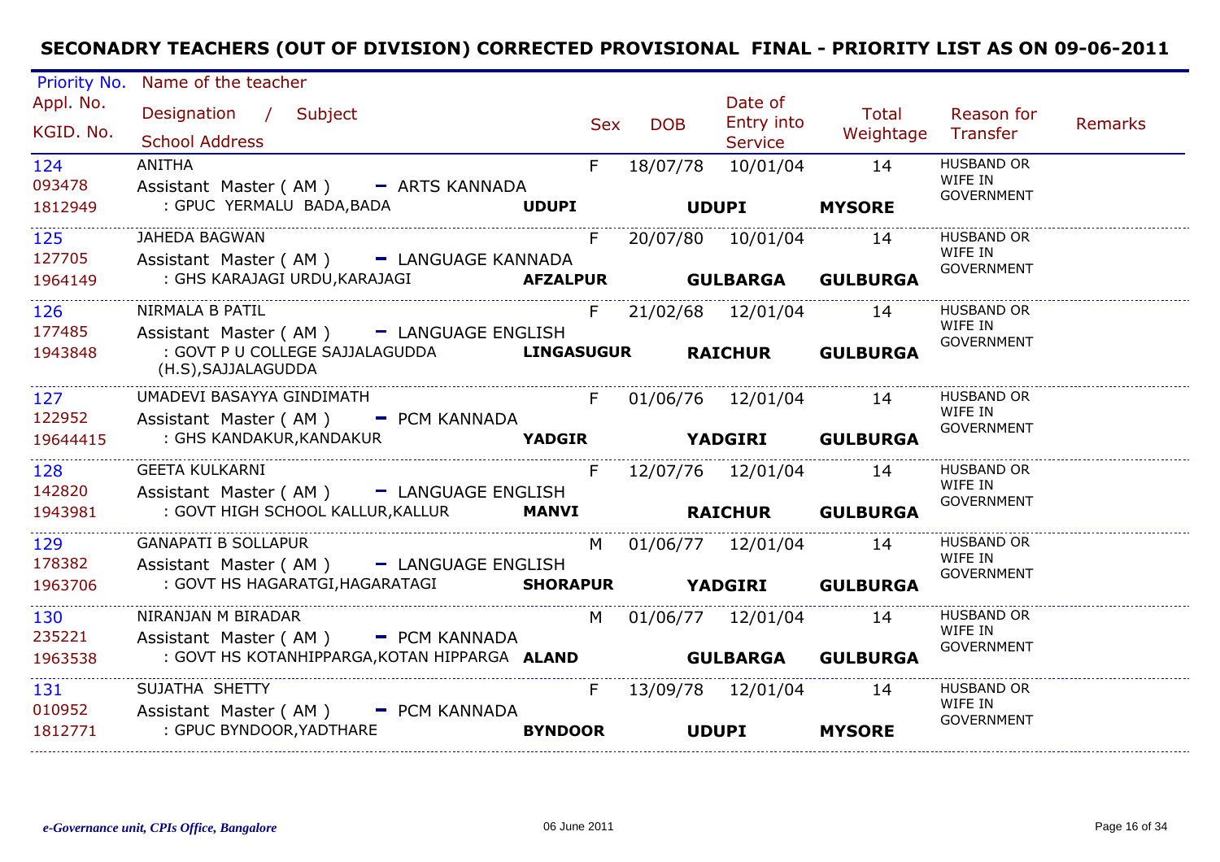# SECONADRY TEACHERS (OUT OF DIVISION) CORRECTED PROVISIONAL FINAL - PRIORITY LIST AS ON 09-06-2011

| Priority No. / Appl. No. / KGID. No. | Name of the teacher / Designation / Subject / School Address | | Sex | DOB | Date of Entry into Service | Total Weightage | Reason for Transfer | Remarks |
|---|---|---|---|---|---|---|---|---|
| 124<br>093478<br>1812949 | ANITHA<br>Assistant Master ( AM ) - ARTS KANNADA<br>: GPUC YERMALU BADA,BADA | **UDUPI** | F | 18/07/78 | 10/01/04<br>**UDUPI** | 14<br>**MYSORE** | HUSBAND OR WIFE IN GOVERNMENT | |
| 125<br>127705<br>1964149 | JAHEDA BAGWAN<br>Assistant Master ( AM ) - LANGUAGE KANNADA<br>: GHS KARAJAGI URDU,KARAJAGI | **AFZALPUR** | F | 20/07/80 | 10/01/04<br>**GULBARGA** | 14<br>**GULBURGA** | HUSBAND OR WIFE IN GOVERNMENT | |
| 126<br>177485<br>1943848 | NIRMALA B PATIL<br>Assistant Master ( AM ) - LANGUAGE ENGLISH<br>: GOVT P U COLLEGE SAJJALAGUDDA (H.S),SAJJALAGUDDA | **LINGASUGUR** | F | 21/02/68 | 12/01/04<br>**RAICHUR** | 14<br>**GULBURGA** | HUSBAND OR WIFE IN GOVERNMENT | |
| 127<br>122952<br>19644415 | UMADEVI BASAYYA GINDIMATH<br>Assistant Master ( AM ) - PCM KANNADA<br>: GHS KANDAKUR,KANDAKUR | **YADGIR** | F | 01/06/76 | 12/01/04<br>**YADGIRI** | 14<br>**GULBURGA** | HUSBAND OR WIFE IN GOVERNMENT | |
| 128<br>142820<br>1943981 | GEETA KULKARNI<br>Assistant Master ( AM ) - LANGUAGE ENGLISH<br>: GOVT HIGH SCHOOL KALLUR,KALLUR | **MANVI** | F | 12/07/76 | 12/01/04<br>**RAICHUR** | 14<br>**GULBURGA** | HUSBAND OR WIFE IN GOVERNMENT | |
| 129<br>178382<br>1963706 | GANAPATI B SOLLAPUR<br>Assistant Master ( AM ) - LANGUAGE ENGLISH<br>: GOVT HS HAGARATGI,HAGARATAGI | **SHORAPUR** | M | 01/06/77 | 12/01/04<br>**YADGIRI** | 14<br>**GULBURGA** | HUSBAND OR WIFE IN GOVERNMENT | |
| 130<br>235221<br>1963538 | NIRANJAN M BIRADAR<br>Assistant Master ( AM ) - PCM KANNADA<br>: GOVT HS KOTANHIPPARGA,KOTAN HIPPARGA | **ALAND** | M | 01/06/77 | 12/01/04<br>**GULBARGA** | 14<br>**GULBURGA** | HUSBAND OR WIFE IN GOVERNMENT | |
| 131<br>010952<br>1812771 | SUJATHA SHETTY<br>Assistant Master ( AM ) - PCM KANNADA<br>: GPUC BYNDOOR,YADTHARE | **BYNDOOR** | F | 13/09/78 | 12/01/04<br>**UDUPI** | 14<br>**MYSORE** | HUSBAND OR WIFE IN GOVERNMENT | |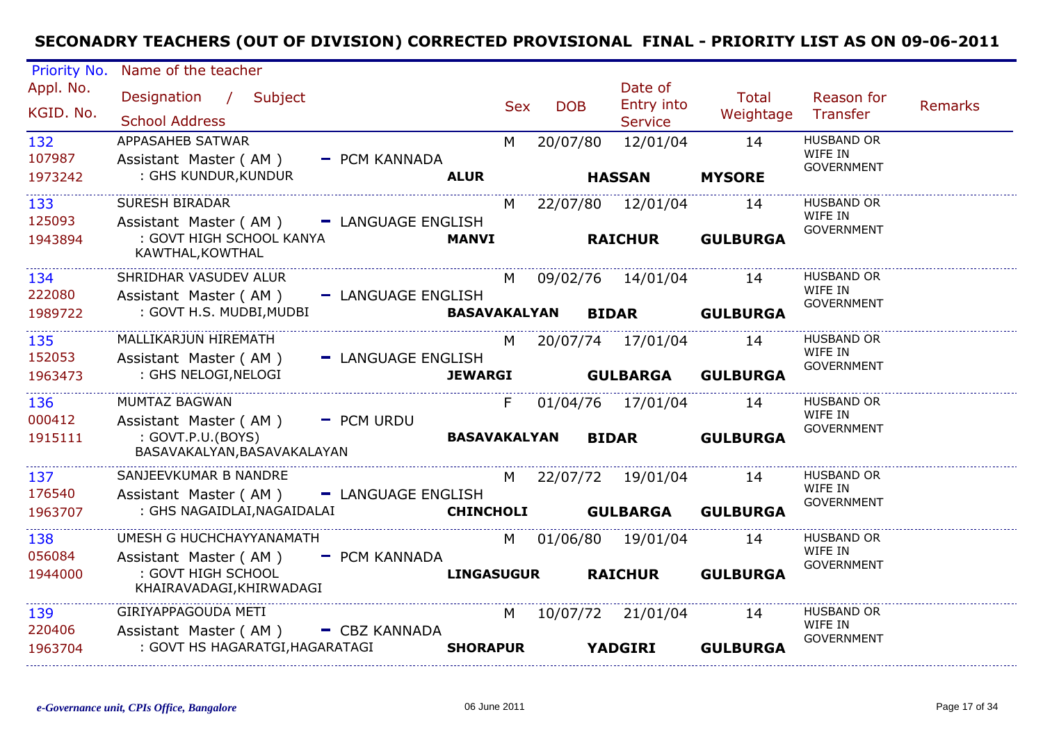# SECONADRY TEACHERS (OUT OF DIVISION) CORRECTED PROVISIONAL FINAL - PRIORITY LIST AS ON 09-06-2011

| Priority No. / Appl. No. / KGID. No. | Name of the teacher / Designation / Subject / School Address | | Sex | DOB | Date of Entry into Service | Total Weightage | Reason for Transfer | Remarks |
|---|---|---|---|---|---|---|---|---|
| 132<br>107987<br>1973242 | APPASAHEB SATWAR<br>Assistant Master ( AM ) - PCM KANNADA<br>: GHS KUNDUR,KUNDUR | **ALUR** | M | 20/07/80 | 12/01/04<br>**HASSAN** | 14<br>**MYSORE** | HUSBAND OR WIFE IN GOVERNMENT | |
| 133<br>125093<br>1943894 | SURESH BIRADAR<br>Assistant Master ( AM ) - LANGUAGE ENGLISH<br>: GOVT HIGH SCHOOL KANYA KAWTHAL,KOWTHAL | **MANVI** | M | 22/07/80 | 12/01/04<br>**RAICHUR** | 14<br>**GULBURGA** | HUSBAND OR WIFE IN GOVERNMENT | |
| 134<br>222080<br>1989722 | SHRIDHAR VASUDEV ALUR<br>Assistant Master ( AM ) - LANGUAGE ENGLISH<br>: GOVT H.S. MUDBI,MUDBI | **BASAVAKALYAN** | M | 09/02/76 | 14/01/04<br>**BIDAR** | 14<br>**GULBURGA** | HUSBAND OR WIFE IN GOVERNMENT | |
| 135<br>152053<br>1963473 | MALLIKARJUN HIREMATH<br>Assistant Master ( AM ) - LANGUAGE ENGLISH<br>: GHS NELOGI,NELOGI | **JEWARGI** | M | 20/07/74 | 17/01/04<br>**GULBARGA** | 14<br>**GULBURGA** | HUSBAND OR WIFE IN GOVERNMENT | |
| 136<br>000412<br>1915111 | MUMTAZ BAGWAN<br>Assistant Master ( AM ) - PCM URDU<br>: GOVT.P.U.(BOYS) BASAVAKALYAN,BASAVAKALAYAN | **BASAVAKALYAN** | F | 01/04/76 | 17/01/04<br>**BIDAR** | 14<br>**GULBURGA** | HUSBAND OR WIFE IN GOVERNMENT | |
| 137<br>176540<br>1963707 | SANJEEVKUMAR B NANDRE<br>Assistant Master ( AM ) - LANGUAGE ENGLISH<br>: GHS NAGAIDLAI,NAGAIDALAI | **CHINCHOLI** | M | 22/07/72 | 19/01/04<br>**GULBARGA** | 14<br>**GULBURGA** | HUSBAND OR WIFE IN GOVERNMENT | |
| 138<br>056084<br>1944000 | UMESH G HUCHCHAYYANAMATH<br>Assistant Master ( AM ) - PCM KANNADA<br>: GOVT HIGH SCHOOL KHAIRAVADAGI,KHIRWADAGI | **LINGASUGUR** | M | 01/06/80 | 19/01/04<br>**RAICHUR** | 14<br>**GULBURGA** | HUSBAND OR WIFE IN GOVERNMENT | |
| 139<br>220406<br>1963704 | GIRIYAPPAGOUDA METI<br>Assistant Master ( AM ) - CBZ KANNADA<br>: GOVT HS HAGARATGI,HAGARATAGI | **SHORAPUR** | M | 10/07/72 | 21/01/04<br>**YADGIRI** | 14<br>**GULBURGA** | HUSBAND OR WIFE IN GOVERNMENT | |

*e-Governance unit, CPIs Office, Bangalore* 06 June 2011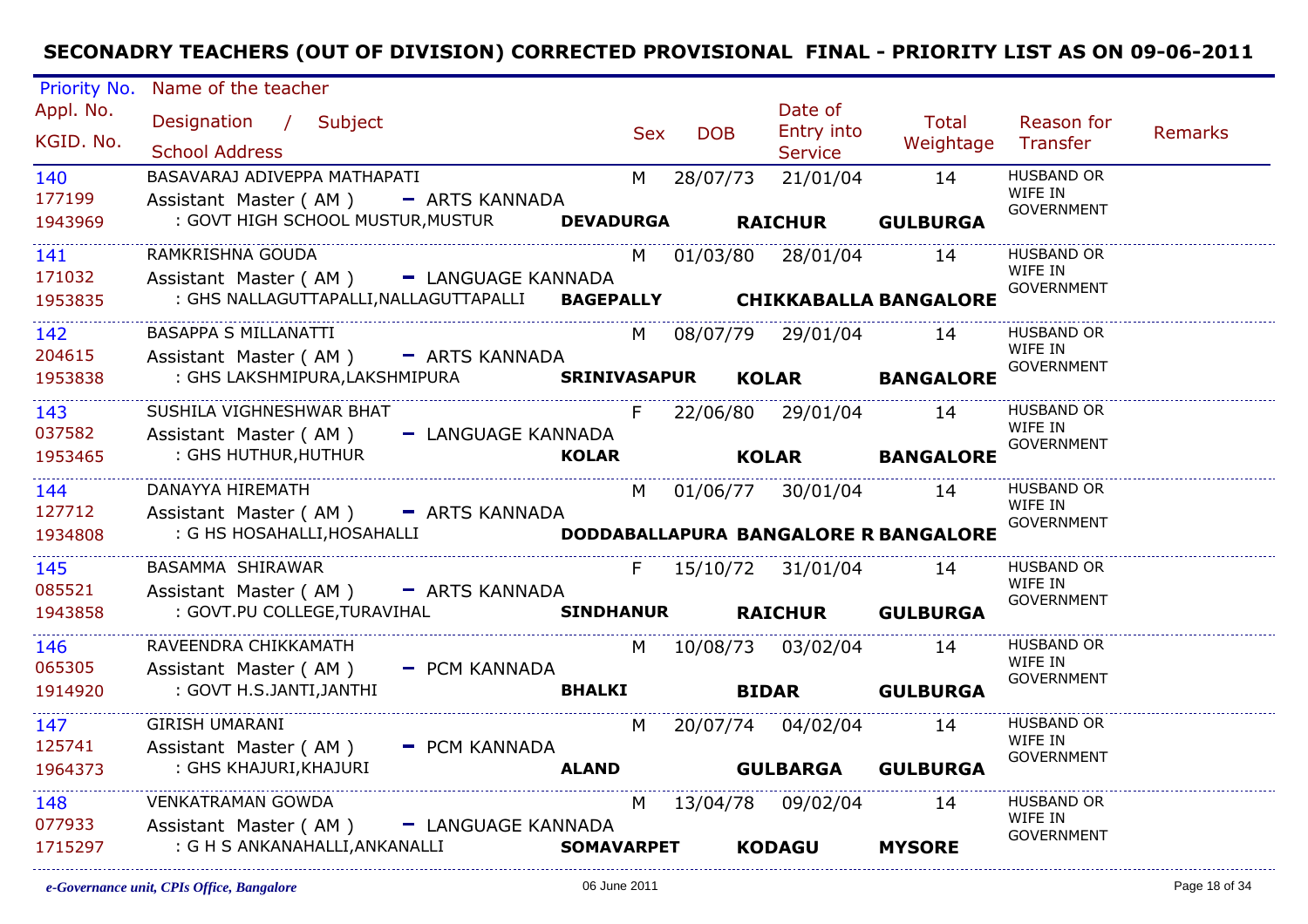# SECONADRY TEACHERS (OUT OF DIVISION) CORRECTED PROVISIONAL FINAL - PRIORITY LIST AS ON 09-06-2011

| Priority No. / Appl. No. / KGID. No. | Name of the teacher / Designation / Subject / School Address | Sex | DOB | Date of Entry into Service | Total Weightage | Reason for Transfer | Remarks |
|---|---|---|---|---|---|---|---|
| 140 / 177199 / 1943969 | BASAVARAJ ADIVEPPA MATHAPATI / Assistant Master ( AM ) - ARTS KANNADA / : GOVT HIGH SCHOOL MUSTUR,MUSTUR **DEVADURGA RAICHUR GULBURGA** | M | 28/07/73 | 21/01/04 | 14 | HUSBAND OR WIFE IN GOVERNMENT | |
| 141 / 171032 / 1953835 | RAMKRISHNA GOUDA / Assistant Master ( AM ) - LANGUAGE KANNADA / : GHS NALLAGUTTAPALLI,NALLAGUTTAPALLI **BAGEPALLY CHIKKABALLA BANGALORE** | M | 01/03/80 | 28/01/04 | 14 | HUSBAND OR WIFE IN GOVERNMENT | |
| 142 / 204615 / 1953838 | BASAPPA S MILLANATTI / Assistant Master ( AM ) - ARTS KANNADA / : GHS LAKSHMIPURA,LAKSHMIPURA **SRINIVASAPUR KOLAR BANGALORE** | M | 08/07/79 | 29/01/04 | 14 | HUSBAND OR WIFE IN GOVERNMENT | |
| 143 / 037582 / 1953465 | SUSHILA VIGHNESHWAR BHAT / Assistant Master ( AM ) - LANGUAGE KANNADA / : GHS HUTHUR,HUTHUR **KOLAR KOLAR BANGALORE** | F | 22/06/80 | 29/01/04 | 14 | HUSBAND OR WIFE IN GOVERNMENT | |
| 144 / 127712 / 1934808 | DANAYYA HIREMATH / Assistant Master ( AM ) - ARTS KANNADA / : G HS HOSAHALLI,HOSAHALLI **DODDABALLAPURA BANGALORE R BANGALORE** | M | 01/06/77 | 30/01/04 | 14 | HUSBAND OR WIFE IN GOVERNMENT | |
| 145 / 085521 / 1943858 | BASAMMA SHIRAWAR / Assistant Master ( AM ) - ARTS KANNADA / : GOVT.PU COLLEGE,TURAVIHAL **SINDHANUR RAICHUR GULBURGA** | F | 15/10/72 | 31/01/04 | 14 | HUSBAND OR WIFE IN GOVERNMENT | |
| 146 / 065305 / 1914920 | RAVEENDRA CHIKKAMATH / Assistant Master ( AM ) - PCM KANNADA / : GOVT H.S.JANTI,JANTHI **BHALKI BIDAR GULBURGA** | M | 10/08/73 | 03/02/04 | 14 | HUSBAND OR WIFE IN GOVERNMENT | |
| 147 / 125741 / 1964373 | GIRISH UMARANI / Assistant Master ( AM ) - PCM KANNADA / : GHS KHAJURI,KHAJURI **ALAND GULBARGA GULBURGA** | M | 20/07/74 | 04/02/04 | 14 | HUSBAND OR WIFE IN GOVERNMENT | |
| 148 / 077933 / 1715297 | VENKATRAMAN GOWDA / Assistant Master ( AM ) - LANGUAGE KANNADA / : G H S ANKANAHALLI,ANKANALLI **SOMAVARPET KODAGU MYSORE** | M | 13/04/78 | 09/02/04 | 14 | HUSBAND OR WIFE IN GOVERNMENT | |

*e-Governance unit, CPIs Office, Bangalore* 06 June 2011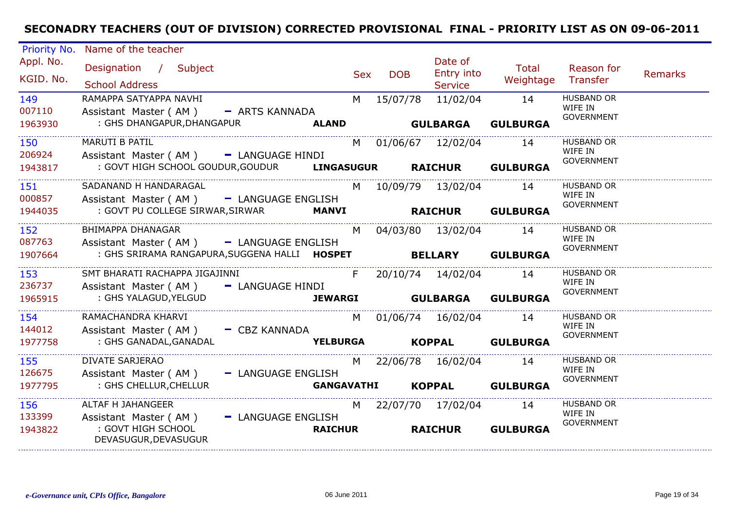# SECONADRY TEACHERS (OUT OF DIVISION) CORRECTED PROVISIONAL FINAL - PRIORITY LIST AS ON 09-06-2011

| Priority No. / Appl. No. / KGID. No. | Name of the teacher / Designation / Subject / School Address | | Sex | DOB | Date of Entry into Service | Total Weightage | Reason for Transfer | Remarks |
|---|---|---|---|---|---|---|---|---|
| 149<br>007110<br>1963930 | RAMAPPA SATYAPPA NAVHI<br>Assistant Master ( AM ) - ARTS KANNADA<br>: GHS DHANGAPUR,DHANGAPUR | **ALAND** | M | 15/07/78 | 11/02/04<br>**GULBARGA** | 14<br>**GULBARGA** | HUSBAND OR WIFE IN GOVERNMENT | |
| 150<br>206924<br>1943817 | MARUTI B PATIL<br>Assistant Master ( AM ) - LANGUAGE HINDI<br>: GOVT HIGH SCHOOL GOUDUR,GOUDUR | **LINGASUGUR** | M | 01/06/67 | 12/02/04<br>**RAICHUR** | 14<br>**GULBARGA** | HUSBAND OR WIFE IN GOVERNMENT | |
| 151<br>000857<br>1944035 | SADANAND H HANDARAGAL<br>Assistant Master ( AM ) - LANGUAGE ENGLISH<br>: GOVT PU COLLEGE SIRWAR,SIRWAR | **MANVI** | M | 10/09/79 | 13/02/04<br>**RAICHUR** | 14<br>**GULBARGA** | HUSBAND OR WIFE IN GOVERNMENT | |
| 152<br>087763<br>1907664 | BHIMAPPA DHANAGAR<br>Assistant Master ( AM ) - LANGUAGE ENGLISH<br>: GHS SRIRAMA RANGAPURA,SUGGENA HALLI | **HOSPET** | M | 04/03/80 | 13/02/04<br>**BELLARY** | 14<br>**GULBARGA** | HUSBAND OR WIFE IN GOVERNMENT | |
| 153<br>236737<br>1965915 | SMT BHARATI RACHAPPA JIGAJINNI<br>Assistant Master ( AM ) - LANGUAGE HINDI<br>: GHS YALAGUD,YELGUD | **JEWARGI** | F | 20/10/74 | 14/02/04<br>**GULBARGA** | 14<br>**GULBARGA** | HUSBAND OR WIFE IN GOVERNMENT | |
| 154<br>144012<br>1977758 | RAMACHANDRA KHARVI<br>Assistant Master ( AM ) - CBZ KANNADA<br>: GHS GANADAL,GANADAL | **YELBURGA** | M | 01/06/74 | 16/02/04<br>**KOPPAL** | 14<br>**GULBARGA** | HUSBAND OR WIFE IN GOVERNMENT | |
| 155<br>126675<br>1977795 | DIVATE SARJERAO<br>Assistant Master ( AM ) - LANGUAGE ENGLISH<br>: GHS CHELLUR,CHELLUR | **GANGAVATHI** | M | 22/06/78 | 16/02/04<br>**KOPPAL** | 14<br>**GULBARGA** | HUSBAND OR WIFE IN GOVERNMENT | |
| 156<br>133399<br>1943822 | ALTAF H JAHANGEER<br>Assistant Master ( AM ) - LANGUAGE ENGLISH<br>: GOVT HIGH SCHOOL DEVASUGUR,DEVASUGUR | **RAICHUR** | M | 22/07/70 | 17/02/04<br>**RAICHUR** | 14<br>**GULBARGA** | HUSBAND OR WIFE IN GOVERNMENT | |

*e-Governance unit, CPIs Office, Bangalore* — 06 June 2011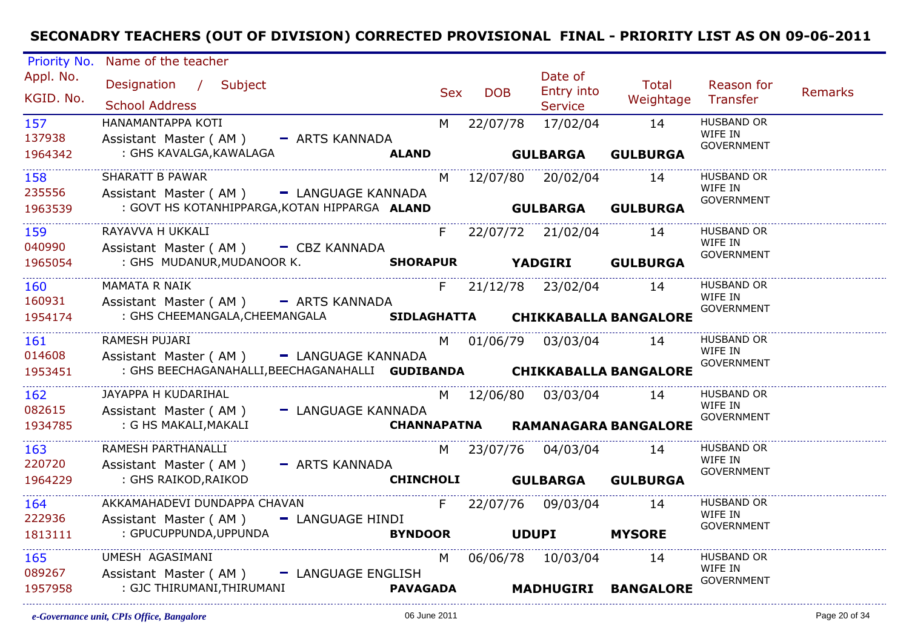# SECONADRY TEACHERS (OUT OF DIVISION) CORRECTED PROVISIONAL FINAL - PRIORITY LIST AS ON 09-06-2011

| Priority No. / Appl. No. / KGID. No. | Name of the teacher / Designation / Subject / School Address | Sex | DOB | Date of Entry into Service | Total Weightage | Reason for Transfer | Remarks |
|---|---|---|---|---|---|---|---|
| 157<br>137938<br>1964342 | HANAMANTAPPA KOTI<br>Assistant Master ( AM ) - ARTS KANNADA<br>: GHS KAVALGA,KAWALAGA **ALAND** **GULBARGA** **GULBURGA** | M | 22/07/78 | 17/02/04 | 14 | HUSBAND OR WIFE IN GOVERNMENT | |
| 158<br>235556<br>1963539 | SHARATT B PAWAR<br>Assistant Master ( AM ) - LANGUAGE KANNADA<br>: GOVT HS KOTANHIPPARGA,KOTAN HIPPARGA **ALAND** **GULBARGA** **GULBURGA** | M | 12/07/80 | 20/02/04 | 14 | HUSBAND OR WIFE IN GOVERNMENT | |
| 159<br>040990<br>1965054 | RAYAVVA H UKKALI<br>Assistant Master ( AM ) - CBZ KANNADA<br>: GHS MUDANUR,MUDANOOR K. **SHORAPUR** **YADGIRI** **GULBURGA** | F | 22/07/72 | 21/02/04 | 14 | HUSBAND OR WIFE IN GOVERNMENT | |
| 160<br>160931<br>1954174 | MAMATA R NAIK<br>Assistant Master ( AM ) - ARTS KANNADA<br>: GHS CHEEMANGALA,CHEEMANGALA **SIDLAGHATTA** **CHIKKABALLA BANGALORE** | F | 21/12/78 | 23/02/04 | 14 | HUSBAND OR WIFE IN GOVERNMENT | |
| 161<br>014608<br>1953451 | RAMESH PUJARI<br>Assistant Master ( AM ) - LANGUAGE KANNADA<br>: GHS BEECHAGANAHALLI,BEECHAGANAHALLI **GUDIBANDA** **CHIKKABALLA BANGALORE** | M | 01/06/79 | 03/03/04 | 14 | HUSBAND OR WIFE IN GOVERNMENT | |
| 162<br>082615<br>1934785 | JAYAPPA H KUDARIHAL<br>Assistant Master ( AM ) - LANGUAGE KANNADA<br>: G HS MAKALI,MAKALI **CHANNAPATNA** **RAMANAGARA BANGALORE** | M | 12/06/80 | 03/03/04 | 14 | HUSBAND OR WIFE IN GOVERNMENT | |
| 163<br>220720<br>1964229 | RAMESH PARTHANALLI<br>Assistant Master ( AM ) - ARTS KANNADA<br>: GHS RAIKOD,RAIKOD **CHINCHOLI** **GULBARGA** **GULBURGA** | M | 23/07/76 | 04/03/04 | 14 | HUSBAND OR WIFE IN GOVERNMENT | |
| 164<br>222936<br>1813111 | AKKAMAHADEVI DUNDAPPA CHAVAN<br>Assistant Master ( AM ) - LANGUAGE HINDI<br>: GPUCUPPUNDA,UPPUNDA **BYNDOOR** **UDUPI** **MYSORE** | F | 22/07/76 | 09/03/04 | 14 | HUSBAND OR WIFE IN GOVERNMENT | |
| 165<br>089267<br>1957958 | UMESH AGASIMANI<br>Assistant Master ( AM ) - LANGUAGE ENGLISH<br>: GJC THIRUMANI,THIRUMANI **PAVAGADA** **MADHUGIRI** **BANGALORE** | M | 06/06/78 | 10/03/04 | 14 | HUSBAND OR WIFE IN GOVERNMENT | |

*e-Governance unit, CPIs Office, Bangalore*

06 June 2011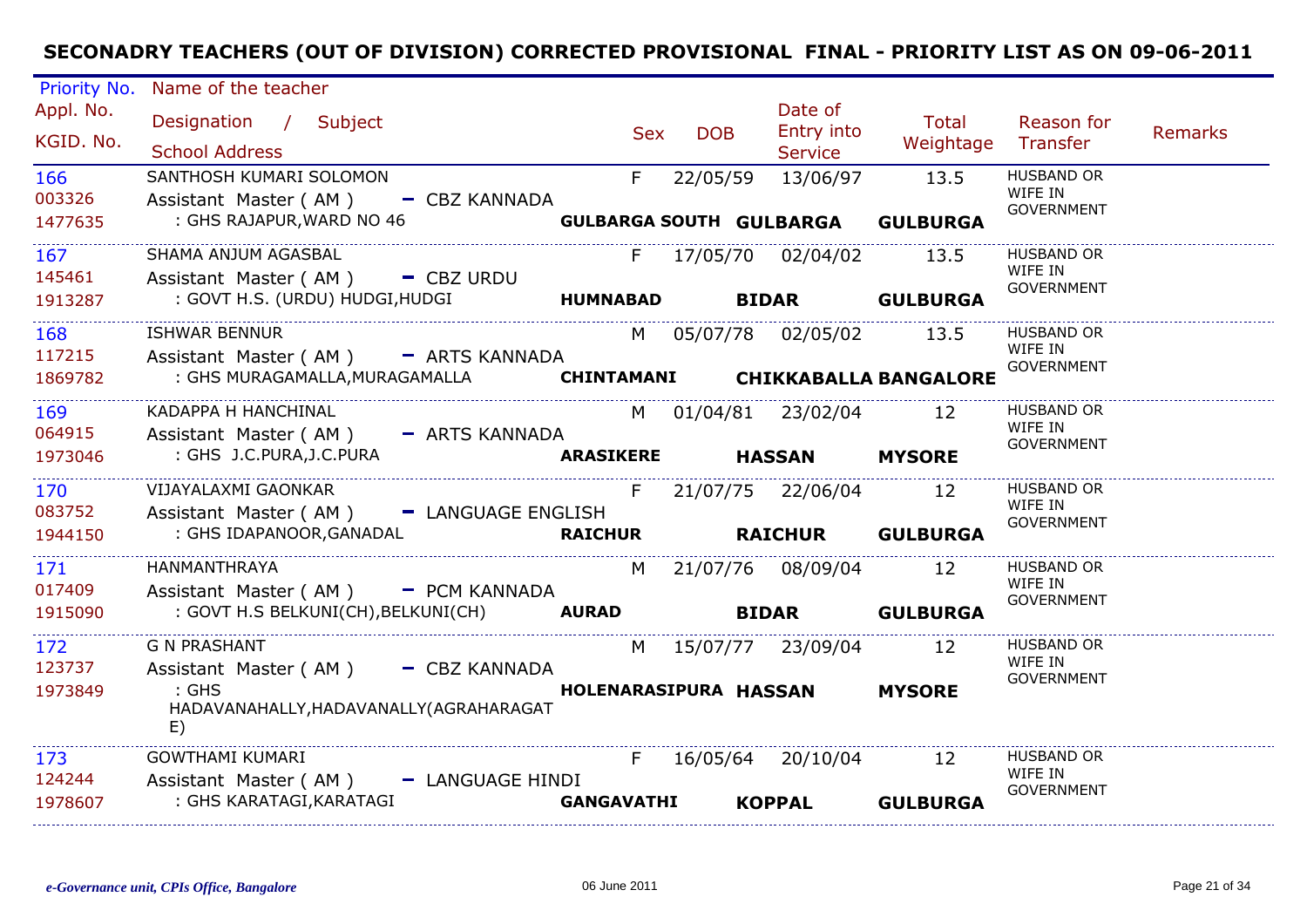# SECONADRY TEACHERS (OUT OF DIVISION) CORRECTED PROVISIONAL FINAL - PRIORITY LIST AS ON 09-06-2011

| Priority No. / Appl. No. / KGID. No. | Name of the teacher / Designation / Subject / School Address | Sex | DOB | Date of Entry into Service | Total Weightage | Reason for Transfer | Remarks |
|---|---|---|---|---|---|---|---|
| 166<br>003326<br>1477635 | SANTHOSH KUMARI SOLOMON<br>Assistant Master ( AM ) - CBZ KANNADA<br>: GHS RAJAPUR,WARD NO 46<br>**GULBARGA SOUTH GULBARGA GULBURGA** | F | 22/05/59 | 13/06/97 | 13.5 | HUSBAND OR WIFE IN GOVERNMENT | |
| 167<br>145461<br>1913287 | SHAMA ANJUM AGASBAL<br>Assistant Master ( AM ) - CBZ URDU<br>: GOVT H.S. (URDU) HUDGI,HUDGI<br>**HUMNABAD BIDAR GULBURGA** | F | 17/05/70 | 02/04/02 | 13.5 | HUSBAND OR WIFE IN GOVERNMENT | |
| 168<br>117215<br>1869782 | ISHWAR BENNUR<br>Assistant Master ( AM ) - ARTS KANNADA<br>: GHS MURAGAMALLA,MURAGAMALLA<br>**CHINTAMANI CHIKKABALLA BANGALORE** | M | 05/07/78 | 02/05/02 | 13.5 | HUSBAND OR WIFE IN GOVERNMENT | |
| 169<br>064915<br>1973046 | KADAPPA H HANCHINAL<br>Assistant Master ( AM ) - ARTS KANNADA<br>: GHS J.C.PURA,J.C.PURA<br>**ARASIKERE HASSAN MYSORE** | M | 01/04/81 | 23/02/04 | 12 | HUSBAND OR WIFE IN GOVERNMENT | |
| 170<br>083752<br>1944150 | VIJAYALAXMI GAONKAR<br>Assistant Master ( AM ) - LANGUAGE ENGLISH<br>: GHS IDAPANOOR,GANADAL<br>**RAICHUR RAICHUR GULBURGA** | F | 21/07/75 | 22/06/04 | 12 | HUSBAND OR WIFE IN GOVERNMENT | |
| 171<br>017409<br>1915090 | HANMANTHRAYA<br>Assistant Master ( AM ) - PCM KANNADA<br>: GOVT H.S BELKUNI(CH),BELKUNI(CH)<br>**AURAD BIDAR GULBURGA** | M | 21/07/76 | 08/09/04 | 12 | HUSBAND OR WIFE IN GOVERNMENT | |
| 172<br>123737<br>1973849 | G N PRASHANT<br>Assistant Master ( AM ) - CBZ KANNADA<br>: GHS HADAVANAHALLY,HADAVANALLY(AGRAHARAGATE)<br>**HOLENARASIPURA HASSAN MYSORE** | M | 15/07/77 | 23/09/04 | 12 | HUSBAND OR WIFE IN GOVERNMENT | |
| 173<br>124244<br>1978607 | GOWTHAMI KUMARI<br>Assistant Master ( AM ) - LANGUAGE HINDI<br>: GHS KARATAGI,KARATAGI<br>**GANGAVATHI KOPPAL GULBURGA** | F | 16/05/64 | 20/10/04 | 12 | HUSBAND OR WIFE IN GOVERNMENT | |

*e-Governance unit, CPIs Office, Bangalore* 06 June 2011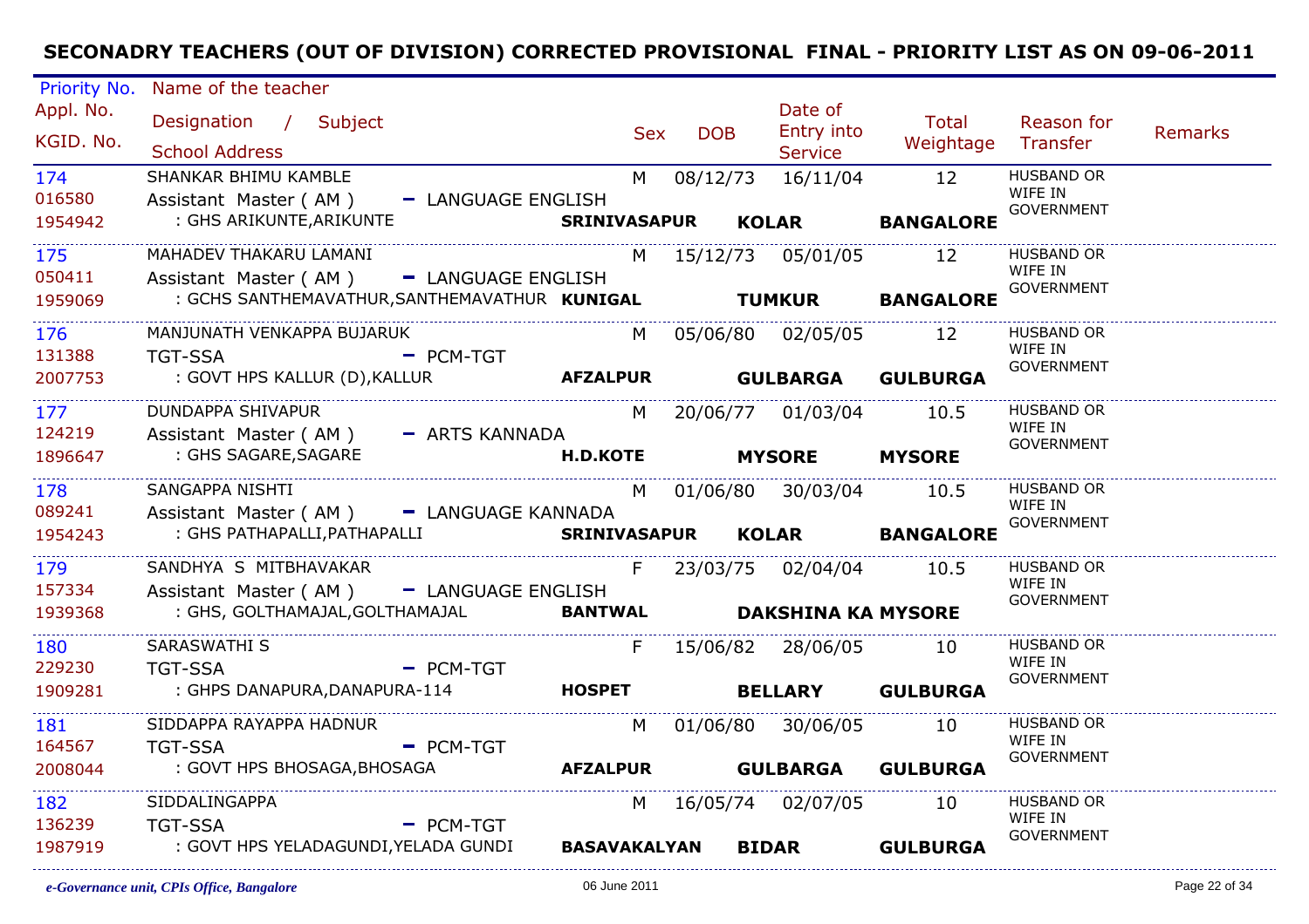# SECONADRY TEACHERS (OUT OF DIVISION) CORRECTED PROVISIONAL FINAL - PRIORITY LIST AS ON 09-06-2011

| Priority No. / Appl. No. / KGID. No. | Name of the teacher / Designation / Subject / School Address | Sex | DOB | Date of Entry into Service | Total Weightage | Reason for Transfer | Remarks |
|---|---|---|---|---|---|---|---|
| 174 / 016580 / 1954942 | SHANKAR BHIMU KAMBLE / Assistant Master ( AM ) - LANGUAGE ENGLISH / : GHS ARIKUNTE,ARIKUNTE **SRINIVASAPUR KOLAR BANGALORE** | M | 08/12/73 | 16/11/04 | 12 | HUSBAND OR WIFE IN GOVERNMENT | |
| 175 / 050411 / 1959069 | MAHADEV THAKARU LAMANI / Assistant Master ( AM ) - LANGUAGE ENGLISH / : GCHS SANTHEMAVATHUR,SANTHEMAVATHUR **KUNIGAL TUMKUR BANGALORE** | M | 15/12/73 | 05/01/05 | 12 | HUSBAND OR WIFE IN GOVERNMENT | |
| 176 / 131388 / 2007753 | MANJUNATH VENKAPPA BUJARUK / TGT-SSA - PCM-TGT / : GOVT HPS KALLUR (D),KALLUR **AFZALPUR GULBARGA GULBURGA** | M | 05/06/80 | 02/05/05 | 12 | HUSBAND OR WIFE IN GOVERNMENT | |
| 177 / 124219 / 1896647 | DUNDAPPA SHIVAPUR / Assistant Master ( AM ) - ARTS KANNADA / : GHS SAGARE,SAGARE **H.D.KOTE MYSORE MYSORE** | M | 20/06/77 | 01/03/04 | 10.5 | HUSBAND OR WIFE IN GOVERNMENT | |
| 178 / 089241 / 1954243 | SANGAPPA NISHTI / Assistant Master ( AM ) - LANGUAGE KANNADA / : GHS PATHAPALLI,PATHAPALLI **SRINIVASAPUR KOLAR BANGALORE** | M | 01/06/80 | 30/03/04 | 10.5 | HUSBAND OR WIFE IN GOVERNMENT | |
| 179 / 157334 / 1939368 | SANDHYA S MITBHAVAKAR / Assistant Master ( AM ) - LANGUAGE ENGLISH / : GHS, GOLTHAMAJAL,GOLTHAMAJAL **BANTWAL DAKSHINA KA MYSORE** | F | 23/03/75 | 02/04/04 | 10.5 | HUSBAND OR WIFE IN GOVERNMENT | |
| 180 / 229230 / 1909281 | SARASWATHI S / TGT-SSA - PCM-TGT / : GHPS DANAPURA,DANAPURA-114 **HOSPET BELLARY GULBURGA** | F | 15/06/82 | 28/06/05 | 10 | HUSBAND OR WIFE IN GOVERNMENT | |
| 181 / 164567 / 2008044 | SIDDAPPA RAYAPPA HADNUR / TGT-SSA - PCM-TGT / : GOVT HPS BHOSAGA,BHOSAGA **AFZALPUR GULBARGA GULBURGA** | M | 01/06/80 | 30/06/05 | 10 | HUSBAND OR WIFE IN GOVERNMENT | |
| 182 / 136239 / 1987919 | SIDDALINGAPPA / TGT-SSA - PCM-TGT / : GOVT HPS YELADAGUNDI,YELADA GUNDI **BASAVAKALYAN BIDAR GULBURGA** | M | 16/05/74 | 02/07/05 | 10 | HUSBAND OR WIFE IN GOVERNMENT | |

*e-Governance unit, CPIs Office, Bangalore* 06 June 2011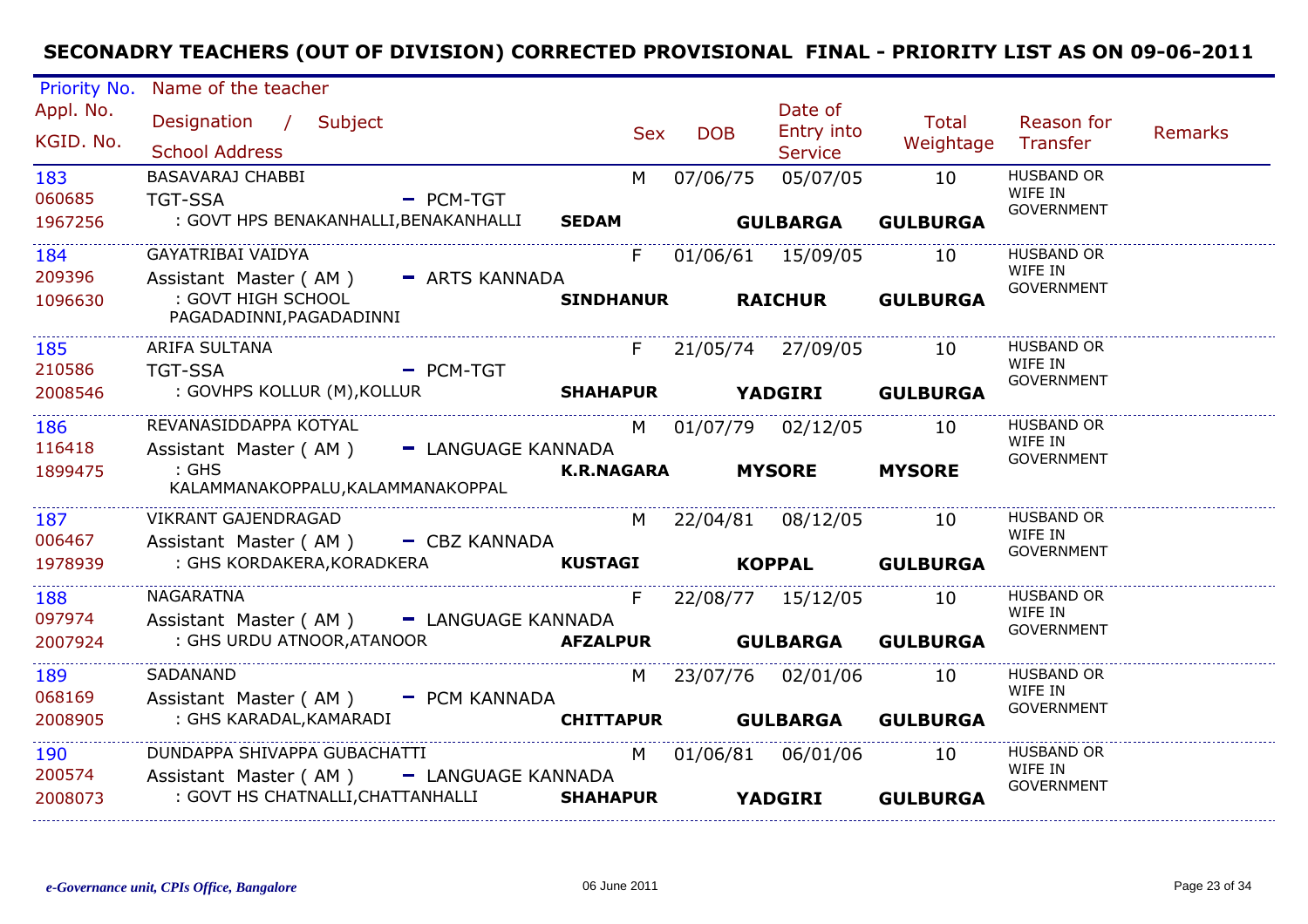# SECONADRY TEACHERS (OUT OF DIVISION) CORRECTED PROVISIONAL FINAL - PRIORITY LIST AS ON 09-06-2011

| Priority No. / Appl. No. / KGID. No. | Name of the teacher / Designation / Subject / School Address | | Sex | DOB | Date of Entry into Service | Total Weightage | Reason for Transfer | Remarks |
|---|---|---|---|---|---|---|---|---|
| 183<br>060685<br>1967256 | BASAVARAJ CHABBI<br>TGT-SSA - PCM-TGT<br>: GOVT HPS BENAKANHALLI,BENAKANHALLI | SEDAM | M | 07/06/75 | 05/07/05<br>GULBARGA | 10<br>GULBARGA | HUSBAND OR WIFE IN GOVERNMENT | |
| 184<br>209396<br>1096630 | GAYATRIBAI VAIDYA<br>Assistant Master ( AM ) - ARTS KANNADA<br>: GOVT HIGH SCHOOL PAGADADINNI,PAGADADINNI | SINDHANUR | F | 01/06/61 | 15/09/05<br>RAICHUR | 10<br>GULBARGA | HUSBAND OR WIFE IN GOVERNMENT | |
| 185<br>210586<br>2008546 | ARIFA SULTANA<br>TGT-SSA - PCM-TGT<br>: GOVHPS KOLLUR (M),KOLLUR | SHAHAPUR | F | 21/05/74 | 27/09/05<br>YADGIRI | 10<br>GULBARGA | HUSBAND OR WIFE IN GOVERNMENT | |
| 186<br>116418<br>1899475 | REVANASIDDAPPA KOTYAL<br>Assistant Master ( AM ) - LANGUAGE KANNADA<br>: GHS KALAMMANAKOPPALU,KALAMMANAKOPPAL | K.R.NAGARA | M | 01/07/79 | 02/12/05<br>MYSORE | 10<br>MYSORE | HUSBAND OR WIFE IN GOVERNMENT | |
| 187<br>006467<br>1978939 | VIKRANT GAJENDRAGAD<br>Assistant Master ( AM ) - CBZ KANNADA<br>: GHS KORDAKERA,KORADKERA | KUSTAGI | M | 22/04/81 | 08/12/05<br>KOPPAL | 10<br>GULBARGA | HUSBAND OR WIFE IN GOVERNMENT | |
| 188<br>097974<br>2007924 | NAGARATNA<br>Assistant Master ( AM ) - LANGUAGE KANNADA<br>: GHS URDU ATNOOR,ATANOOR | AFZALPUR | F | 22/08/77 | 15/12/05<br>GULBARGA | 10<br>GULBARGA | HUSBAND OR WIFE IN GOVERNMENT | |
| 189<br>068169<br>2008905 | SADANAND<br>Assistant Master ( AM ) - PCM KANNADA<br>: GHS KARADAL,KAMARADI | CHITTAPUR | M | 23/07/76 | 02/01/06<br>GULBARGA | 10<br>GULBARGA | HUSBAND OR WIFE IN GOVERNMENT | |
| 190<br>200574<br>2008073 | DUNDAPPA SHIVAPPA GUBACHATTI<br>Assistant Master ( AM ) - LANGUAGE KANNADA<br>: GOVT HS CHATNALLI,CHATTANHALLI | SHAHAPUR | M | 01/06/81 | 06/01/06<br>YADGIRI | 10<br>GULBARGA | HUSBAND OR WIFE IN GOVERNMENT | |

*e-Governance unit, CPIs Office, Bangalore* — 06 June 2011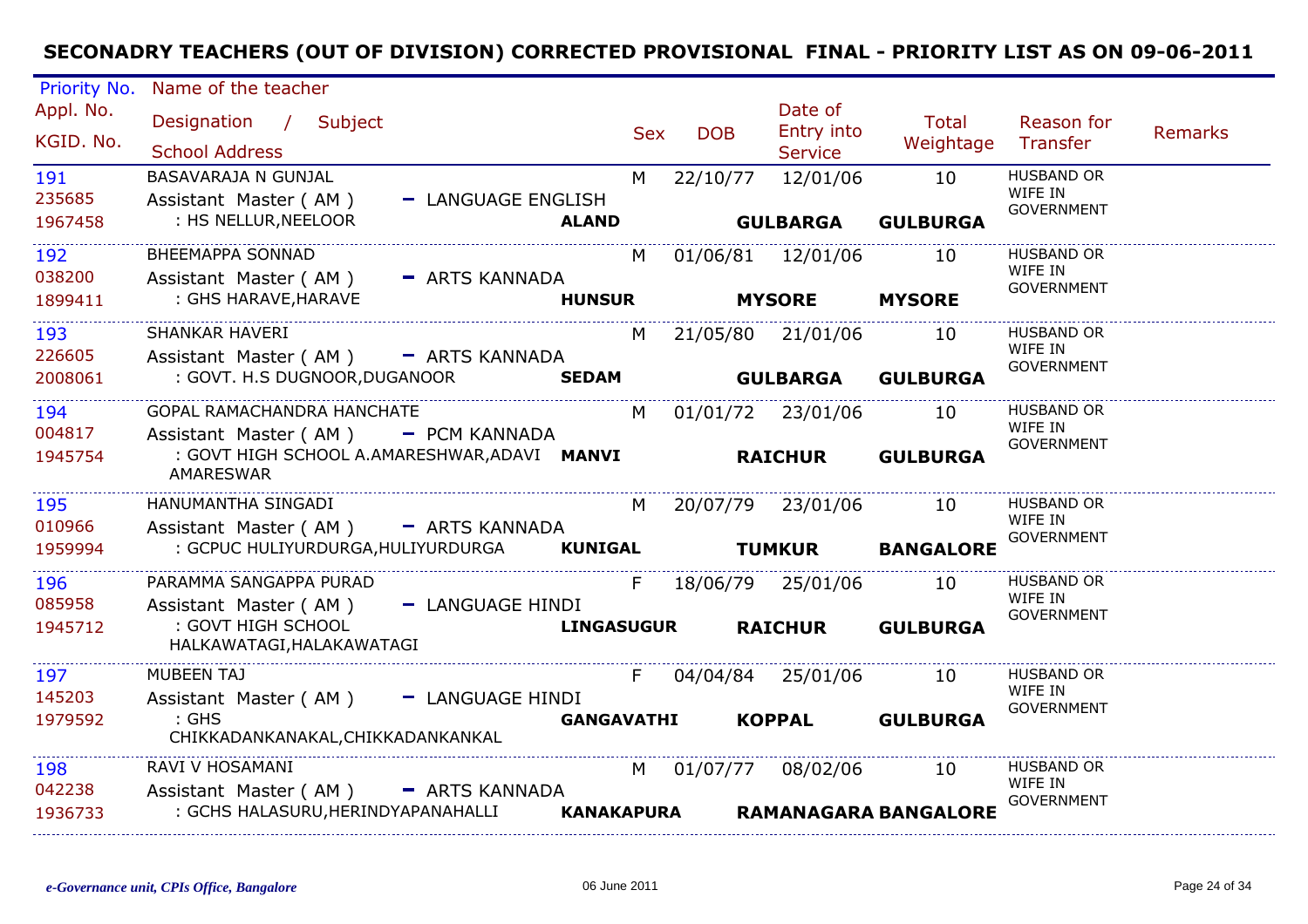# SECONADRY TEACHERS (OUT OF DIVISION) CORRECTED PROVISIONAL FINAL - PRIORITY LIST AS ON 09-06-2011

| Priority No. / Appl. No. / KGID. No. | Name of the teacher / Designation / Subject / School Address | | Sex | DOB | Date of Entry into Service | Total Weightage | Reason for Transfer | Remarks |
|---|---|---|---|---|---|---|---|---|
| 191<br>235685<br>1967458 | BASAVARAJA N GUNJAL<br>Assistant Master ( AM ) - LANGUAGE ENGLISH<br>: HS NELLUR,NEELOOR | **ALAND** | M | 22/10/77 | 12/01/06<br>**GULBARGA** | 10<br>**GULBURGA** | HUSBAND OR WIFE IN GOVERNMENT | |
| 192<br>038200<br>1899411 | BHEEMAPPA SONNAD<br>Assistant Master ( AM ) - ARTS KANNADA<br>: GHS HARAVE,HARAVE | **HUNSUR** | M | 01/06/81 | 12/01/06<br>**MYSORE** | 10<br>**MYSORE** | HUSBAND OR WIFE IN GOVERNMENT | |
| 193<br>226605<br>2008061 | SHANKAR HAVERI<br>Assistant Master ( AM ) - ARTS KANNADA<br>: GOVT. H.S DUGNOOR,DUGANOOR | **SEDAM** | M | 21/05/80 | 21/01/06<br>**GULBARGA** | 10<br>**GULBURGA** | HUSBAND OR WIFE IN GOVERNMENT | |
| 194<br>004817<br>1945754 | GOPAL RAMACHANDRA HANCHATE<br>Assistant Master ( AM ) - PCM KANNADA<br>: GOVT HIGH SCHOOL A.AMARESHWAR,ADAVI AMARESWAR | **MANVI** | M | 01/01/72 | 23/01/06<br>**RAICHUR** | 10<br>**GULBURGA** | HUSBAND OR WIFE IN GOVERNMENT | |
| 195<br>010966<br>1959994 | HANUMANTHA SINGADI<br>Assistant Master ( AM ) - ARTS KANNADA<br>: GCPUC HULIYURDURGA,HULIYURDURGA | **KUNIGAL** | M | 20/07/79 | 23/01/06<br>**TUMKUR** | 10<br>**BANGALORE** | HUSBAND OR WIFE IN GOVERNMENT | |
| 196<br>085958<br>1945712 | PARAMMA SANGAPPA PURAD<br>Assistant Master ( AM ) - LANGUAGE HINDI<br>: GOVT HIGH SCHOOL HALKAWATAGI,HALAKAWATAGI | **LINGASUGUR** | F | 18/06/79 | 25/01/06<br>**RAICHUR** | 10<br>**GULBURGA** | HUSBAND OR WIFE IN GOVERNMENT | |
| 197<br>145203<br>1979592 | MUBEEN TAJ<br>Assistant Master ( AM ) - LANGUAGE HINDI<br>: GHS CHIKKADANKANAKAL,CHIKKADANKANKAL | **GANGAVATHI** | F | 04/04/84 | 25/01/06<br>**KOPPAL** | 10<br>**GULBURGA** | HUSBAND OR WIFE IN GOVERNMENT | |
| 198<br>042238<br>1936733 | RAVI V HOSAMANI<br>Assistant Master ( AM ) - ARTS KANNADA<br>: GCHS HALASURU,HERINDYAPANAHALLI | **KANAKAPURA** | M | 01/07/77 | 08/02/06<br>**RAMANAGARA** | 10<br>**BANGALORE** | HUSBAND OR WIFE IN GOVERNMENT | |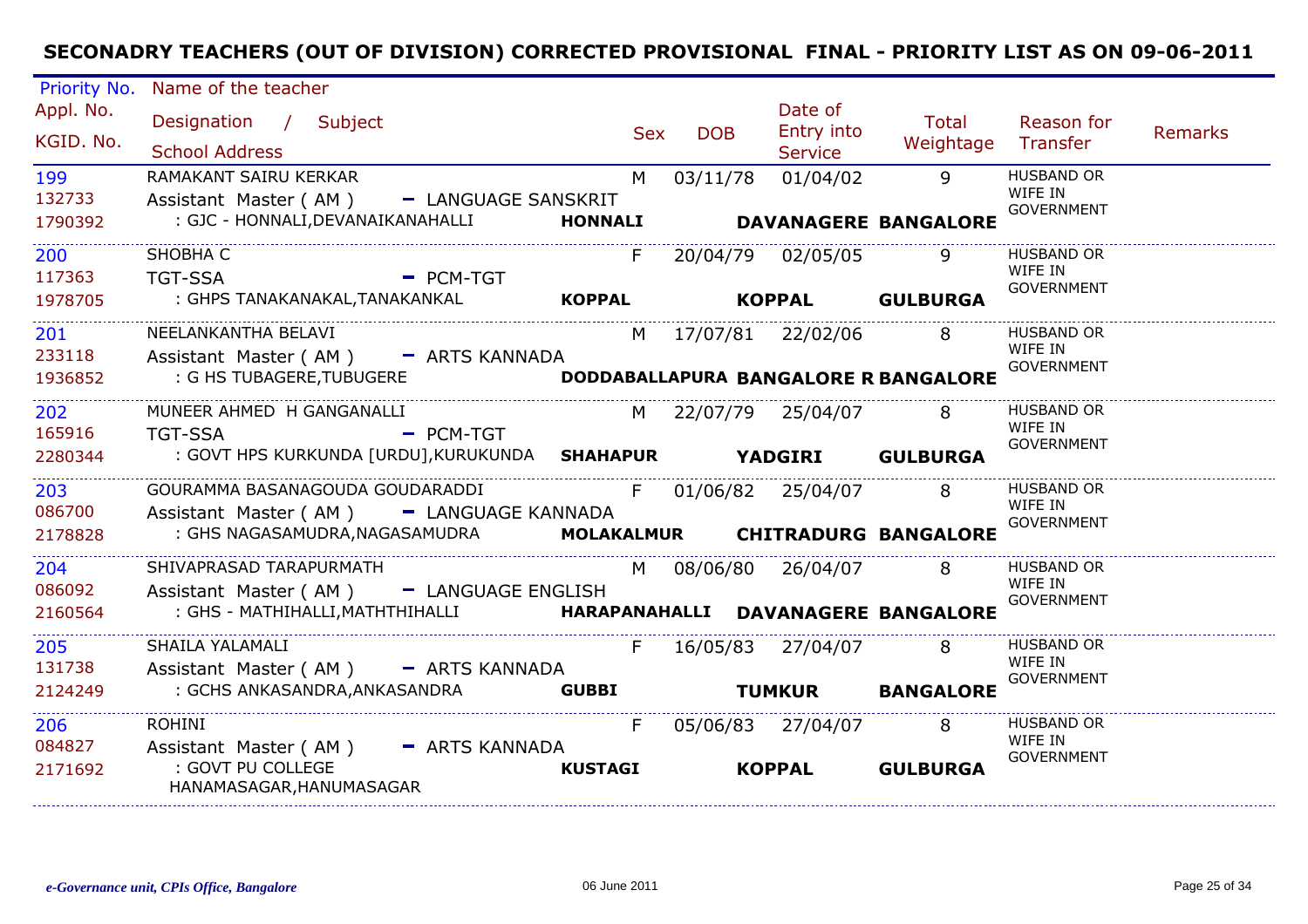# SECONADRY TEACHERS (OUT OF DIVISION) CORRECTED PROVISIONAL FINAL - PRIORITY LIST AS ON 09-06-2011

| Priority No. / Appl. No. / KGID. No. | Name of the teacher / Designation / Subject / School Address | Sex | DOB | Date of Entry into Service | Total Weightage | Reason for Transfer | Remarks |
|---|---|---|---|---|---|---|---|
| 199<br>132733<br>1790392 | RAMAKANT SAIRU KERKAR<br>Assistant Master ( AM ) - LANGUAGE SANSKRIT<br>: GJC - HONNALI,DEVANAIKANAHALLI **HONNALI DAVANAGERE BANGALORE** | M | 03/11/78 | 01/04/02 | 9 | HUSBAND OR WIFE IN GOVERNMENT | |
| 200<br>117363<br>1978705 | SHOBHA C<br>TGT-SSA - PCM-TGT<br>: GHPS TANAKANAKAL,TANAKANKAL **KOPPAL KOPPAL GULBURGA** | F | 20/04/79 | 02/05/05 | 9 | HUSBAND OR WIFE IN GOVERNMENT | |
| 201<br>233118<br>1936852 | NEELANKANTHA BELAVI<br>Assistant Master ( AM ) - ARTS KANNADA<br>: G HS TUBAGERE,TUBUGERE **DODDABALLAPURA BANGALORE R BANGALORE** | M | 17/07/81 | 22/02/06 | 8 | HUSBAND OR WIFE IN GOVERNMENT | |
| 202<br>165916<br>2280344 | MUNEER AHMED H GANGANALLI<br>TGT-SSA - PCM-TGT<br>: GOVT HPS KURKUNDA [URDU],KURUKUNDA **SHAHAPUR YADGIRI GULBURGA** | M | 22/07/79 | 25/04/07 | 8 | HUSBAND OR WIFE IN GOVERNMENT | |
| 203<br>086700<br>2178828 | GOURAMMA BASANAGOUDA GOUDARADDI<br>Assistant Master ( AM ) - LANGUAGE KANNADA<br>: GHS NAGASAMUDRA,NAGASAMUDRA **MOLAKALMUR CHITRADURG BANGALORE** | F | 01/06/82 | 25/04/07 | 8 | HUSBAND OR WIFE IN GOVERNMENT | |
| 204<br>086092<br>2160564 | SHIVAPRASAD TARAPURMATH<br>Assistant Master ( AM ) - LANGUAGE ENGLISH<br>: GHS - MATHIHALLI,MATHTHIHALLI **HARAPANAHALLI DAVANAGERE BANGALORE** | M | 08/06/80 | 26/04/07 | 8 | HUSBAND OR WIFE IN GOVERNMENT | |
| 205<br>131738<br>2124249 | SHAILA YALAMALI<br>Assistant Master ( AM ) - ARTS KANNADA<br>: GCHS ANKASANDRA,ANKASANDRA **GUBBI TUMKUR BANGALORE** | F | 16/05/83 | 27/04/07 | 8 | HUSBAND OR WIFE IN GOVERNMENT | |
| 206<br>084827<br>2171692 | ROHINI<br>Assistant Master ( AM ) - ARTS KANNADA<br>: GOVT PU COLLEGE HANAMASAGAR,HANUMASAGAR **KUSTAGI KOPPAL GULBURGA** | F | 05/06/83 | 27/04/07 | 8 | HUSBAND OR WIFE IN GOVERNMENT | |

*e-Governance unit, CPIs Office, Bangalore* 06 June 2011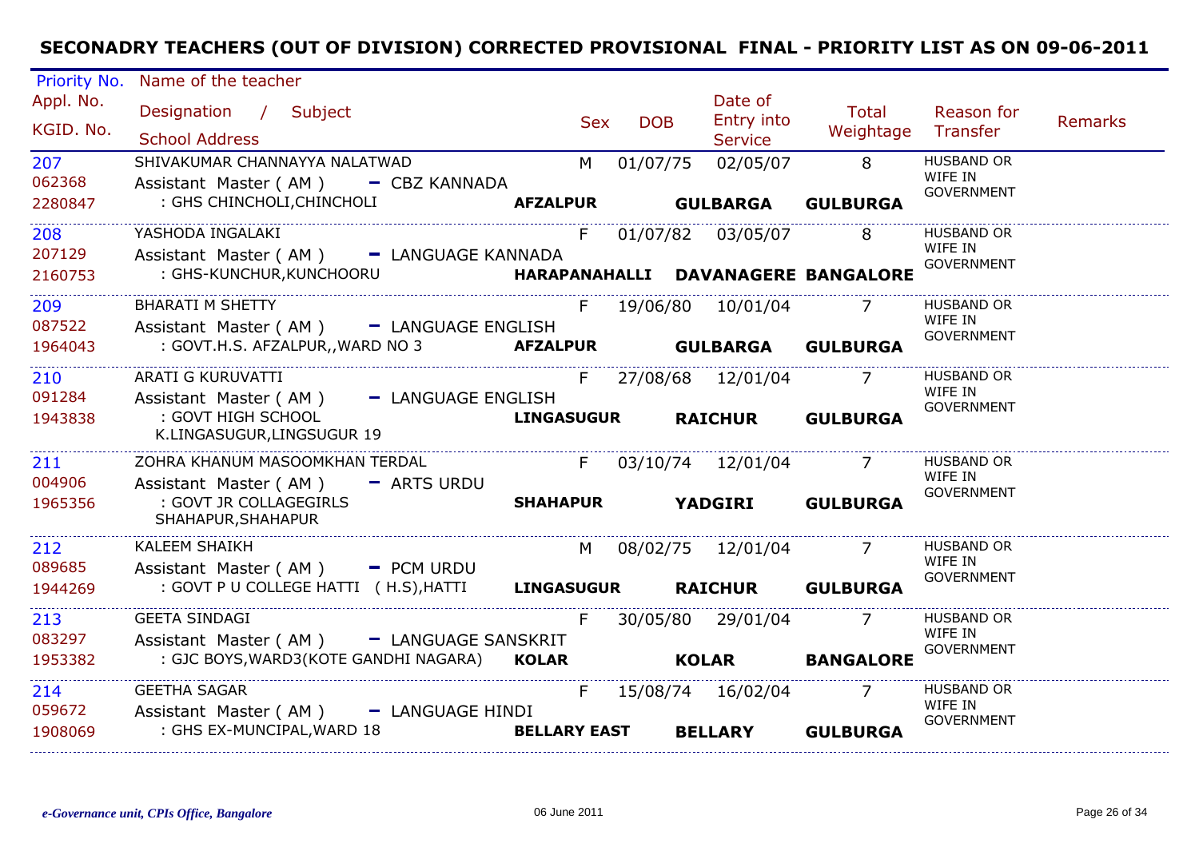# SECONADRY TEACHERS (OUT OF DIVISION) CORRECTED PROVISIONAL FINAL - PRIORITY LIST AS ON 09-06-2011

| Priority No. / Appl. No. / KGID. No. | Name of the teacher / Designation / Subject / School Address | Sex | DOB | Date of Entry into Service | Total Weightage | Reason for Transfer | Remarks |
|---|---|---|---|---|---|---|---|
| 207 / 062368 / 2280847 | SHIVAKUMAR CHANNAYYA NALATWAD / Assistant Master ( AM ) - CBZ KANNADA / : GHS CHINCHOLI,CHINCHOLI / **AFZALPUR GULBARGA GULBURGA** | M | 01/07/75 | 02/05/07 | 8 | HUSBAND OR WIFE IN GOVERNMENT | |
| 208 / 207129 / 2160753 | YASHODA INGALAKI / Assistant Master ( AM ) - LANGUAGE KANNADA / : GHS-KUNCHUR,KUNCHOORU / **HARAPANAHALLI DAVANAGERE BANGALORE** | F | 01/07/82 | 03/05/07 | 8 | HUSBAND OR WIFE IN GOVERNMENT | |
| 209 / 087522 / 1964043 | BHARATI M SHETTY / Assistant Master ( AM ) - LANGUAGE ENGLISH / : GOVT.H.S. AFZALPUR,,WARD NO 3 / **AFZALPUR GULBARGA GULBURGA** | F | 19/06/80 | 10/01/04 | 7 | HUSBAND OR WIFE IN GOVERNMENT | |
| 210 / 091284 / 1943838 | ARATI G KURUVATTI / Assistant Master ( AM ) - LANGUAGE ENGLISH / : GOVT HIGH SCHOOL K.LINGASUGUR,LINGSUGUR 19 / **LINGASUGUR RAICHUR GULBURGA** | F | 27/08/68 | 12/01/04 | 7 | HUSBAND OR WIFE IN GOVERNMENT | |
| 211 / 004906 / 1965356 | ZOHRA KHANUM MASOOMKHAN TERDAL / Assistant Master ( AM ) - ARTS URDU / : GOVT JR COLLAGEGIRLS SHAHAPUR,SHAHAPUR / **SHAHAPUR YADGIRI GULBURGA** | F | 03/10/74 | 12/01/04 | 7 | HUSBAND OR WIFE IN GOVERNMENT | |
| 212 / 089685 / 1944269 | KALEEM SHAIKH / Assistant Master ( AM ) - PCM URDU / : GOVT P U COLLEGE HATTI ( H.S),HATTI / **LINGASUGUR RAICHUR GULBURGA** | M | 08/02/75 | 12/01/04 | 7 | HUSBAND OR WIFE IN GOVERNMENT | |
| 213 / 083297 / 1953382 | GEETA SINDAGI / Assistant Master ( AM ) - LANGUAGE SANSKRIT / : GJC BOYS,WARD3(KOTE GANDHI NAGARA) / **KOLAR KOLAR BANGALORE** | F | 30/05/80 | 29/01/04 | 7 | HUSBAND OR WIFE IN GOVERNMENT | |
| 214 / 059672 / 1908069 | GEETHA SAGAR / Assistant Master ( AM ) - LANGUAGE HINDI / : GHS EX-MUNCIPAL,WARD 18 / **BELLARY EAST BELLARY GULBURGA** | F | 15/08/74 | 16/02/04 | 7 | HUSBAND OR WIFE IN GOVERNMENT | |

*e-Governance unit, CPIs Office, Bangalore* 06 June 2011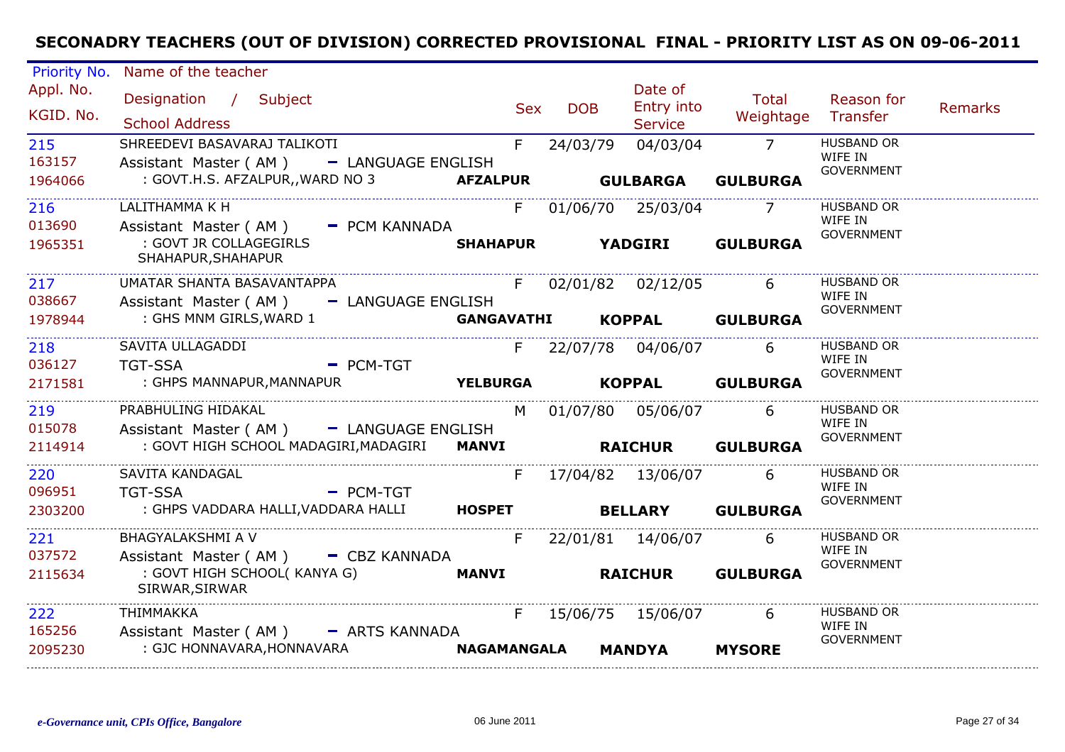# SECONADRY TEACHERS (OUT OF DIVISION) CORRECTED PROVISIONAL FINAL - PRIORITY LIST AS ON 09-06-2011

| Priority No. / Appl. No. / KGID. No. | Name of the teacher / Designation / Subject / School Address | | Sex | DOB | Date of Entry into Service | Total Weightage | Reason for Transfer | Remarks |
|---|---|---|---|---|---|---|---|---|
| 215<br>163157<br>1964066 | SHREEDEVI BASAVARAJ TALIKOTI<br>Assistant Master ( AM ) - LANGUAGE ENGLISH<br>: GOVT.H.S. AFZALPUR,,WARD NO 3 | **AFZALPUR** | F | 24/03/79 | 04/03/04<br>**GULBARGA** | 7<br>**GULBARGA** | HUSBAND OR WIFE IN GOVERNMENT | |
| 216<br>013690<br>1965351 | LALITHAMMA K H<br>Assistant Master ( AM ) - PCM KANNADA<br>: GOVT JR COLLAGEGIRLS SHAHAPUR,SHAHAPUR | **SHAHAPUR** | F | 01/06/70 | 25/03/04<br>**YADGIRI** | 7<br>**GULBARGA** | HUSBAND OR WIFE IN GOVERNMENT | |
| 217<br>038667<br>1978944 | UMATAR SHANTA BASAVANTAPPA<br>Assistant Master ( AM ) - LANGUAGE ENGLISH<br>: GHS MNM GIRLS,WARD 1 | **GANGAVATHI** | F | 02/01/82 | 02/12/05<br>**KOPPAL** | 6<br>**GULBARGA** | HUSBAND OR WIFE IN GOVERNMENT | |
| 218<br>036127<br>2171581 | SAVITA ULLAGADDI<br>TGT-SSA - PCM-TGT<br>: GHPS MANNAPUR,MANNAPUR | **YELBURGA** | F | 22/07/78 | 04/06/07<br>**KOPPAL** | 6<br>**GULBARGA** | HUSBAND OR WIFE IN GOVERNMENT | |
| 219<br>015078<br>2114914 | PRABHULING HIDAKAL<br>Assistant Master ( AM ) - LANGUAGE ENGLISH<br>: GOVT HIGH SCHOOL MADAGIRI,MADAGIRI | **MANVI** | M | 01/07/80 | 05/06/07<br>**RAICHUR** | 6<br>**GULBARGA** | HUSBAND OR WIFE IN GOVERNMENT | |
| 220<br>096951<br>2303200 | SAVITA KANDAGAL<br>TGT-SSA - PCM-TGT<br>: GHPS VADDARA HALLI,VADDARA HALLI | **HOSPET** | F | 17/04/82 | 13/06/07<br>**BELLARY** | 6<br>**GULBARGA** | HUSBAND OR WIFE IN GOVERNMENT | |
| 221<br>037572<br>2115634 | BHAGYALAKSHMI A V<br>Assistant Master ( AM ) - CBZ KANNADA<br>: GOVT HIGH SCHOOL( KANYA G) SIRWAR,SIRWAR | **MANVI** | F | 22/01/81 | 14/06/07<br>**RAICHUR** | 6<br>**GULBARGA** | HUSBAND OR WIFE IN GOVERNMENT | |
| 222<br>165256<br>2095230 | THIMMAKKA<br>Assistant Master ( AM ) - ARTS KANNADA<br>: GJC HONNAVARA,HONNAVARA | **NAGAMANGALA** | F | 15/06/75 | 15/06/07<br>**MANDYA** | 6<br>**MYSORE** | HUSBAND OR WIFE IN GOVERNMENT | |

*e-Governance unit, CPIs Office, Bangalore* 06 June 2011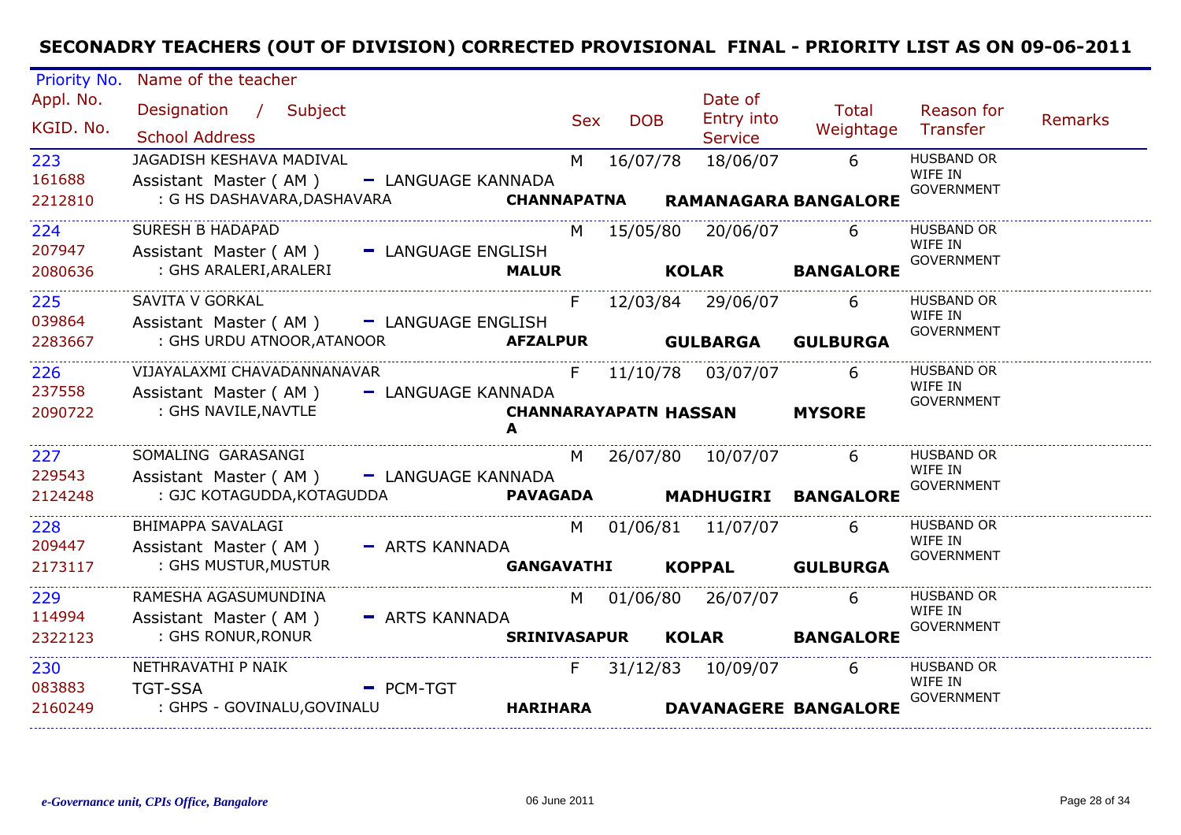## SECONADRY TEACHERS (OUT OF DIVISION) CORRECTED PROVISIONAL FINAL - PRIORITY LIST AS ON 09-06-2011

| Priority No. / Appl. No. / KGID. No. | Name of the teacher / Designation / Subject / School Address | Sex | DOB | Date of Entry into Service | Total Weightage | Reason for Transfer | Remarks |
|---|---|---|---|---|---|---|---|
| 223 / 161688 / 2212810 | JAGADISH KESHAVA MADIVAL / Assistant Master ( AM ) - LANGUAGE KANNADA / : G HS DASHAVARA,DASHAVARA **CHANNAPATNA RAMANAGARA BANGALORE** | M | 16/07/78 | 18/06/07 | 6 | HUSBAND OR WIFE IN GOVERNMENT | |
| 224 / 207947 / 2080636 | SURESH B HADAPAD / Assistant Master ( AM ) - LANGUAGE ENGLISH / : GHS ARALERI,ARALERI **MALUR KOLAR BANGALORE** | M | 15/05/80 | 20/06/07 | 6 | HUSBAND OR WIFE IN GOVERNMENT | |
| 225 / 039864 / 2283667 | SAVITA V GORKAL / Assistant Master ( AM ) - LANGUAGE ENGLISH / : GHS URDU ATNOOR,ATANOOR **AFZALPUR GULBARGA GULBURGA** | F | 12/03/84 | 29/06/07 | 6 | HUSBAND OR WIFE IN GOVERNMENT | |
| 226 / 237558 / 2090722 | VIJAYALAXMI CHAVADANNANAVAR / Assistant Master ( AM ) - LANGUAGE KANNADA / : GHS NAVILE,NAVTLE **CHANNARAYAPATNA HASSAN MYSORE** | F | 11/10/78 | 03/07/07 | 6 | HUSBAND OR WIFE IN GOVERNMENT | |
| 227 / 229543 / 2124248 | SOMALING GARASANGI / Assistant Master ( AM ) - LANGUAGE KANNADA / : GJC KOTAGUDDA,KOTAGUDDA **PAVAGADA MADHUGIRI BANGALORE** | M | 26/07/80 | 10/07/07 | 6 | HUSBAND OR WIFE IN GOVERNMENT | |
| 228 / 209447 / 2173117 | BHIMAPPA SAVALAGI / Assistant Master ( AM ) - ARTS KANNADA / : GHS MUSTUR,MUSTUR **GANGAVATHI KOPPAL GULBURGA** | M | 01/06/81 | 11/07/07 | 6 | HUSBAND OR WIFE IN GOVERNMENT | |
| 229 / 114994 / 2322123 | RAMESHA AGASUMUNDINA / Assistant Master ( AM ) - ARTS KANNADA / : GHS RONUR,RONUR **SRINIVASAPUR KOLAR BANGALORE** | M | 01/06/80 | 26/07/07 | 6 | HUSBAND OR WIFE IN GOVERNMENT | |
| 230 / 083883 / 2160249 | NETHRAVATHI P NAIK / TGT-SSA - PCM-TGT / : GHPS - GOVINALU,GOVINALU **HARIHARA DAVANAGERE BANGALORE** | F | 31/12/83 | 10/09/07 | 6 | HUSBAND OR WIFE IN GOVERNMENT | |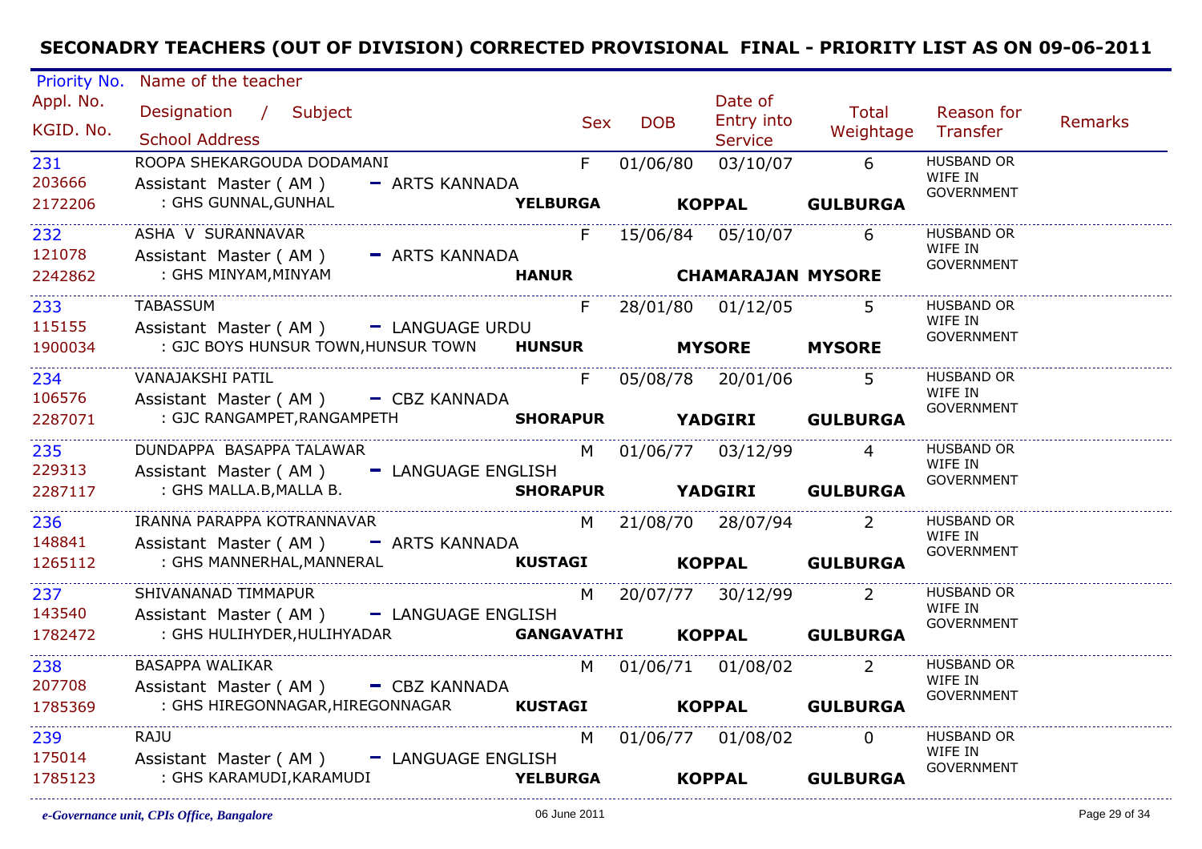# SECONADRY TEACHERS (OUT OF DIVISION) CORRECTED PROVISIONAL FINAL - PRIORITY LIST AS ON 09-06-2011

| Priority No. / Appl. No. / KGID. No. | Name of the teacher / Designation / Subject / School Address | Sex | DOB | Date of Entry into Service | Total Weightage | Reason for Transfer | Remarks |
|---|---|---|---|---|---|---|---|
| 231<br>203666<br>2172206 | ROOPA SHEKARGOUDA DODAMANI<br>Assistant Master ( AM ) - ARTS KANNADA<br>: GHS GUNNAL,GUNHAL **YELBURGA** **KOPPAL** **GULBURGA** | F | 01/06/80 | 03/10/07 | 6 | HUSBAND OR WIFE IN GOVERNMENT | |
| 232<br>121078<br>2242862 | ASHA V SURANNAVAR<br>Assistant Master ( AM ) - ARTS KANNADA<br>: GHS MINYAM,MINYAM **HANUR** **CHAMARAJAN** **MYSORE** | F | 15/06/84 | 05/10/07 | 6 | HUSBAND OR WIFE IN GOVERNMENT | |
| 233<br>115155<br>1900034 | TABASSUM<br>Assistant Master ( AM ) - LANGUAGE URDU<br>: GJC BOYS HUNSUR TOWN,HUNSUR TOWN **HUNSUR** **MYSORE** **MYSORE** | F | 28/01/80 | 01/12/05 | 5 | HUSBAND OR WIFE IN GOVERNMENT | |
| 234<br>106576<br>2287071 | VANAJAKSHI PATIL<br>Assistant Master ( AM ) - CBZ KANNADA<br>: GJC RANGAMPET,RANGAMPETH **SHORAPUR** **YADGIRI** **GULBURGA** | F | 05/08/78 | 20/01/06 | 5 | HUSBAND OR WIFE IN GOVERNMENT | |
| 235<br>229313<br>2287117 | DUNDAPPA BASAPPA TALAWAR<br>Assistant Master ( AM ) - LANGUAGE ENGLISH<br>: GHS MALLA.B,MALLA B. **SHORAPUR** **YADGIRI** **GULBURGA** | M | 01/06/77 | 03/12/99 | 4 | HUSBAND OR WIFE IN GOVERNMENT | |
| 236<br>148841<br>1265112 | IRANNA PARAPPA KOTRANNAVAR<br>Assistant Master ( AM ) - ARTS KANNADA<br>: GHS MANNERHAL,MANNERAL **KUSTAGI** **KOPPAL** **GULBURGA** | M | 21/08/70 | 28/07/94 | 2 | HUSBAND OR WIFE IN GOVERNMENT | |
| 237<br>143540<br>1782472 | SHIVANANAD TIMMAPUR<br>Assistant Master ( AM ) - LANGUAGE ENGLISH<br>: GHS HULIHYDER,HULIHYADAR **GANGAVATHI** **KOPPAL** **GULBURGA** | M | 20/07/77 | 30/12/99 | 2 | HUSBAND OR WIFE IN GOVERNMENT | |
| 238<br>207708<br>1785369 | BASAPPA WALIKAR<br>Assistant Master ( AM ) - CBZ KANNADA<br>: GHS HIREGONNAGAR,HIREGONNAGAR **KUSTAGI** **KOPPAL** **GULBURGA** | M | 01/06/71 | 01/08/02 | 2 | HUSBAND OR WIFE IN GOVERNMENT | |
| 239<br>175014<br>1785123 | RAJU<br>Assistant Master ( AM ) - LANGUAGE ENGLISH<br>: GHS KARAMUDI,KARAMUDI **YELBURGA** **KOPPAL** **GULBURGA** | M | 01/06/77 | 01/08/02 | 0 | HUSBAND OR WIFE IN GOVERNMENT | |

*e-Governance unit, CPIs Office, Bangalore* 06 June 2011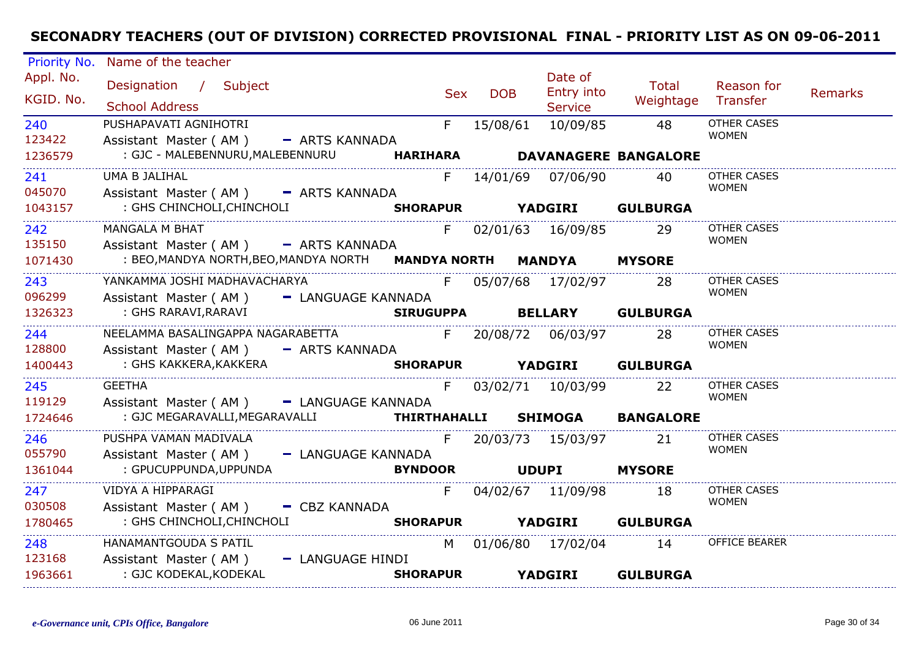## SECONADRY TEACHERS (OUT OF DIVISION) CORRECTED PROVISIONAL FINAL - PRIORITY LIST AS ON 09-06-2011

| Priority No. / Appl. No. / KGID. No. | Name of the teacher / Designation / Subject / School Address | Sex | DOB | Date of Entry into Service | Total Weightage | Reason for Transfer | Remarks |
|---|---|---|---|---|---|---|---|
| 240<br>123422<br>1236579 | PUSHAPAVATI AGNIHOTRI<br>Assistant Master ( AM ) - ARTS KANNADA<br>: GJC - MALEBENNURU,MALEBENNURU **HARIHARA DAVANAGERE BANGALORE** | F | 15/08/61 | 10/09/85 | 48 | OTHER CASES WOMEN | |
| 241<br>045070<br>1043157 | UMA B JALIHAL<br>Assistant Master ( AM ) - ARTS KANNADA<br>: GHS CHINCHOLI,CHINCHOLI **SHORAPUR YADGIRI GULBURGA** | F | 14/01/69 | 07/06/90 | 40 | OTHER CASES WOMEN | |
| 242<br>135150<br>1071430 | MANGALA M BHAT<br>Assistant Master ( AM ) - ARTS KANNADA<br>: BEO,MANDYA NORTH,BEO,MANDYA NORTH **MANDYA NORTH MANDYA MYSORE** | F | 02/01/63 | 16/09/85 | 29 | OTHER CASES WOMEN | |
| 243<br>096299<br>1326323 | YANKAMMA JOSHI MADHAVACHARYA<br>Assistant Master ( AM ) - LANGUAGE KANNADA<br>: GHS RARAVI,RARAVI **SIRUGUPPA BELLARY GULBURGA** | F | 05/07/68 | 17/02/97 | 28 | OTHER CASES WOMEN | |
| 244<br>128800<br>1400443 | NEELAMMA BASALINGAPPA NAGARABETTA<br>Assistant Master ( AM ) - ARTS KANNADA<br>: GHS KAKKERA,KAKKERA **SHORAPUR YADGIRI GULBURGA** | F | 20/08/72 | 06/03/97 | 28 | OTHER CASES WOMEN | |
| 245<br>119129<br>1724646 | GEETHA<br>Assistant Master ( AM ) - LANGUAGE KANNADA<br>: GJC MEGARAVALLI,MEGARAVALLI **THIRTHAHALLI SHIMOGA BANGALORE** | F | 03/02/71 | 10/03/99 | 22 | OTHER CASES WOMEN | |
| 246<br>055790<br>1361044 | PUSHPA VAMAN MADIVALA<br>Assistant Master ( AM ) - LANGUAGE KANNADA<br>: GPUCUPPUNDA,UPPUNDA **BYNDOOR UDUPI MYSORE** | F | 20/03/73 | 15/03/97 | 21 | OTHER CASES WOMEN | |
| 247<br>030508<br>1780465 | VIDYA A HIPPARAGI<br>Assistant Master ( AM ) - CBZ KANNADA<br>: GHS CHINCHOLI,CHINCHOLI **SHORAPUR YADGIRI GULBURGA** | F | 04/02/67 | 11/09/98 | 18 | OTHER CASES WOMEN | |
| 248<br>123168<br>1963661 | HANAMANTGOUDA S PATIL<br>Assistant Master ( AM ) - LANGUAGE HINDI<br>: GJC KODEKAL,KODEKAL **SHORAPUR YADGIRI GULBURGA** | M | 01/06/80 | 17/02/04 | 14 | OFFICE BEARER | |

*e-Governance unit, CPIs Office, Bangalore* — 06 June 2011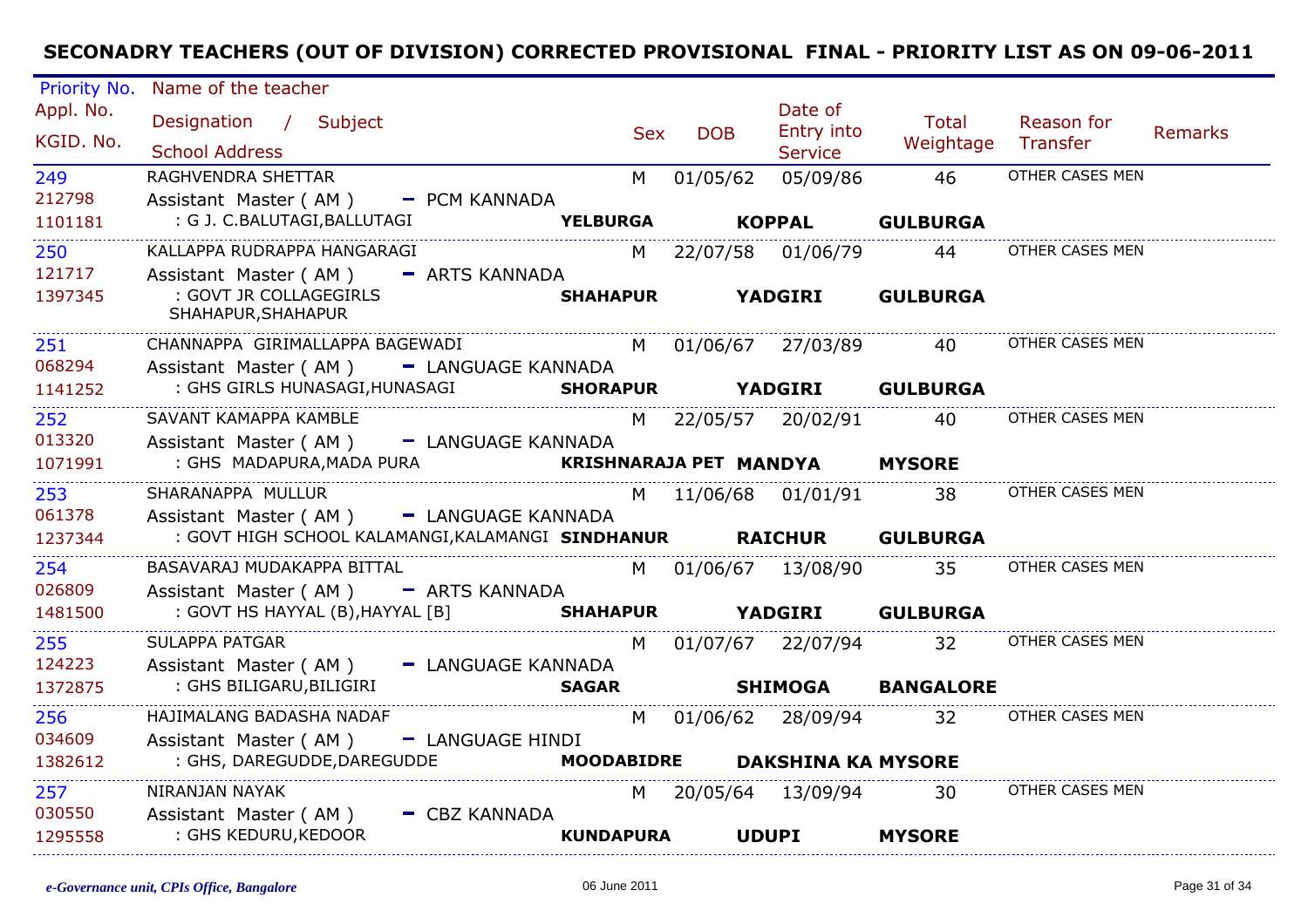## SECONADRY TEACHERS (OUT OF DIVISION) CORRECTED PROVISIONAL FINAL - PRIORITY LIST AS ON 09-06-2011

| Priority No. / Appl. No. / KGID. No. | Name of the teacher / Designation / Subject / School Address | | | Sex | DOB | Date of Entry into Service | Total Weightage | Reason for Transfer | Remarks |
|---|---|---|---|---|---|---|---|---|---|
| 249 / 212798 / 1101181 | RAGHVENDRA SHETTAR / Assistant Master ( AM ) - PCM KANNADA / : G J. C.BALUTAGI,BALLUTAGI | **YELBURGA** | **KOPPAL** / **GULBURGA** | M | 01/05/62 | 05/09/86 | 46 | OTHER CASES MEN | |
| 250 / 121717 / 1397345 | KALLAPPA RUDRAPPA HANGARAGI / Assistant Master ( AM ) - ARTS KANNADA / : GOVT JR COLLAGEGIRLS SHAHAPUR,SHAHAPUR | **SHAHAPUR** | **YADGIRI** / **GULBURGA** | M | 22/07/58 | 01/06/79 | 44 | OTHER CASES MEN | |
| 251 / 068294 / 1141252 | CHANNAPPA GIRIMALLAPPA BAGEWADI / Assistant Master ( AM ) - LANGUAGE KANNADA / : GHS GIRLS HUNASAGI,HUNASAGI | **SHORAPUR** | **YADGIRI** / **GULBURGA** | M | 01/06/67 | 27/03/89 | 40 | OTHER CASES MEN | |
| 252 / 013320 / 1071991 | SAVANT KAMAPPA KAMBLE / Assistant Master ( AM ) - LANGUAGE KANNADA / : GHS MADAPURA,MADA PURA | **KRISHNARAJA PET** | **MANDYA** / **MYSORE** | M | 22/05/57 | 20/02/91 | 40 | OTHER CASES MEN | |
| 253 / 061378 / 1237344 | SHARANAPPA MULLUR / Assistant Master ( AM ) - LANGUAGE KANNADA / : GOVT HIGH SCHOOL KALAMANGI,KALAMANGI | **SINDHANUR** | **RAICHUR** / **GULBURGA** | M | 11/06/68 | 01/01/91 | 38 | OTHER CASES MEN | |
| 254 / 026809 / 1481500 | BASAVARAJ MUDAKAPPA BITTAL / Assistant Master ( AM ) - ARTS KANNADA / : GOVT HS HAYYAL (B),HAYYAL [B] | **SHAHAPUR** | **YADGIRI** / **GULBURGA** | M | 01/06/67 | 13/08/90 | 35 | OTHER CASES MEN | |
| 255 / 124223 / 1372875 | SULAPPA PATGAR / Assistant Master ( AM ) - LANGUAGE KANNADA / : GHS BILIGARU,BILIGIRI | **SAGAR** | **SHIMOGA** / **BANGALORE** | M | 01/07/67 | 22/07/94 | 32 | OTHER CASES MEN | |
| 256 / 034609 / 1382612 | HAJIMALANG BADASHA NADAF / Assistant Master ( AM ) - LANGUAGE HINDI / : GHS, DAREGUDDE,DAREGUDDE | **MOODABIDRE** | **DAKSHINA KA** / **MYSORE** | M | 01/06/62 | 28/09/94 | 32 | OTHER CASES MEN | |
| 257 / 030550 / 1295558 | NIRANJAN NAYAK / Assistant Master ( AM ) - CBZ KANNADA / : GHS KEDURU,KEDOOR | **KUNDAPURA** | **UDUPI** / **MYSORE** | M | 20/05/64 | 13/09/94 | 30 | OTHER CASES MEN | |

*e-Governance unit, CPIs Office, Bangalore*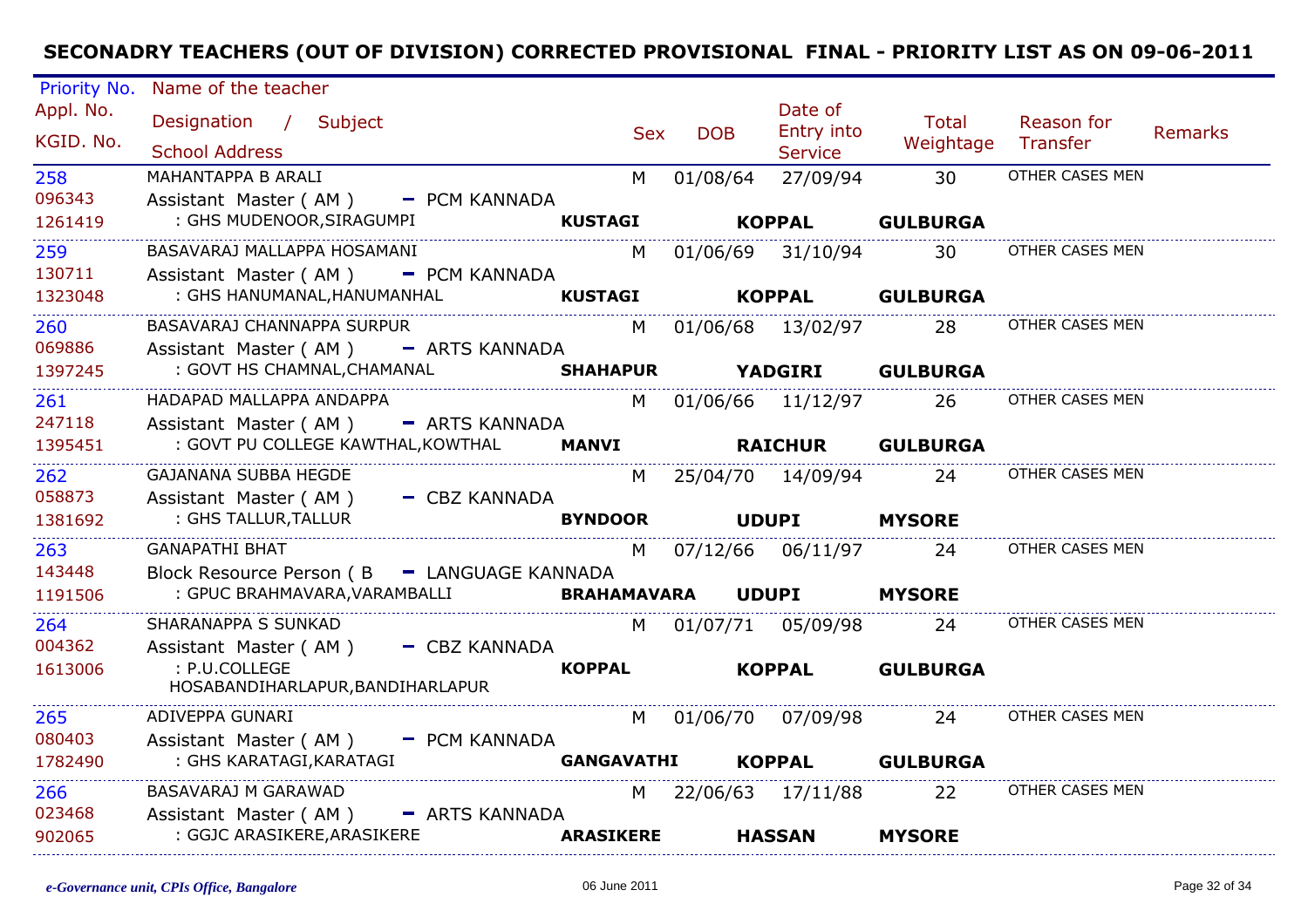# SECONADRY TEACHERS (OUT OF DIVISION) CORRECTED PROVISIONAL FINAL - PRIORITY LIST AS ON 09-06-2011

| Priority No. / Appl. No. / KGID. No. | Name of the teacher / Designation / Subject / School Address | | | Sex | DOB | Date of Entry into Service | Total Weightage | Reason for Transfer | Remarks |
|---|---|---|---|---|---|---|---|---|---|
| 258 / 096343 / 1261419 | MAHANTAPPA B ARALI / Assistant Master ( AM ) - PCM KANNADA / : GHS MUDENOOR,SIRAGUMPI | KUSTAGI | KOPPAL | M | 01/08/64 | 27/09/94 | 30 | OTHER CASES MEN | |
| | | | GULBURGA | | | | | | |
| 259 / 130711 / 1323048 | BASAVARAJ MALLAPPA HOSAMANI / Assistant Master ( AM ) - PCM KANNADA / : GHS HANUMANAL,HANUMANHAL | KUSTAGI | KOPPAL | M | 01/06/69 | 31/10/94 | 30 | OTHER CASES MEN | |
| | | | GULBURGA | | | | | | |
| 260 / 069886 / 1397245 | BASAVARAJ CHANNAPPA SURPUR / Assistant Master ( AM ) - ARTS KANNADA / : GOVT HS CHAMNAL,CHAMANAL | SHAHAPUR | YADGIRI | M | 01/06/68 | 13/02/97 | 28 | OTHER CASES MEN | |
| | | | GULBURGA | | | | | | |
| 261 / 247118 / 1395451 | HADAPAD MALLAPPA ANDAPPA / Assistant Master ( AM ) - ARTS KANNADA / : GOVT PU COLLEGE KAWTHAL,KOWTHAL | MANVI | RAICHUR | M | 01/06/66 | 11/12/97 | 26 | OTHER CASES MEN | |
| | | | GULBURGA | | | | | | |
| 262 / 058873 / 1381692 | GAJANANA SUBBA HEGDE / Assistant Master ( AM ) - CBZ KANNADA / : GHS TALLUR,TALLUR | BYNDOOR | UDUPI | M | 25/04/70 | 14/09/94 | 24 | OTHER CASES MEN | |
| | | | MYSORE | | | | | | |
| 263 / 143448 / 1191506 | GANAPATHI BHAT / Block Resource Person ( B - LANGUAGE KANNADA / : GPUC BRAHMAVARA,VARAMBALLI | BRAHAMAVARA | UDUPI | M | 07/12/66 | 06/11/97 | 24 | OTHER CASES MEN | |
| | | | MYSORE | | | | | | |
| 264 / 004362 / 1613006 | SHARANAPPA S SUNKAD / Assistant Master ( AM ) - CBZ KANNADA / : P.U.COLLEGE HOSABANDIHARLAPUR,BANDIHARLAPUR | KOPPAL | KOPPAL | M | 01/07/71 | 05/09/98 | 24 | OTHER CASES MEN | |
| | | | GULBURGA | | | | | | |
| 265 / 080403 / 1782490 | ADIVEPPA GUNARI / Assistant Master ( AM ) - PCM KANNADA / : GHS KARATAGI,KARATAGI | GANGAVATHI | KOPPAL | M | 01/06/70 | 07/09/98 | 24 | OTHER CASES MEN | |
| | | | GULBURGA | | | | | | |
| 266 / 023468 / 902065 | BASAVARAJ M GARAWAD / Assistant Master ( AM ) - ARTS KANNADA / : GGJC ARASIKERE,ARASIKERE | ARASIKERE | HASSAN | M | 22/06/63 | 17/11/88 | 22 | OTHER CASES MEN | |
| | | | MYSORE | | | | | | |

*e-Governance unit, CPIs Office, Bangalore* 06 June 2011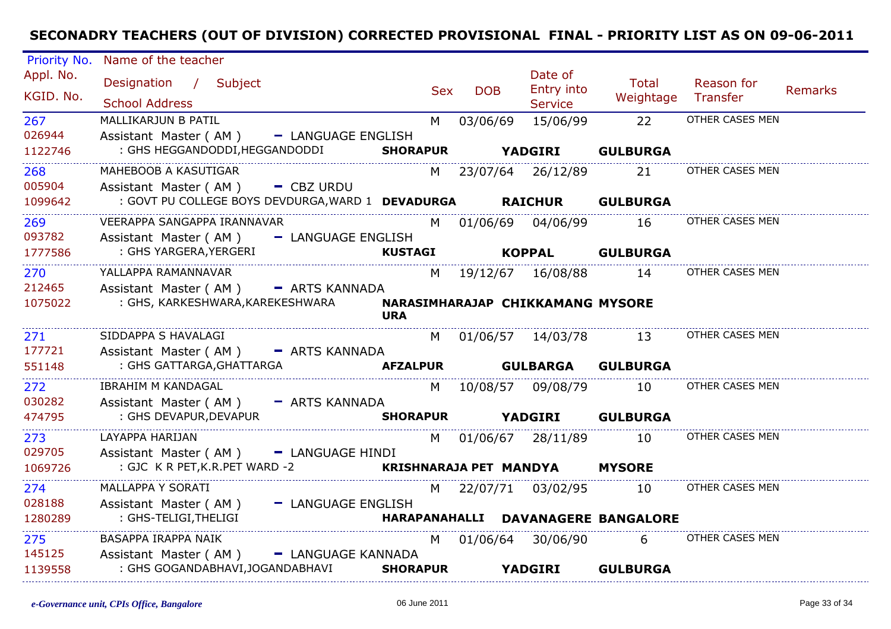# SECONADRY TEACHERS (OUT OF DIVISION) CORRECTED PROVISIONAL FINAL - PRIORITY LIST AS ON 09-06-2011

| Priority No. / Appl. No. / KGID. No. | Name of the teacher / Designation / Subject / School Address | Sex | DOB | Date of Entry into Service | Total Weightage | Reason for Transfer | Remarks |
|---|---|---|---|---|---|---|---|
| 267 / 026944 / 1122746 | MALLIKARJUN B PATIL / Assistant Master ( AM ) - LANGUAGE ENGLISH / : GHS HEGGANDODDI,HEGGANDODDI **SHORAPUR YADGIRI GULBURGA** | M | 03/06/69 | 15/06/99 | 22 | OTHER CASES MEN | |
| 268 / 005904 / 1099642 | MAHEBOOB A KASUTIGAR / Assistant Master ( AM ) - CBZ URDU / : GOVT PU COLLEGE BOYS DEVDURGA,WARD 1 **DEVADURGA RAICHUR GULBURGA** | M | 23/07/64 | 26/12/89 | 21 | OTHER CASES MEN | |
| 269 / 093782 / 1777586 | VEERAPPA SANGAPPA IRANNAVAR / Assistant Master ( AM ) - LANGUAGE ENGLISH / : GHS YARGERA,YERGERI **KUSTAGI KOPPAL GULBURGA** | M | 01/06/69 | 04/06/99 | 16 | OTHER CASES MEN | |
| 270 / 212465 / 1075022 | YALLAPPA RAMANNAVAR / Assistant Master ( AM ) - ARTS KANNADA / : GHS, KARKESHWARA,KAREKESHWARA **NARASIMHARAJAPURA CHIKKAMANG MYSORE** | M | 19/12/67 | 16/08/88 | 14 | OTHER CASES MEN | |
| 271 / 177721 / 551148 | SIDDAPPA S HAVALAGI / Assistant Master ( AM ) - ARTS KANNADA / : GHS GATTARGA,GHATTARGA **AFZALPUR GULBARGA GULBURGA** | M | 01/06/57 | 14/03/78 | 13 | OTHER CASES MEN | |
| 272 / 030282 / 474795 | IBRAHIM M KANDAGAL / Assistant Master ( AM ) - ARTS KANNADA / : GHS DEVAPUR,DEVAPUR **SHORAPUR YADGIRI GULBURGA** | M | 10/08/57 | 09/08/79 | 10 | OTHER CASES MEN | |
| 273 / 029705 / 1069726 | LAYAPPA HARIJAN / Assistant Master ( AM ) - LANGUAGE HINDI / : GJC K R PET,K.R.PET WARD -2 **KRISHNARAJA PET MANDYA MYSORE** | M | 01/06/67 | 28/11/89 | 10 | OTHER CASES MEN | |
| 274 / 028188 / 1280289 | MALLAPPA Y SORATI / Assistant Master ( AM ) - LANGUAGE ENGLISH / : GHS-TELIGI,THELIGI **HARAPANAHALLI DAVANAGERE BANGALORE** | M | 22/07/71 | 03/02/95 | 10 | OTHER CASES MEN | |
| 275 / 145125 / 1139558 | BASAPPA IRAPPA NAIK / Assistant Master ( AM ) - LANGUAGE KANNADA / : GHS GOGANDABHAVI,JOGANDABHAVI **SHORAPUR YADGIRI GULBURGA** | M | 01/06/64 | 30/06/90 | 6 | OTHER CASES MEN | |

*e-Governance unit, CPIs Office, Bangalore*

06 June 2011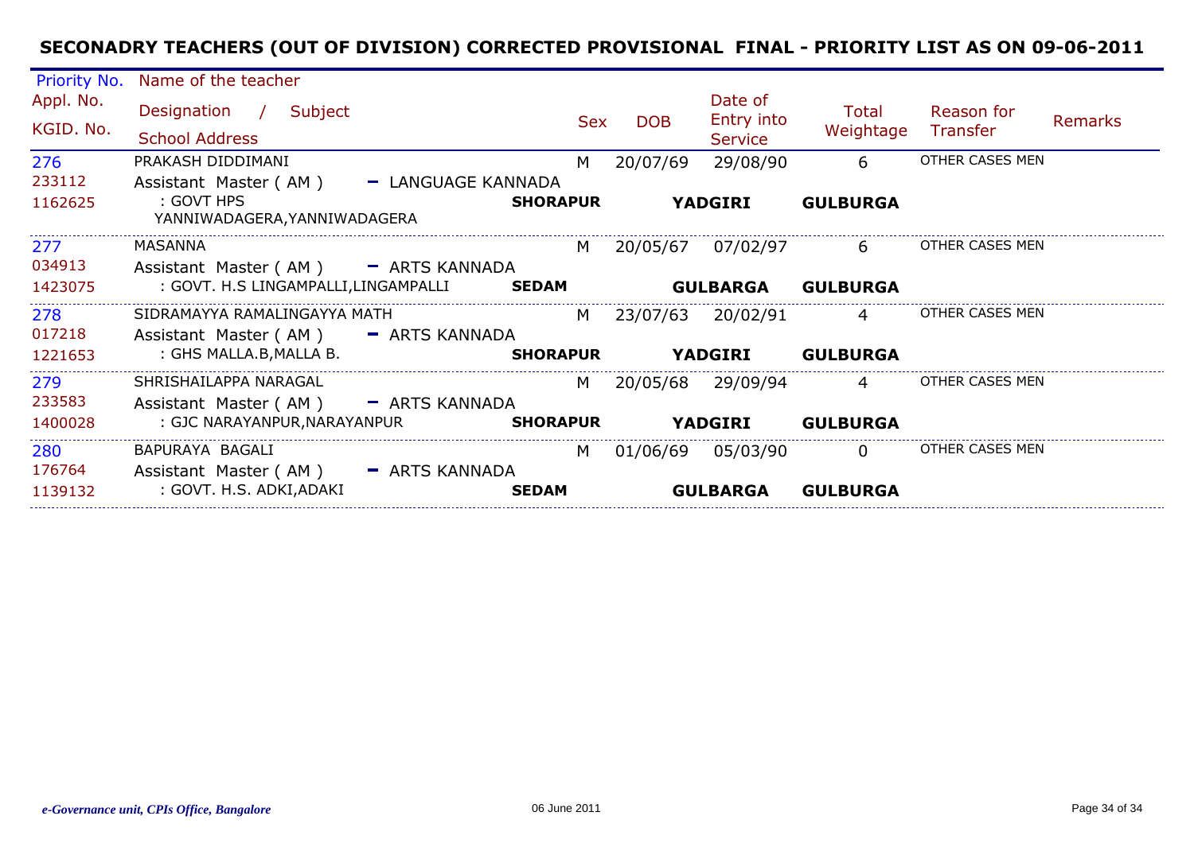# SECONADRY TEACHERS (OUT OF DIVISION) CORRECTED PROVISIONAL FINAL - PRIORITY LIST AS ON 09-06-2011

| Priority No. / Appl. No. / KGID. No. | Name of the teacher / Designation / Subject / School Address | Sex | DOB | Date of Entry into Service | Total Weightage | Reason for Transfer | Remarks |
|---|---|---|---|---|---|---|---|
| 276 / 233112 / 1162625 | PRAKASH DIDDIMANI / Assistant Master ( AM ) - LANGUAGE KANNADA / : GOVT HPS YANNIWADAGERA,YANNIWADAGERA **SHORAPUR** **YADGIRI** **GULBURGA** | M | 20/07/69 | 29/08/90 | 6 | OTHER CASES MEN | |
| 277 / 034913 / 1423075 | MASANNA / Assistant Master ( AM ) - ARTS KANNADA / : GOVT. H.S LINGAMPALLI,LINGAMPALLI **SEDAM** **GULBARGA** **GULBURGA** | M | 20/05/67 | 07/02/97 | 6 | OTHER CASES MEN | |
| 278 / 017218 / 1221653 | SIDRAMAYYA RAMALINGAYYA MATH / Assistant Master ( AM ) - ARTS KANNADA / : GHS MALLA.B,MALLA B. **SHORAPUR** **YADGIRI** **GULBURGA** | M | 23/07/63 | 20/02/91 | 4 | OTHER CASES MEN | |
| 279 / 233583 / 1400028 | SHRISHAILAPPA NARAGAL / Assistant Master ( AM ) - ARTS KANNADA / : GJC NARAYANPUR,NARAYANPUR **SHORAPUR** **YADGIRI** **GULBURGA** | M | 20/05/68 | 29/09/94 | 4 | OTHER CASES MEN | |
| 280 / 176764 / 1139132 | BAPURAYA BAGALI / Assistant Master ( AM ) - ARTS KANNADA / : GOVT. H.S. ADKI,ADAKI **SEDAM** **GULBARGA** **GULBURGA** | M | 01/06/69 | 05/03/90 | 0 | OTHER CASES MEN | |

*e-Governance unit, CPIs Office, Bangalore* 06 June 2011